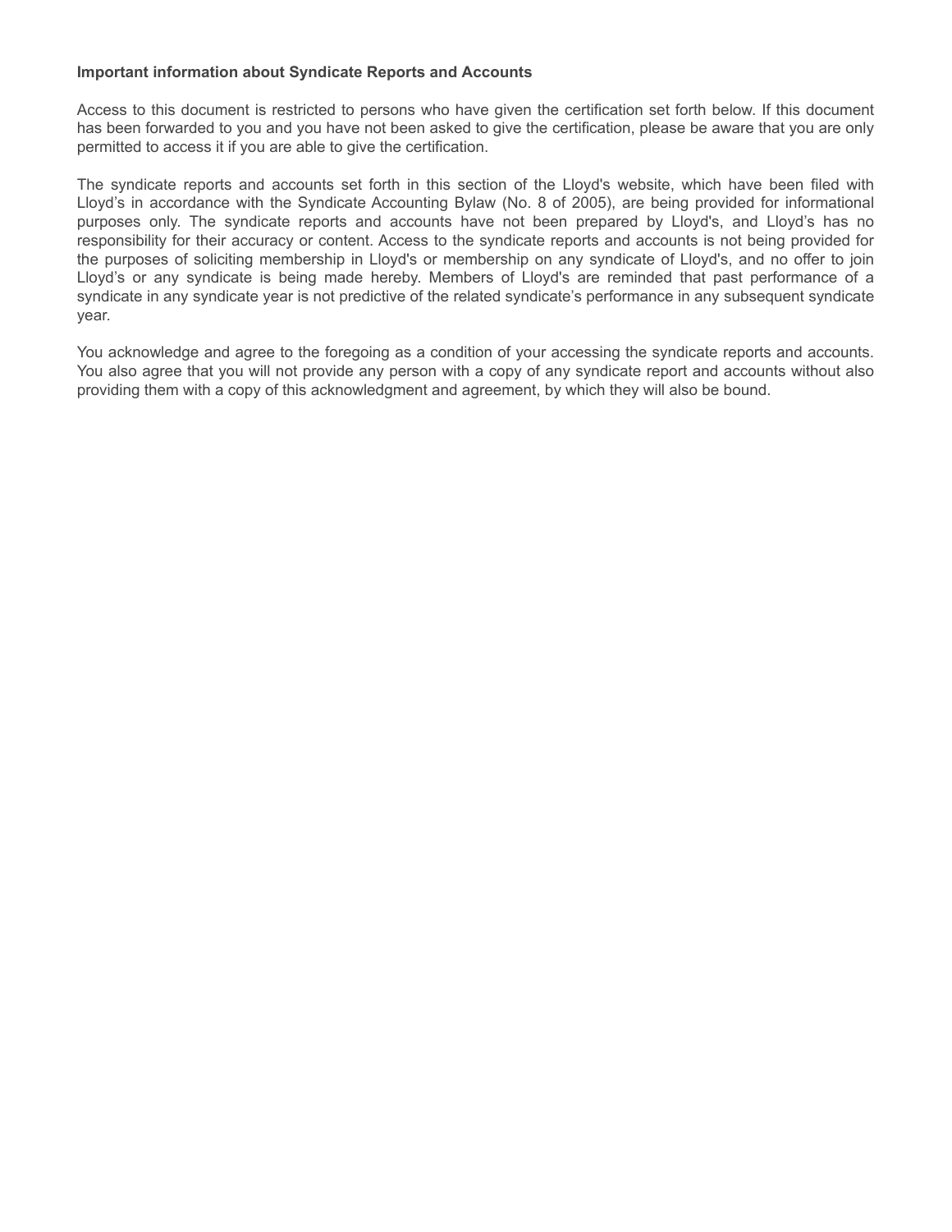**Important information about Syndicate Reports and Accounts**

Access to this document is restricted to persons who have given the certification set forth below. If this document has been forwarded to you and you have not been asked to give the certification, please be aware that you are only permitted to access it if you are able to give the certification.

The syndicate reports and accounts set forth in this section of the Lloyd's website, which have been filed with Lloyd's in accordance with the Syndicate Accounting Bylaw (No. 8 of 2005), are being provided for informational purposes only. The syndicate reports and accounts have not been prepared by Lloyd's, and Lloyd's has no responsibility for their accuracy or content. Access to the syndicate reports and accounts is not being provided for the purposes of soliciting membership in Lloyd's or membership on any syndicate of Lloyd's, and no offer to join Lloyd's or any syndicate is being made hereby. Members of Lloyd's are reminded that past performance of a syndicate in any syndicate year is not predictive of the related syndicate's performance in any subsequent syndicate year.

You acknowledge and agree to the foregoing as a condition of your accessing the syndicate reports and accounts. You also agree that you will not provide any person with a copy of any syndicate report and accounts without also providing them with a copy of this acknowledgment and agreement, by which they will also be bound.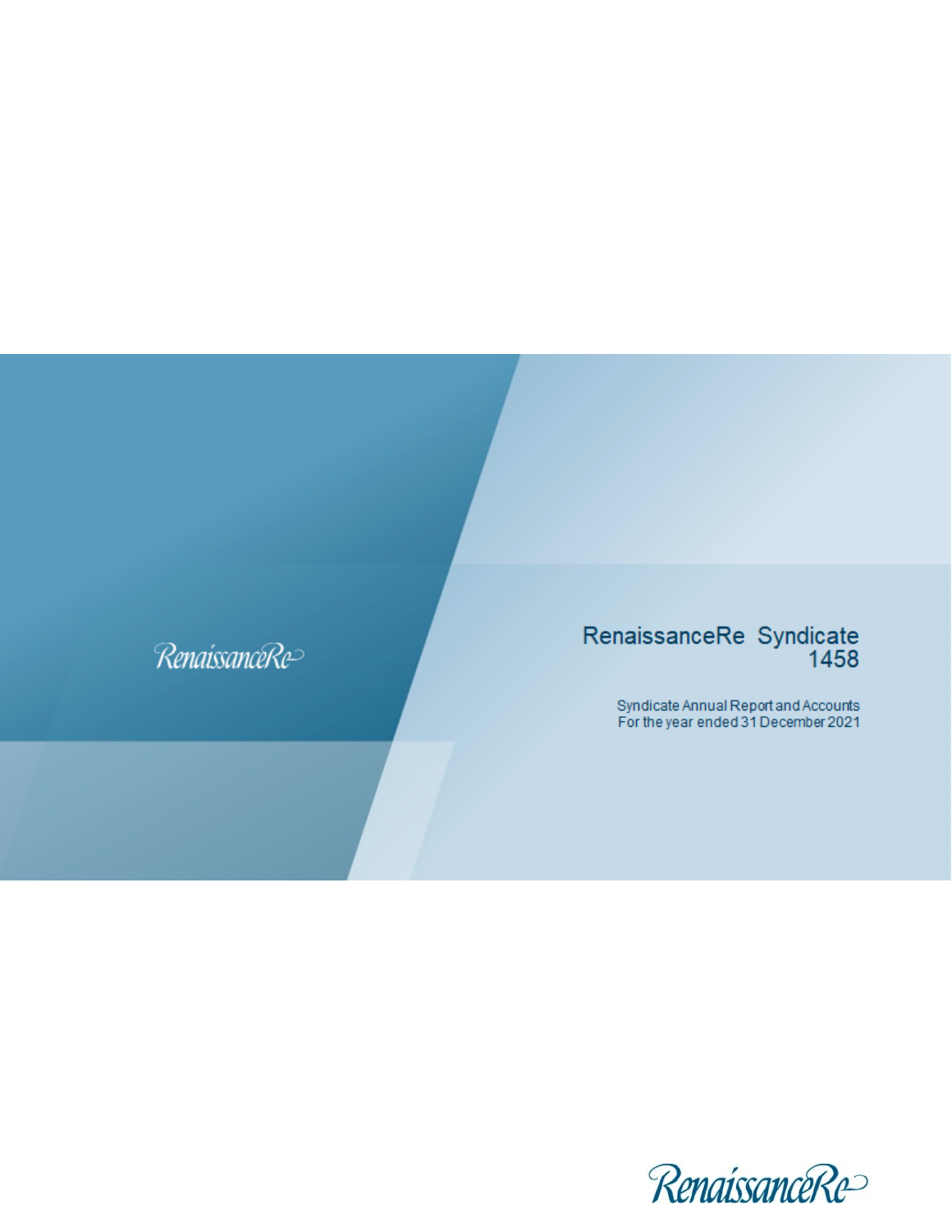RenaissanceRe

# RenaissanceRe Syndicate 1458

Syndicate Annual Report and Accounts
For the year ended 31 December 2021

RenaissanceRe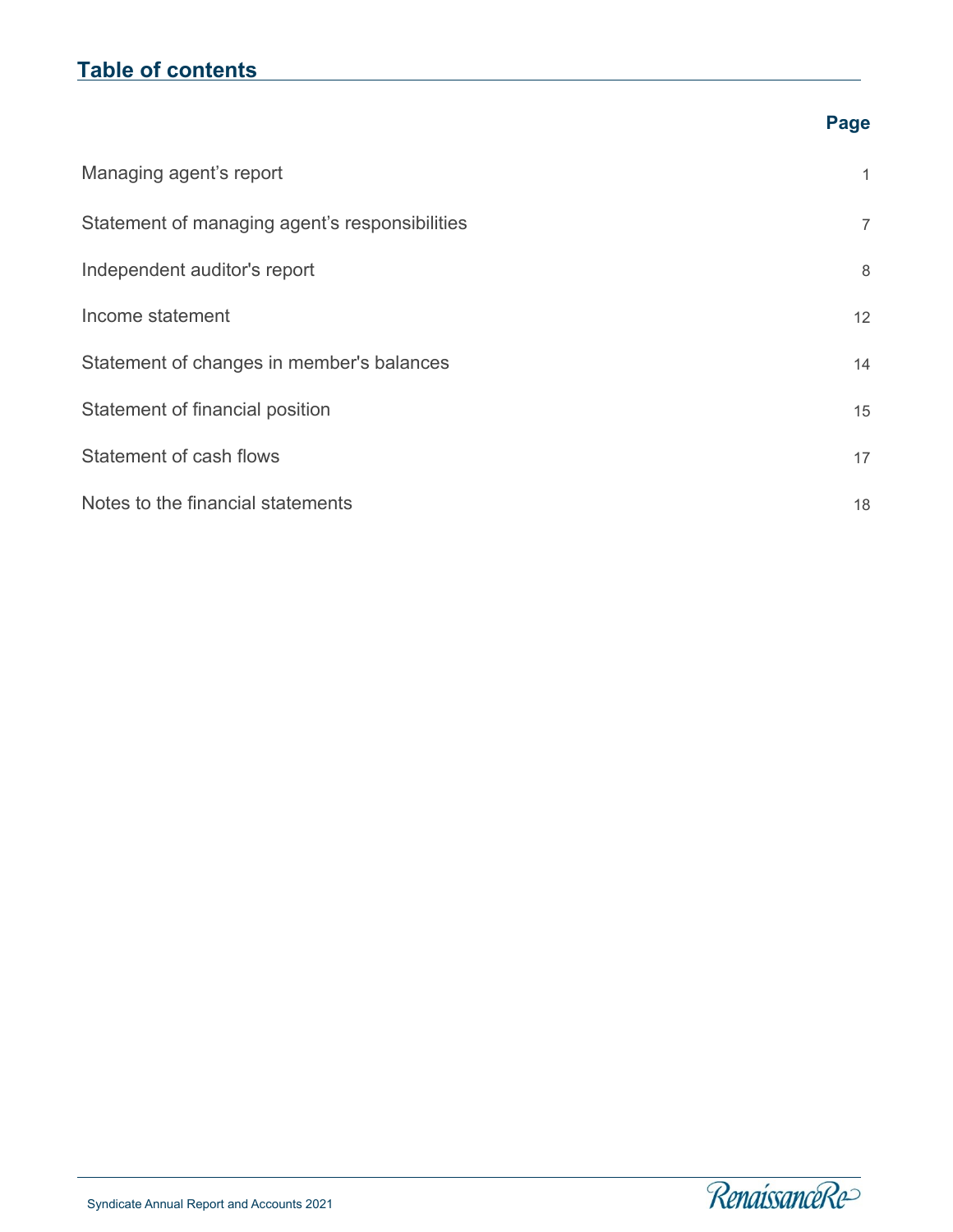# Table of contents

| | Page |
|---|---|
| Managing agent’s report | 1 |
| Statement of managing agent’s responsibilities | 7 |
| Independent auditor's report | 8 |
| Income statement | 12 |
| Statement of changes in member's balances | 14 |
| Statement of financial position | 15 |
| Statement of cash flows | 17 |
| Notes to the financial statements | 18 |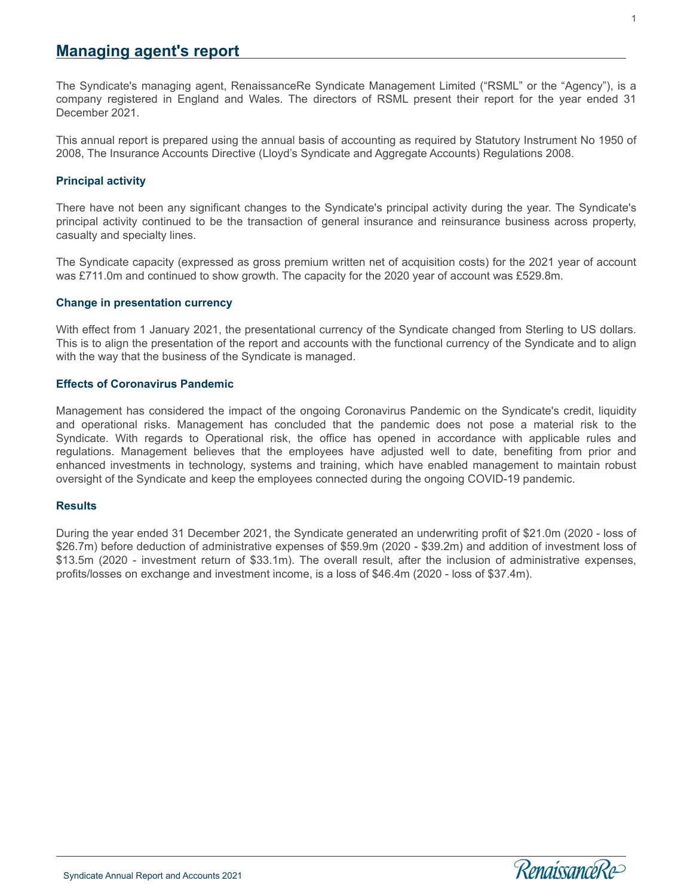# Managing agent's report

The Syndicate's managing agent, RenaissanceRe Syndicate Management Limited ("RSML" or the "Agency"), is a company registered in England and Wales. The directors of RSML present their report for the year ended 31 December 2021.

This annual report is prepared using the annual basis of accounting as required by Statutory Instrument No 1950 of 2008, The Insurance Accounts Directive (Lloyd's Syndicate and Aggregate Accounts) Regulations 2008.

### Principal activity

There have not been any significant changes to the Syndicate's principal activity during the year. The Syndicate's principal activity continued to be the transaction of general insurance and reinsurance business across property, casualty and specialty lines.

The Syndicate capacity (expressed as gross premium written net of acquisition costs) for the 2021 year of account was £711.0m and continued to show growth. The capacity for the 2020 year of account was £529.8m.

### Change in presentation currency

With effect from 1 January 2021, the presentational currency of the Syndicate changed from Sterling to US dollars. This is to align the presentation of the report and accounts with the functional currency of the Syndicate and to align with the way that the business of the Syndicate is managed.

### Effects of Coronavirus Pandemic

Management has considered the impact of the ongoing Coronavirus Pandemic on the Syndicate's credit, liquidity and operational risks. Management has concluded that the pandemic does not pose a material risk to the Syndicate. With regards to Operational risk, the office has opened in accordance with applicable rules and regulations. Management believes that the employees have adjusted well to date, benefiting from prior and enhanced investments in technology, systems and training, which have enabled management to maintain robust oversight of the Syndicate and keep the employees connected during the ongoing COVID-19 pandemic.

### Results

During the year ended 31 December 2021, the Syndicate generated an underwriting profit of $21.0m (2020 - loss of $26.7m) before deduction of administrative expenses of $59.9m (2020 - $39.2m) and addition of investment loss of $13.5m (2020 - investment return of $33.1m). The overall result, after the inclusion of administrative expenses, profits/losses on exchange and investment income, is a loss of $46.4m (2020 - loss of $37.4m).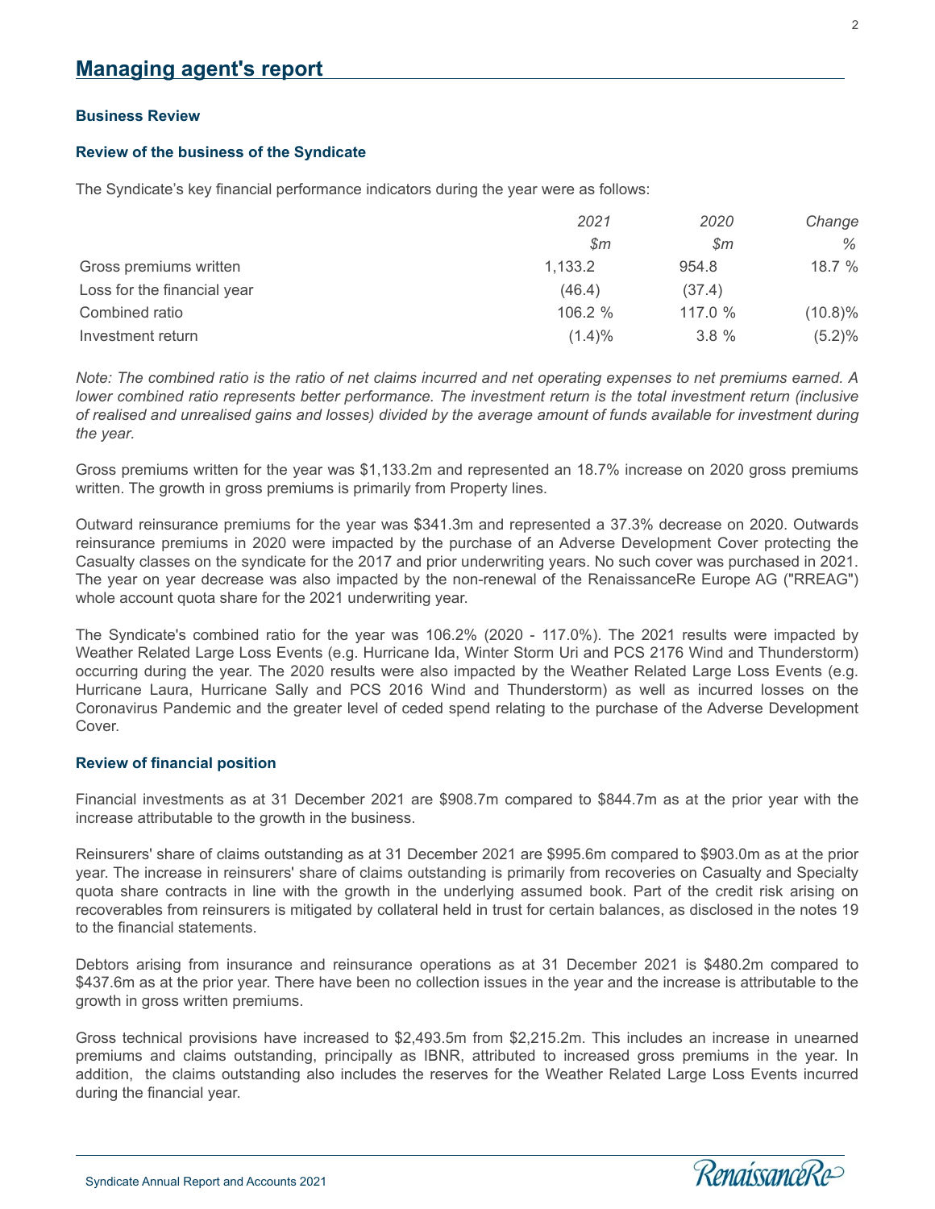# Managing agent's report

### Business Review

### Review of the business of the Syndicate

The Syndicate's key financial performance indicators during the year were as follows:

| | *2021* | *2020* | *Change* |
|---|---|---|---|
| | *$m* | *$m* | *%* |
| Gross premiums written | 1,133.2 | 954.8 | 18.7 % |
| Loss for the financial year | (46.4) | (37.4) | |
| Combined ratio | 106.2 % | 117.0 % | (10.8)% |
| Investment return | (1.4)% | 3.8 % | (5.2)% |

*Note: The combined ratio is the ratio of net claims incurred and net operating expenses to net premiums earned. A lower combined ratio represents better performance. The investment return is the total investment return (inclusive of realised and unrealised gains and losses) divided by the average amount of funds available for investment during the year.*

Gross premiums written for the year was $1,133.2m and represented an 18.7% increase on 2020 gross premiums written. The growth in gross premiums is primarily from Property lines.

Outward reinsurance premiums for the year was $341.3m and represented a 37.3% decrease on 2020. Outwards reinsurance premiums in 2020 were impacted by the purchase of an Adverse Development Cover protecting the Casualty classes on the syndicate for the 2017 and prior underwriting years. No such cover was purchased in 2021. The year on year decrease was also impacted by the non-renewal of the RenaissanceRe Europe AG ("RREAG") whole account quota share for the 2021 underwriting year.

The Syndicate's combined ratio for the year was 106.2% (2020 - 117.0%). The 2021 results were impacted by Weather Related Large Loss Events (e.g. Hurricane Ida, Winter Storm Uri and PCS 2176 Wind and Thunderstorm) occurring during the year. The 2020 results were also impacted by the Weather Related Large Loss Events (e.g. Hurricane Laura, Hurricane Sally and PCS 2016 Wind and Thunderstorm) as well as incurred losses on the Coronavirus Pandemic and the greater level of ceded spend relating to the purchase of the Adverse Development Cover.

### Review of financial position

Financial investments as at 31 December 2021 are $908.7m compared to $844.7m as at the prior year with the increase attributable to the growth in the business.

Reinsurers' share of claims outstanding as at 31 December 2021 are $995.6m compared to $903.0m as at the prior year. The increase in reinsurers' share of claims outstanding is primarily from recoveries on Casualty and Specialty quota share contracts in line with the growth in the underlying assumed book. Part of the credit risk arising on recoverables from reinsurers is mitigated by collateral held in trust for certain balances, as disclosed in the notes 19 to the financial statements.

Debtors arising from insurance and reinsurance operations as at 31 December 2021 is $480.2m compared to $437.6m as at the prior year. There have been no collection issues in the year and the increase is attributable to the growth in gross written premiums.

Gross technical provisions have increased to $2,493.5m from $2,215.2m. This includes an increase in unearned premiums and claims outstanding, principally as IBNR, attributed to increased gross premiums in the year. In addition, the claims outstanding also includes the reserves for the Weather Related Large Loss Events incurred during the financial year.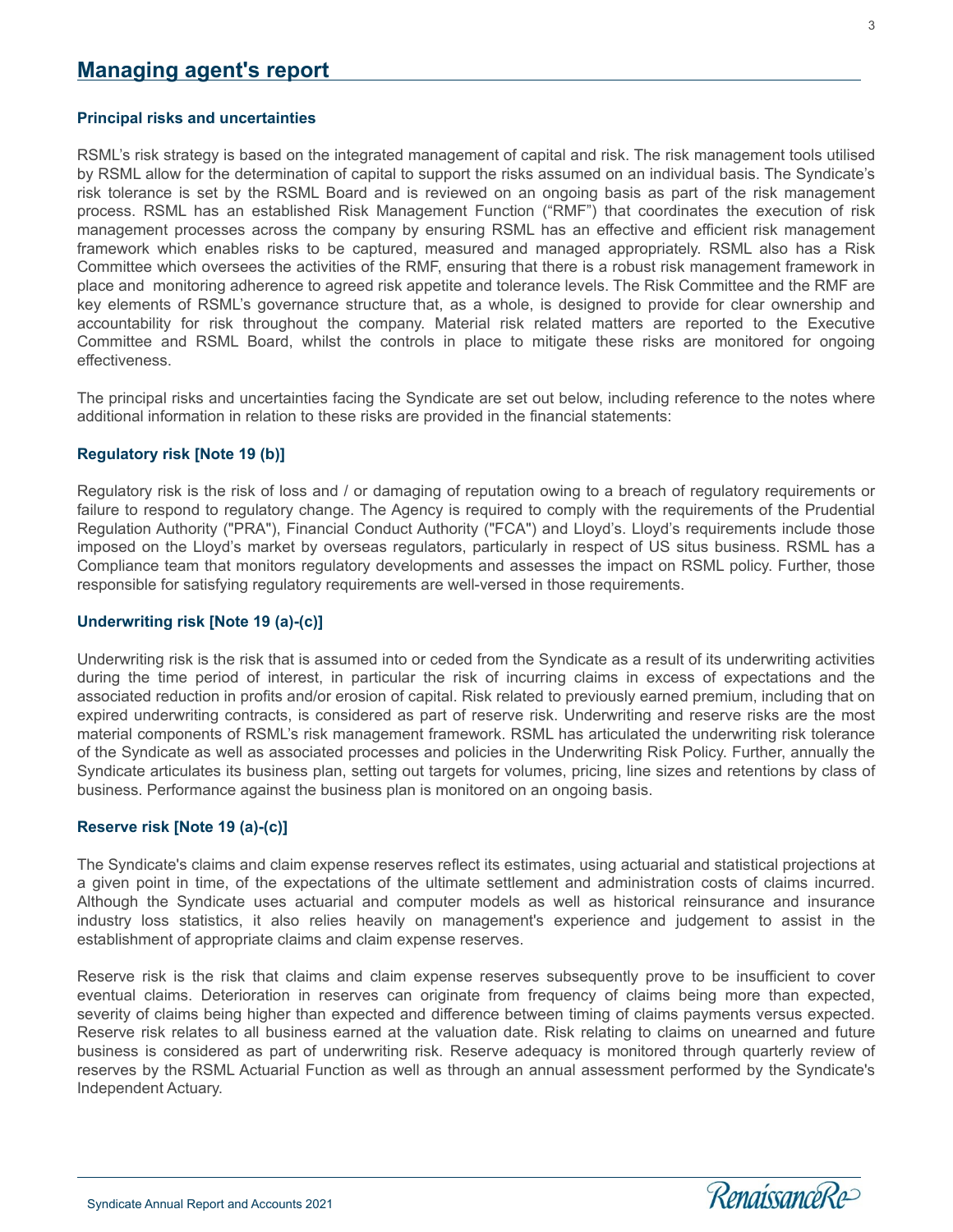# Managing agent's report

### Principal risks and uncertainties

RSML's risk strategy is based on the integrated management of capital and risk. The risk management tools utilised by RSML allow for the determination of capital to support the risks assumed on an individual basis. The Syndicate's risk tolerance is set by the RSML Board and is reviewed on an ongoing basis as part of the risk management process. RSML has an established Risk Management Function ("RMF") that coordinates the execution of risk management processes across the company by ensuring RSML has an effective and efficient risk management framework which enables risks to be captured, measured and managed appropriately. RSML also has a Risk Committee which oversees the activities of the RMF, ensuring that there is a robust risk management framework in place and monitoring adherence to agreed risk appetite and tolerance levels. The Risk Committee and the RMF are key elements of RSML's governance structure that, as a whole, is designed to provide for clear ownership and accountability for risk throughout the company. Material risk related matters are reported to the Executive Committee and RSML Board, whilst the controls in place to mitigate these risks are monitored for ongoing effectiveness.

The principal risks and uncertainties facing the Syndicate are set out below, including reference to the notes where additional information in relation to these risks are provided in the financial statements:

### Regulatory risk [Note 19 (b)]

Regulatory risk is the risk of loss and / or damaging of reputation owing to a breach of regulatory requirements or failure to respond to regulatory change. The Agency is required to comply with the requirements of the Prudential Regulation Authority ("PRA"), Financial Conduct Authority ("FCA") and Lloyd's. Lloyd's requirements include those imposed on the Lloyd's market by overseas regulators, particularly in respect of US situs business. RSML has a Compliance team that monitors regulatory developments and assesses the impact on RSML policy. Further, those responsible for satisfying regulatory requirements are well-versed in those requirements.

### Underwriting risk [Note 19 (a)-(c)]

Underwriting risk is the risk that is assumed into or ceded from the Syndicate as a result of its underwriting activities during the time period of interest, in particular the risk of incurring claims in excess of expectations and the associated reduction in profits and/or erosion of capital. Risk related to previously earned premium, including that on expired underwriting contracts, is considered as part of reserve risk. Underwriting and reserve risks are the most material components of RSML's risk management framework. RSML has articulated the underwriting risk tolerance of the Syndicate as well as associated processes and policies in the Underwriting Risk Policy. Further, annually the Syndicate articulates its business plan, setting out targets for volumes, pricing, line sizes and retentions by class of business. Performance against the business plan is monitored on an ongoing basis.

### Reserve risk [Note 19 (a)-(c)]

The Syndicate's claims and claim expense reserves reflect its estimates, using actuarial and statistical projections at a given point in time, of the expectations of the ultimate settlement and administration costs of claims incurred. Although the Syndicate uses actuarial and computer models as well as historical reinsurance and insurance industry loss statistics, it also relies heavily on management's experience and judgement to assist in the establishment of appropriate claims and claim expense reserves.

Reserve risk is the risk that claims and claim expense reserves subsequently prove to be insufficient to cover eventual claims. Deterioration in reserves can originate from frequency of claims being more than expected, severity of claims being higher than expected and difference between timing of claims payments versus expected. Reserve risk relates to all business earned at the valuation date. Risk relating to claims on unearned and future business is considered as part of underwriting risk. Reserve adequacy is monitored through quarterly review of reserves by the RSML Actuarial Function as well as through an annual assessment performed by the Syndicate's Independent Actuary.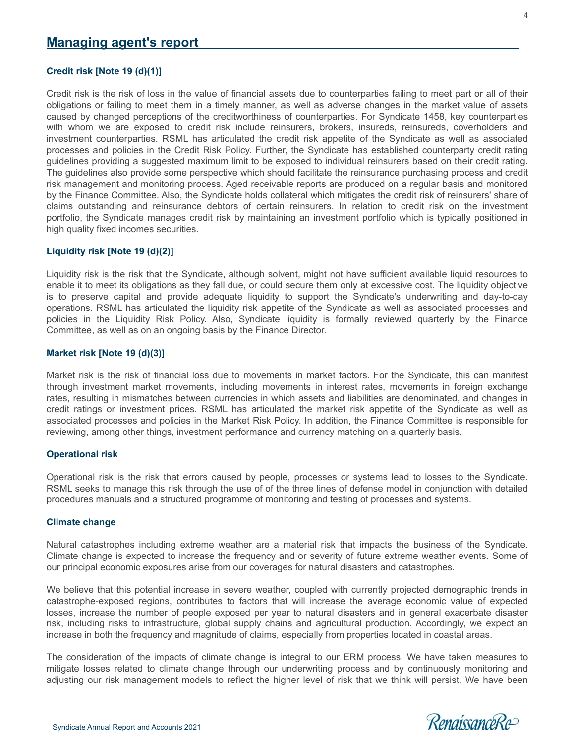## Managing agent's report

### Credit risk [Note 19 (d)(1)]

Credit risk is the risk of loss in the value of financial assets due to counterparties failing to meet part or all of their obligations or failing to meet them in a timely manner, as well as adverse changes in the market value of assets caused by changed perceptions of the creditworthiness of counterparties. For Syndicate 1458, key counterparties with whom we are exposed to credit risk include reinsurers, brokers, insureds, reinsureds, coverholders and investment counterparties. RSML has articulated the credit risk appetite of the Syndicate as well as associated processes and policies in the Credit Risk Policy. Further, the Syndicate has established counterparty credit rating guidelines providing a suggested maximum limit to be exposed to individual reinsurers based on their credit rating. The guidelines also provide some perspective which should facilitate the reinsurance purchasing process and credit risk management and monitoring process. Aged receivable reports are produced on a regular basis and monitored by the Finance Committee. Also, the Syndicate holds collateral which mitigates the credit risk of reinsurers' share of claims outstanding and reinsurance debtors of certain reinsurers. In relation to credit risk on the investment portfolio, the Syndicate manages credit risk by maintaining an investment portfolio which is typically positioned in high quality fixed incomes securities.

### Liquidity risk [Note 19 (d)(2)]

Liquidity risk is the risk that the Syndicate, although solvent, might not have sufficient available liquid resources to enable it to meet its obligations as they fall due, or could secure them only at excessive cost. The liquidity objective is to preserve capital and provide adequate liquidity to support the Syndicate's underwriting and day-to-day operations. RSML has articulated the liquidity risk appetite of the Syndicate as well as associated processes and policies in the Liquidity Risk Policy. Also, Syndicate liquidity is formally reviewed quarterly by the Finance Committee, as well as on an ongoing basis by the Finance Director.

### Market risk [Note 19 (d)(3)]

Market risk is the risk of financial loss due to movements in market factors. For the Syndicate, this can manifest through investment market movements, including movements in interest rates, movements in foreign exchange rates, resulting in mismatches between currencies in which assets and liabilities are denominated, and changes in credit ratings or investment prices. RSML has articulated the market risk appetite of the Syndicate as well as associated processes and policies in the Market Risk Policy. In addition, the Finance Committee is responsible for reviewing, among other things, investment performance and currency matching on a quarterly basis.

### Operational risk

Operational risk is the risk that errors caused by people, processes or systems lead to losses to the Syndicate. RSML seeks to manage this risk through the use of of the three lines of defense model in conjunction with detailed procedures manuals and a structured programme of monitoring and testing of processes and systems.

### Climate change

Natural catastrophes including extreme weather are a material risk that impacts the business of the Syndicate. Climate change is expected to increase the frequency and or severity of future extreme weather events. Some of our principal economic exposures arise from our coverages for natural disasters and catastrophes.

We believe that this potential increase in severe weather, coupled with currently projected demographic trends in catastrophe-exposed regions, contributes to factors that will increase the average economic value of expected losses, increase the number of people exposed per year to natural disasters and in general exacerbate disaster risk, including risks to infrastructure, global supply chains and agricultural production. Accordingly, we expect an increase in both the frequency and magnitude of claims, especially from properties located in coastal areas.

The consideration of the impacts of climate change is integral to our ERM process. We have taken measures to mitigate losses related to climate change through our underwriting process and by continuously monitoring and adjusting our risk management models to reflect the higher level of risk that we think will persist. We have been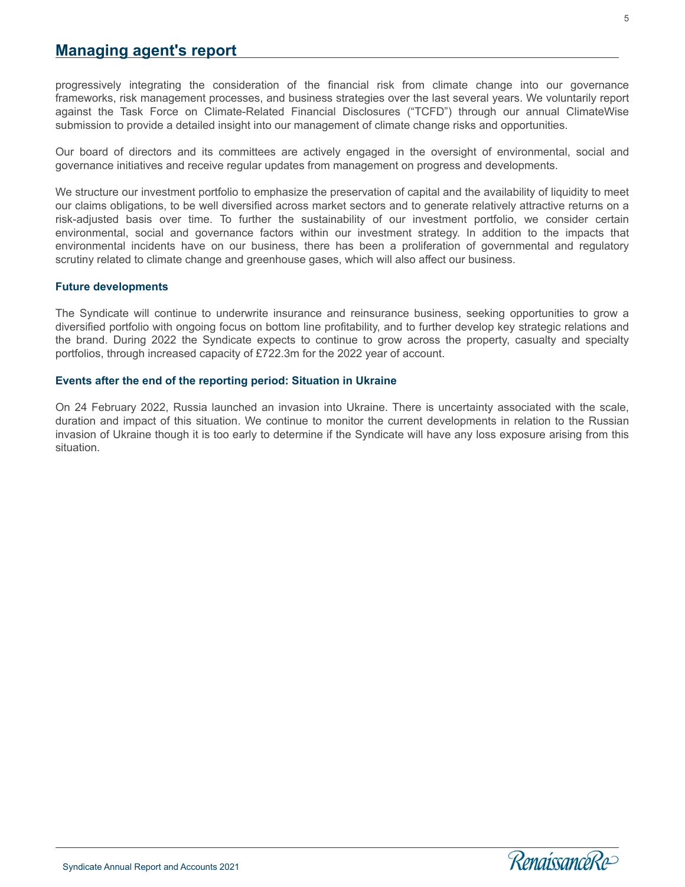progressively integrating the consideration of the financial risk from climate change into our governance frameworks, risk management processes, and business strategies over the last several years. We voluntarily report against the Task Force on Climate-Related Financial Disclosures ("TCFD") through our annual ClimateWise submission to provide a detailed insight into our management of climate change risks and opportunities.

Our board of directors and its committees are actively engaged in the oversight of environmental, social and governance initiatives and receive regular updates from management on progress and developments.

We structure our investment portfolio to emphasize the preservation of capital and the availability of liquidity to meet our claims obligations, to be well diversified across market sectors and to generate relatively attractive returns on a risk-adjusted basis over time. To further the sustainability of our investment portfolio, we consider certain environmental, social and governance factors within our investment strategy. In addition to the impacts that environmental incidents have on our business, there has been a proliferation of governmental and regulatory scrutiny related to climate change and greenhouse gases, which will also affect our business.

### Future developments

The Syndicate will continue to underwrite insurance and reinsurance business, seeking opportunities to grow a diversified portfolio with ongoing focus on bottom line profitability, and to further develop key strategic relations and the brand. During 2022 the Syndicate expects to continue to grow across the property, casualty and specialty portfolios, through increased capacity of £722.3m for the 2022 year of account.

### Events after the end of the reporting period: Situation in Ukraine

On 24 February 2022, Russia launched an invasion into Ukraine. There is uncertainty associated with the scale, duration and impact of this situation. We continue to monitor the current developments in relation to the Russian invasion of Ukraine though it is too early to determine if the Syndicate will have any loss exposure arising from this situation.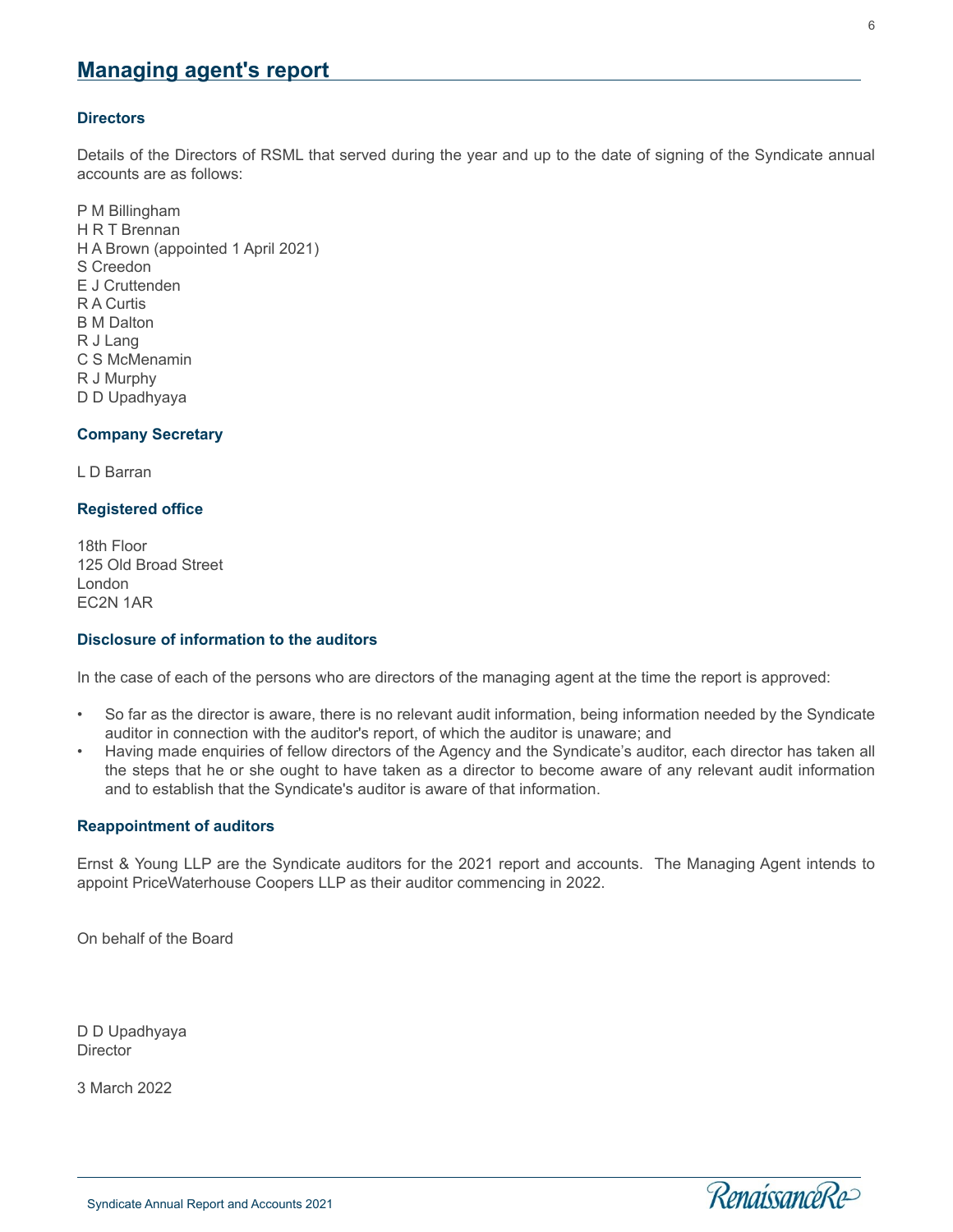# Managing agent's report

### Directors

Details of the Directors of RSML that served during the year and up to the date of signing of the Syndicate annual accounts are as follows:

P M Billingham  
H R T Brennan  
H A Brown (appointed 1 April 2021)  
S Creedon  
E J Cruttenden  
R A Curtis  
B M Dalton  
R J Lang  
C S McMenamin  
R J Murphy  
D D Upadhyaya

### Company Secretary

L D Barran

### Registered office

18th Floor  
125 Old Broad Street  
London  
EC2N 1AR

### Disclosure of information to the auditors

In the case of each of the persons who are directors of the managing agent at the time the report is approved:

- So far as the director is aware, there is no relevant audit information, being information needed by the Syndicate auditor in connection with the auditor's report, of which the auditor is unaware; and
- Having made enquiries of fellow directors of the Agency and the Syndicate's auditor, each director has taken all the steps that he or she ought to have taken as a director to become aware of any relevant audit information and to establish that the Syndicate's auditor is aware of that information.

### Reappointment of auditors

Ernst & Young LLP are the Syndicate auditors for the 2021 report and accounts. The Managing Agent intends to appoint PriceWaterhouse Coopers LLP as their auditor commencing in 2022.

On behalf of the Board

D D Upadhyaya  
Director

3 March 2022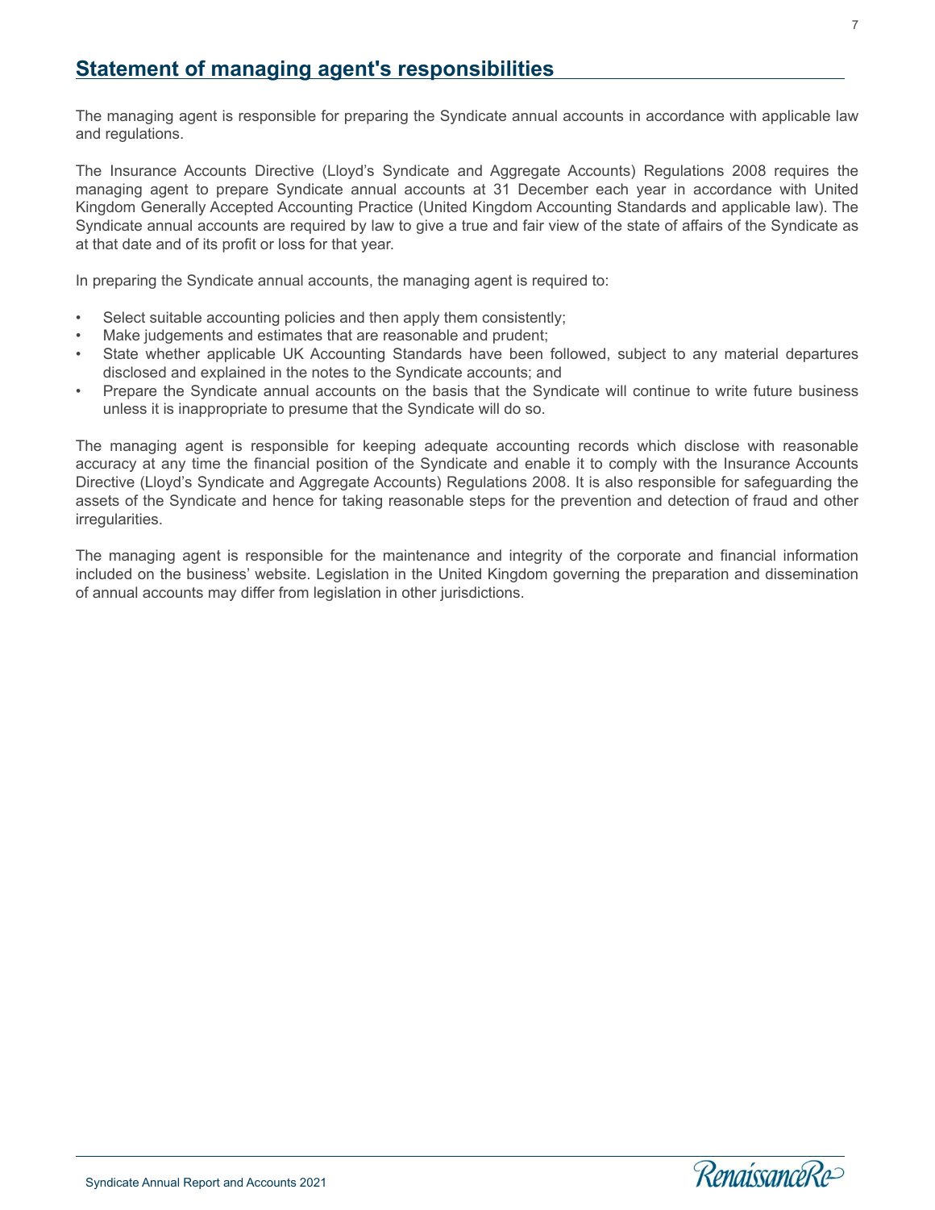## Statement of managing agent's responsibilities

The managing agent is responsible for preparing the Syndicate annual accounts in accordance with applicable law and regulations.

The Insurance Accounts Directive (Lloyd's Syndicate and Aggregate Accounts) Regulations 2008 requires the managing agent to prepare Syndicate annual accounts at 31 December each year in accordance with United Kingdom Generally Accepted Accounting Practice (United Kingdom Accounting Standards and applicable law). The Syndicate annual accounts are required by law to give a true and fair view of the state of affairs of the Syndicate as at that date and of its profit or loss for that year.

In preparing the Syndicate annual accounts, the managing agent is required to:

- Select suitable accounting policies and then apply them consistently;
- Make judgements and estimates that are reasonable and prudent;
- State whether applicable UK Accounting Standards have been followed, subject to any material departures disclosed and explained in the notes to the Syndicate accounts; and
- Prepare the Syndicate annual accounts on the basis that the Syndicate will continue to write future business unless it is inappropriate to presume that the Syndicate will do so.

The managing agent is responsible for keeping adequate accounting records which disclose with reasonable accuracy at any time the financial position of the Syndicate and enable it to comply with the Insurance Accounts Directive (Lloyd's Syndicate and Aggregate Accounts) Regulations 2008. It is also responsible for safeguarding the assets of the Syndicate and hence for taking reasonable steps for the prevention and detection of fraud and other irregularities.

The managing agent is responsible for the maintenance and integrity of the corporate and financial information included on the business' website. Legislation in the United Kingdom governing the preparation and dissemination of annual accounts may differ from legislation in other jurisdictions.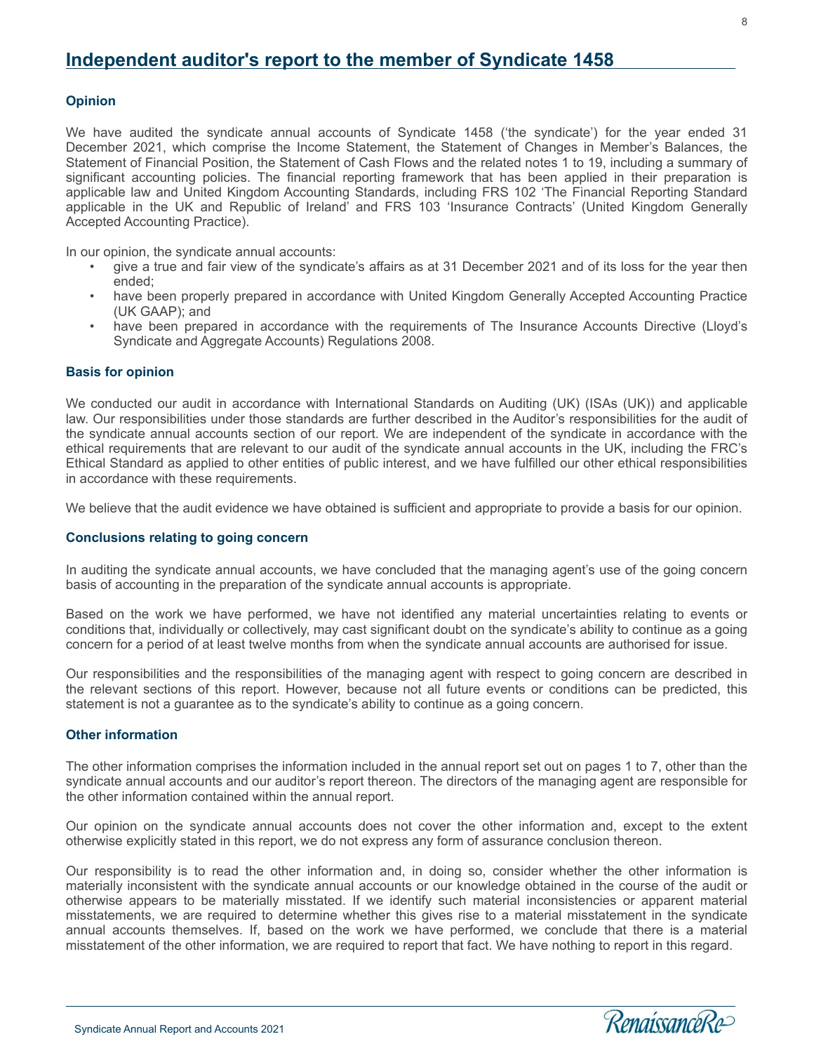# Independent auditor's report to the member of Syndicate 1458

## Opinion

We have audited the syndicate annual accounts of Syndicate 1458 ('the syndicate') for the year ended 31 December 2021, which comprise the Income Statement, the Statement of Changes in Member's Balances, the Statement of Financial Position, the Statement of Cash Flows and the related notes 1 to 19, including a summary of significant accounting policies. The financial reporting framework that has been applied in their preparation is applicable law and United Kingdom Accounting Standards, including FRS 102 'The Financial Reporting Standard applicable in the UK and Republic of Ireland' and FRS 103 'Insurance Contracts' (United Kingdom Generally Accepted Accounting Practice).

In our opinion, the syndicate annual accounts:

- give a true and fair view of the syndicate's affairs as at 31 December 2021 and of its loss for the year then ended;
- have been properly prepared in accordance with United Kingdom Generally Accepted Accounting Practice (UK GAAP); and
- have been prepared in accordance with the requirements of The Insurance Accounts Directive (Lloyd's Syndicate and Aggregate Accounts) Regulations 2008.

## Basis for opinion

We conducted our audit in accordance with International Standards on Auditing (UK) (ISAs (UK)) and applicable law. Our responsibilities under those standards are further described in the Auditor's responsibilities for the audit of the syndicate annual accounts section of our report. We are independent of the syndicate in accordance with the ethical requirements that are relevant to our audit of the syndicate annual accounts in the UK, including the FRC's Ethical Standard as applied to other entities of public interest, and we have fulfilled our other ethical responsibilities in accordance with these requirements.

We believe that the audit evidence we have obtained is sufficient and appropriate to provide a basis for our opinion.

## Conclusions relating to going concern

In auditing the syndicate annual accounts, we have concluded that the managing agent's use of the going concern basis of accounting in the preparation of the syndicate annual accounts is appropriate.

Based on the work we have performed, we have not identified any material uncertainties relating to events or conditions that, individually or collectively, may cast significant doubt on the syndicate's ability to continue as a going concern for a period of at least twelve months from when the syndicate annual accounts are authorised for issue.

Our responsibilities and the responsibilities of the managing agent with respect to going concern are described in the relevant sections of this report. However, because not all future events or conditions can be predicted, this statement is not a guarantee as to the syndicate's ability to continue as a going concern.

## Other information

The other information comprises the information included in the annual report set out on pages 1 to 7, other than the syndicate annual accounts and our auditor's report thereon. The directors of the managing agent are responsible for the other information contained within the annual report.

Our opinion on the syndicate annual accounts does not cover the other information and, except to the extent otherwise explicitly stated in this report, we do not express any form of assurance conclusion thereon.

Our responsibility is to read the other information and, in doing so, consider whether the other information is materially inconsistent with the syndicate annual accounts or our knowledge obtained in the course of the audit or otherwise appears to be materially misstated. If we identify such material inconsistencies or apparent material misstatements, we are required to determine whether this gives rise to a material misstatement in the syndicate annual accounts themselves. If, based on the work we have performed, we conclude that there is a material misstatement of the other information, we are required to report that fact. We have nothing to report in this regard.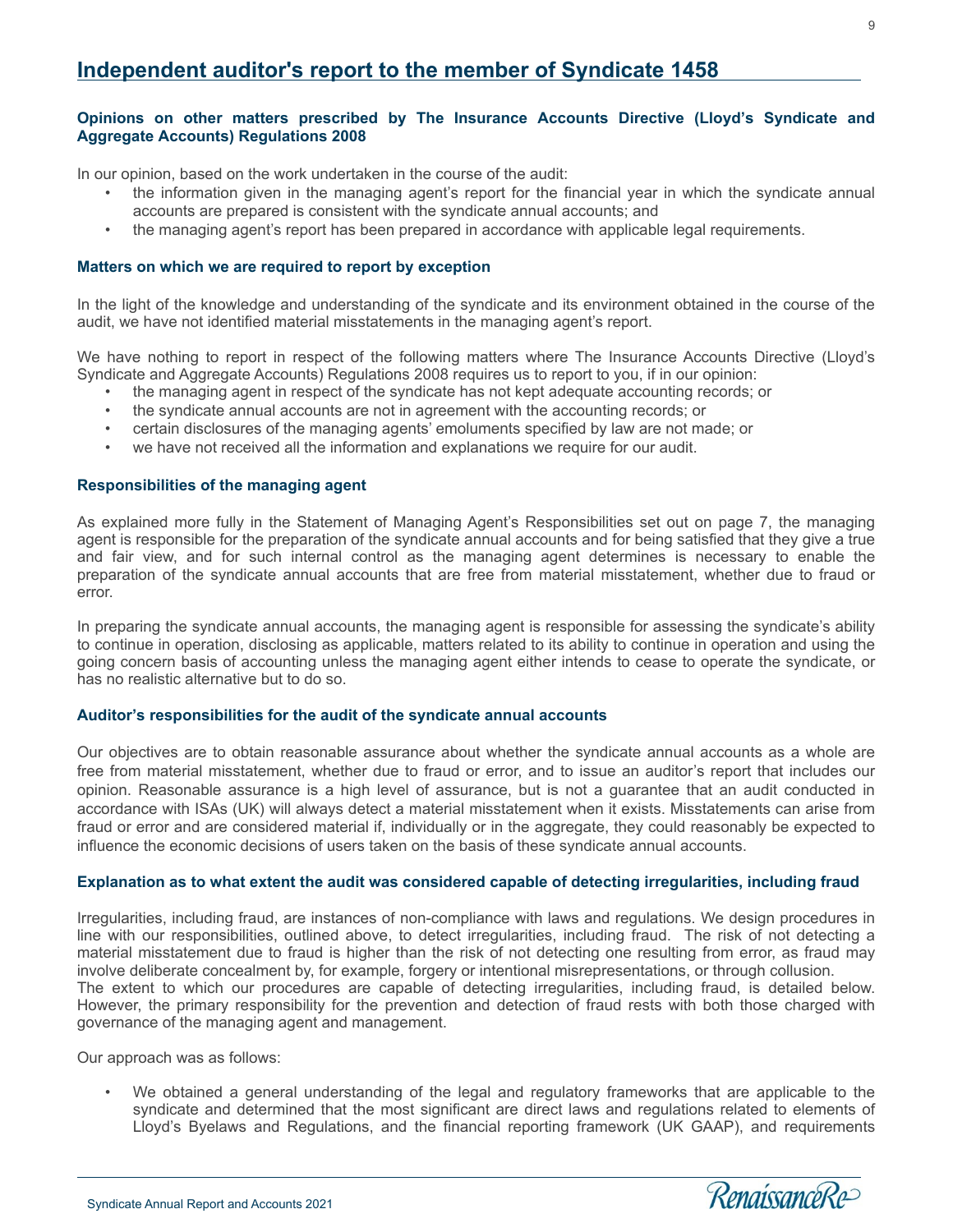# Independent auditor's report to the member of Syndicate 1458

### Opinions on other matters prescribed by The Insurance Accounts Directive (Lloyd's Syndicate and Aggregate Accounts) Regulations 2008

In our opinion, based on the work undertaken in the course of the audit:

- the information given in the managing agent's report for the financial year in which the syndicate annual accounts are prepared is consistent with the syndicate annual accounts; and
- the managing agent's report has been prepared in accordance with applicable legal requirements.

### Matters on which we are required to report by exception

In the light of the knowledge and understanding of the syndicate and its environment obtained in the course of the audit, we have not identified material misstatements in the managing agent's report.

We have nothing to report in respect of the following matters where The Insurance Accounts Directive (Lloyd's Syndicate and Aggregate Accounts) Regulations 2008 requires us to report to you, if in our opinion:

- the managing agent in respect of the syndicate has not kept adequate accounting records; or
- the syndicate annual accounts are not in agreement with the accounting records; or
- certain disclosures of the managing agents' emoluments specified by law are not made; or
- we have not received all the information and explanations we require for our audit.

### Responsibilities of the managing agent

As explained more fully in the Statement of Managing Agent's Responsibilities set out on page 7, the managing agent is responsible for the preparation of the syndicate annual accounts and for being satisfied that they give a true and fair view, and for such internal control as the managing agent determines is necessary to enable the preparation of the syndicate annual accounts that are free from material misstatement, whether due to fraud or error.

In preparing the syndicate annual accounts, the managing agent is responsible for assessing the syndicate's ability to continue in operation, disclosing as applicable, matters related to its ability to continue in operation and using the going concern basis of accounting unless the managing agent either intends to cease to operate the syndicate, or has no realistic alternative but to do so.

### Auditor's responsibilities for the audit of the syndicate annual accounts

Our objectives are to obtain reasonable assurance about whether the syndicate annual accounts as a whole are free from material misstatement, whether due to fraud or error, and to issue an auditor's report that includes our opinion. Reasonable assurance is a high level of assurance, but is not a guarantee that an audit conducted in accordance with ISAs (UK) will always detect a material misstatement when it exists. Misstatements can arise from fraud or error and are considered material if, individually or in the aggregate, they could reasonably be expected to influence the economic decisions of users taken on the basis of these syndicate annual accounts.

### Explanation as to what extent the audit was considered capable of detecting irregularities, including fraud

Irregularities, including fraud, are instances of non-compliance with laws and regulations. We design procedures in line with our responsibilities, outlined above, to detect irregularities, including fraud. The risk of not detecting a material misstatement due to fraud is higher than the risk of not detecting one resulting from error, as fraud may involve deliberate concealment by, for example, forgery or intentional misrepresentations, or through collusion.
The extent to which our procedures are capable of detecting irregularities, including fraud, is detailed below. However, the primary responsibility for the prevention and detection of fraud rests with both those charged with governance of the managing agent and management.

Our approach was as follows:

- We obtained a general understanding of the legal and regulatory frameworks that are applicable to the syndicate and determined that the most significant are direct laws and regulations related to elements of Lloyd's Byelaws and Regulations, and the financial reporting framework (UK GAAP), and requirements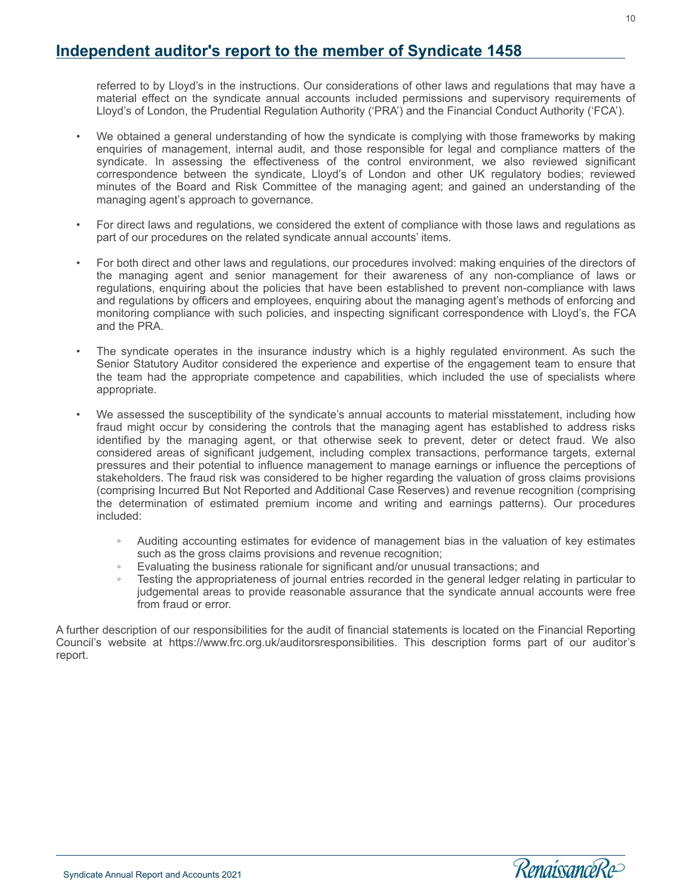## Independent auditor's report to the member of Syndicate 1458

referred to by Lloyd's in the instructions. Our considerations of other laws and regulations that may have a material effect on the syndicate annual accounts included permissions and supervisory requirements of Lloyd's of London, the Prudential Regulation Authority ('PRA') and the Financial Conduct Authority ('FCA').

- We obtained a general understanding of how the syndicate is complying with those frameworks by making enquiries of management, internal audit, and those responsible for legal and compliance matters of the syndicate. In assessing the effectiveness of the control environment, we also reviewed significant correspondence between the syndicate, Lloyd's of London and other UK regulatory bodies; reviewed minutes of the Board and Risk Committee of the managing agent; and gained an understanding of the managing agent's approach to governance.

- For direct laws and regulations, we considered the extent of compliance with those laws and regulations as part of our procedures on the related syndicate annual accounts' items.

- For both direct and other laws and regulations, our procedures involved: making enquiries of the directors of the managing agent and senior management for their awareness of any non-compliance of laws or regulations, enquiring about the policies that have been established to prevent non-compliance with laws and regulations by officers and employees, enquiring about the managing agent's methods of enforcing and monitoring compliance with such policies, and inspecting significant correspondence with Lloyd's, the FCA and the PRA.

- The syndicate operates in the insurance industry which is a highly regulated environment. As such the Senior Statutory Auditor considered the experience and expertise of the engagement team to ensure that the team had the appropriate competence and capabilities, which included the use of specialists where appropriate.

- We assessed the susceptibility of the syndicate's annual accounts to material misstatement, including how fraud might occur by considering the controls that the managing agent has established to address risks identified by the managing agent, or that otherwise seek to prevent, deter or detect fraud. We also considered areas of significant judgement, including complex transactions, performance targets, external pressures and their potential to influence management to manage earnings or influence the perceptions of stakeholders. The fraud risk was considered to be higher regarding the valuation of gross claims provisions (comprising Incurred But Not Reported and Additional Case Reserves) and revenue recognition (comprising the determination of estimated premium income and writing and earnings patterns). Our procedures included:
    - Auditing accounting estimates for evidence of management bias in the valuation of key estimates such as the gross claims provisions and revenue recognition;
    - Evaluating the business rationale for significant and/or unusual transactions; and
    - Testing the appropriateness of journal entries recorded in the general ledger relating in particular to judgemental areas to provide reasonable assurance that the syndicate annual accounts were free from fraud or error.

A further description of our responsibilities for the audit of financial statements is located on the Financial Reporting Council's website at https://www.frc.org.uk/auditorsresponsibilities. This description forms part of our auditor's report.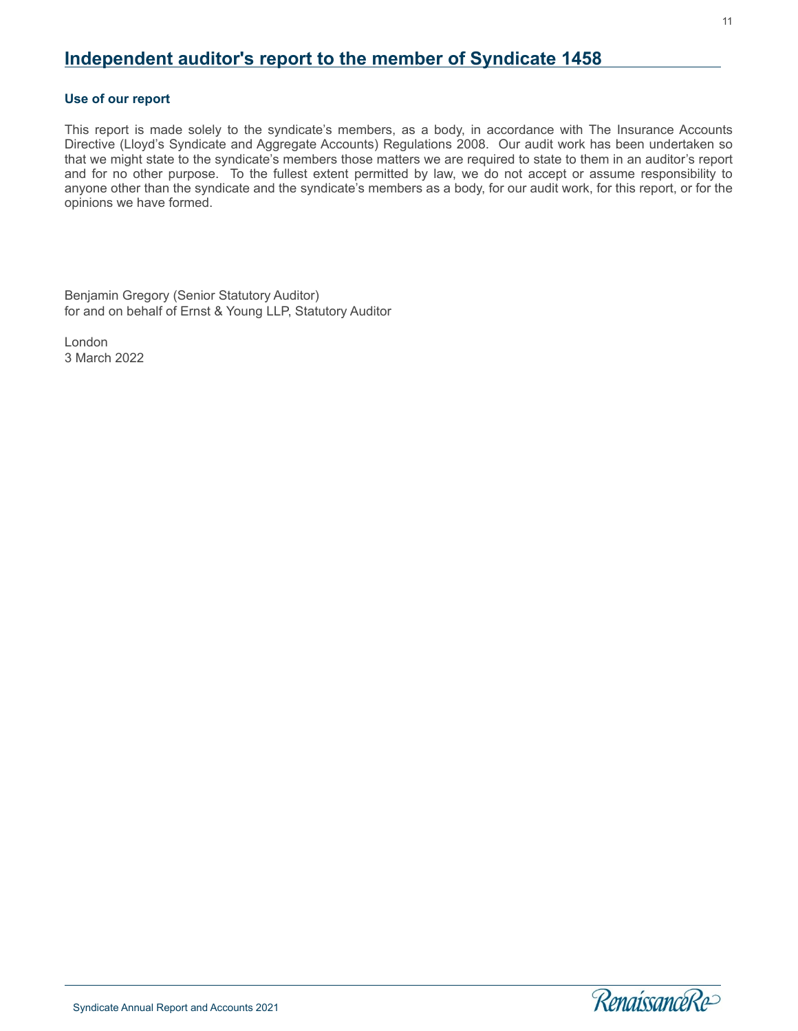# Independent auditor's report to the member of Syndicate 1458

### Use of our report

This report is made solely to the syndicate's members, as a body, in accordance with The Insurance Accounts Directive (Lloyd's Syndicate and Aggregate Accounts) Regulations 2008. Our audit work has been undertaken so that we might state to the syndicate's members those matters we are required to state to them in an auditor's report and for no other purpose. To the fullest extent permitted by law, we do not accept or assume responsibility to anyone other than the syndicate and the syndicate's members as a body, for our audit work, for this report, or for the opinions we have formed.

Benjamin Gregory (Senior Statutory Auditor)
for and on behalf of Ernst & Young LLP, Statutory Auditor

London
3 March 2022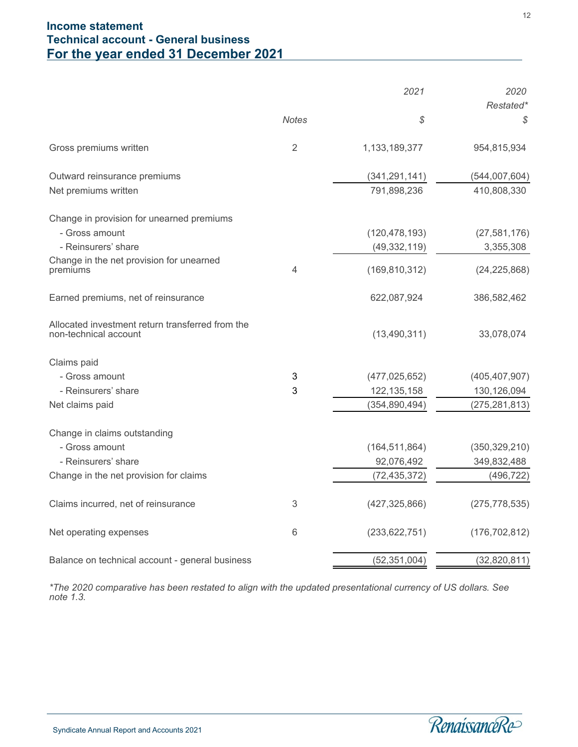# Income statement
## Technical account - General business
## For the year ended 31 December 2021

| | Notes | 2021<br>$ | 2020<br>Restated*<br>$ |
|---|---|---|---|
| Gross premiums written | 2 | 1,133,189,377 | 954,815,934 |
| Outward reinsurance premiums | | (341,291,141) | (544,007,604) |
| Net premiums written | | 791,898,236 | 410,808,330 |
| Change in provision for unearned premiums | | | |
| - Gross amount | | (120,478,193) | (27,581,176) |
| - Reinsurers' share | | (49,332,119) | 3,355,308 |
| Change in the net provision for unearned premiums | 4 | (169,810,312) | (24,225,868) |
| Earned premiums, net of reinsurance | | 622,087,924 | 386,582,462 |
| Allocated investment return transferred from the non-technical account | | (13,490,311) | 33,078,074 |
| Claims paid | | | |
| - Gross amount | 3 | (477,025,652) | (405,407,907) |
| - Reinsurers' share | 3 | 122,135,158 | 130,126,094 |
| Net claims paid | | (354,890,494) | (275,281,813) |
| Change in claims outstanding | | | |
| - Gross amount | | (164,511,864) | (350,329,210) |
| - Reinsurers' share | | 92,076,492 | 349,832,488 |
| Change in the net provision for claims | | (72,435,372) | (496,722) |
| Claims incurred, net of reinsurance | 3 | (427,325,866) | (275,778,535) |
| Net operating expenses | 6 | (233,622,751) | (176,702,812) |
| Balance on technical account - general business | | (52,351,004) | (32,820,811) |

*The 2020 comparative has been restated to align with the updated presentational currency of US dollars. See note 1.3.*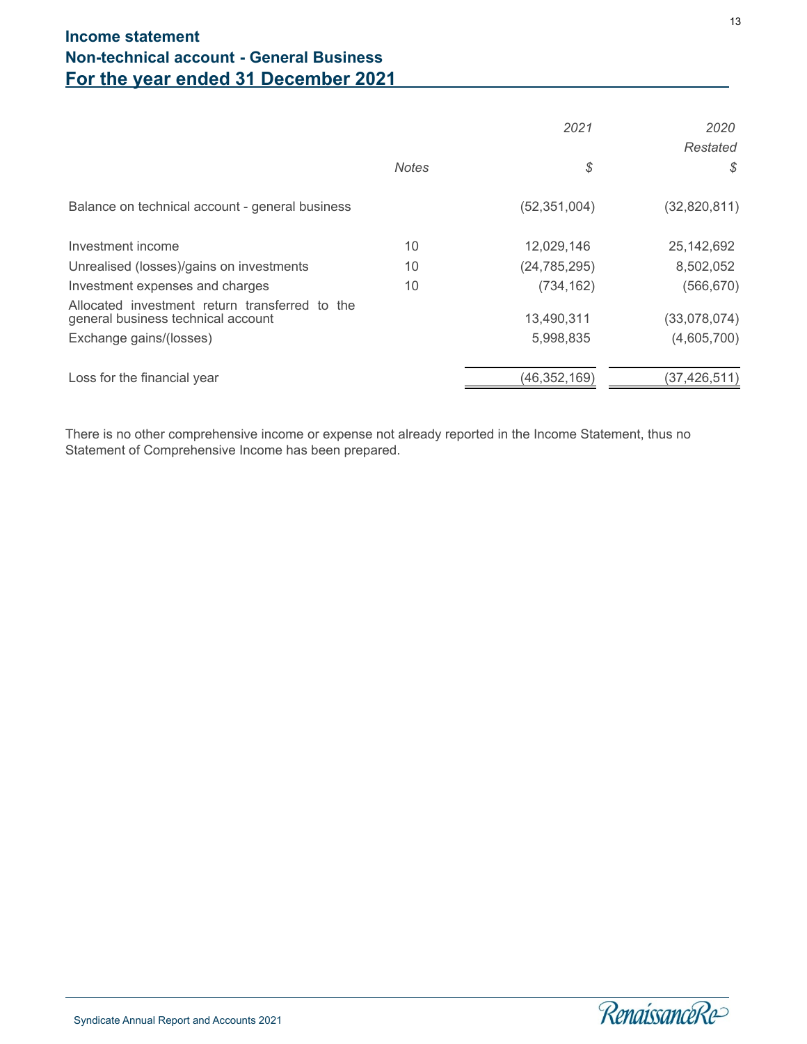# Income statement
## Non-technical account - General Business
## For the year ended 31 December 2021

| | Notes | 2021<br>$ | 2020<br>Restated<br>$ |
|---|---|---|---|
| Balance on technical account - general business | | (52,351,004) | (32,820,811) |
| Investment income | 10 | 12,029,146 | 25,142,692 |
| Unrealised (losses)/gains on investments | 10 | (24,785,295) | 8,502,052 |
| Investment expenses and charges | 10 | (734,162) | (566,670) |
| Allocated investment return transferred to the general business technical account | | 13,490,311 | (33,078,074) |
| Exchange gains/(losses) | | 5,998,835 | (4,605,700) |
| Loss for the financial year | | (46,352,169) | (37,426,511) |

There is no other comprehensive income or expense not already reported in the Income Statement, thus no Statement of Comprehensive Income has been prepared.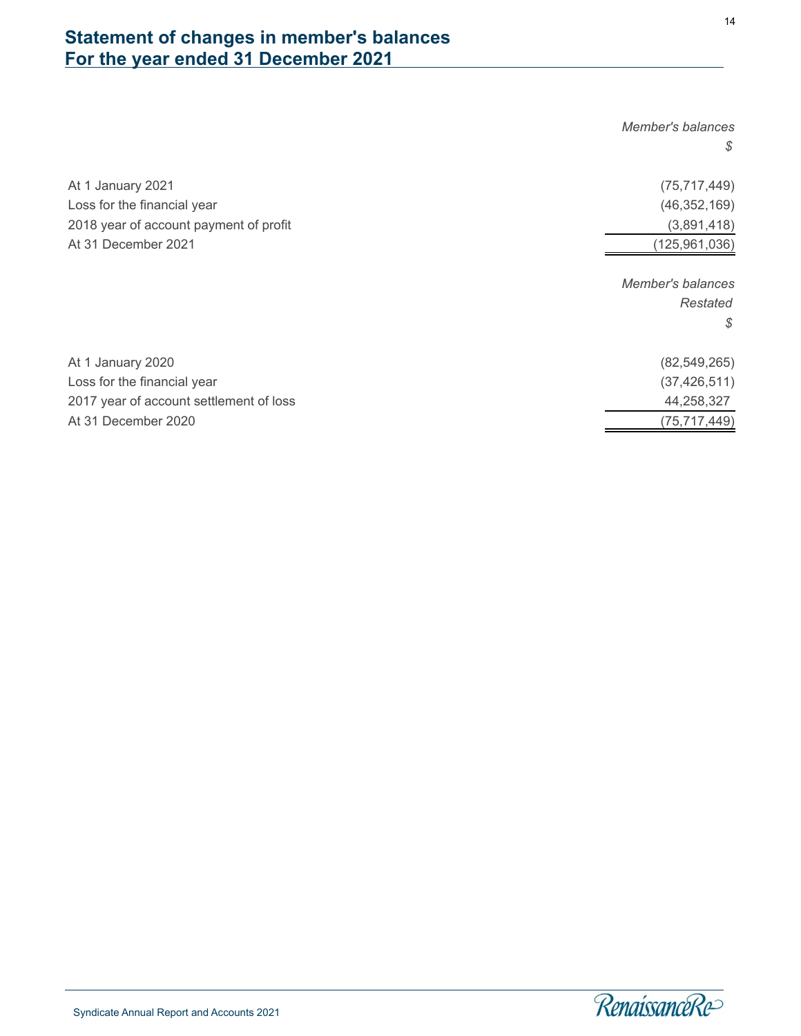# Statement of changes in member's balances
## For the year ended 31 December 2021

| | *Member's balances* |
|---|---|
| | *$* |
| At 1 January 2021 | (75,717,449) |
| Loss for the financial year | (46,352,169) |
| 2018 year of account payment of profit | (3,891,418) |
| At 31 December 2021 | (125,961,036) |

| | *Member's balances* |
|---|---|
| | *Restated* |
| | *$* |
| At 1 January 2020 | (82,549,265) |
| Loss for the financial year | (37,426,511) |
| 2017 year of account settlement of loss | 44,258,327 |
| At 31 December 2020 | (75,717,449) |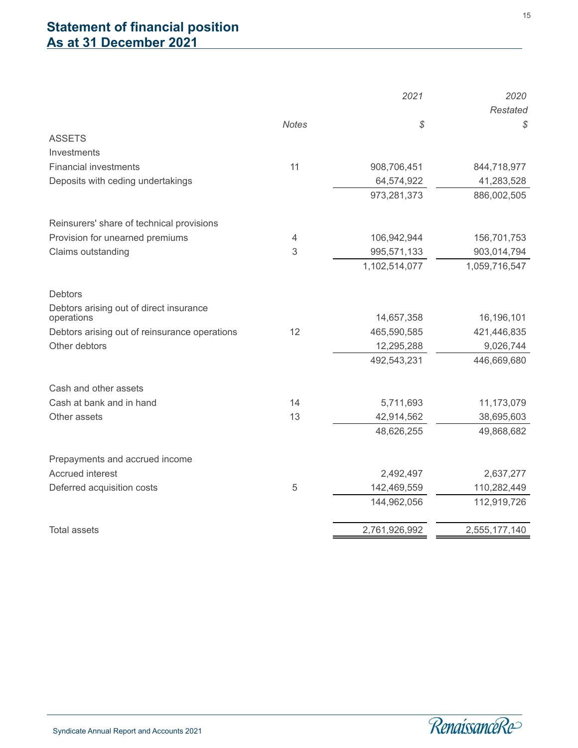# Statement of financial position
# As at 31 December 2021

| | Notes | 2021<br>$ | 2020<br>Restated<br>$ |
|---|---|---|---|
| ASSETS | | | |
| Investments | | | |
| Financial investments | 11 | 908,706,451 | 844,718,977 |
| Deposits with ceding undertakings | | 64,574,922 | 41,283,528 |
| | | 973,281,373 | 886,002,505 |
| Reinsurers' share of technical provisions | | | |
| Provision for unearned premiums | 4 | 106,942,944 | 156,701,753 |
| Claims outstanding | 3 | 995,571,133 | 903,014,794 |
| | | 1,102,514,077 | 1,059,716,547 |
| Debtors | | | |
| Debtors arising out of direct insurance operations | | 14,657,358 | 16,196,101 |
| Debtors arising out of reinsurance operations | 12 | 465,590,585 | 421,446,835 |
| Other debtors | | 12,295,288 | 9,026,744 |
| | | 492,543,231 | 446,669,680 |
| Cash and other assets | | | |
| Cash at bank and in hand | 14 | 5,711,693 | 11,173,079 |
| Other assets | 13 | 42,914,562 | 38,695,603 |
| | | 48,626,255 | 49,868,682 |
| Prepayments and accrued income | | | |
| Accrued interest | | 2,492,497 | 2,637,277 |
| Deferred acquisition costs | 5 | 142,469,559 | 110,282,449 |
| | | 144,962,056 | 112,919,726 |
| Total assets | | 2,761,926,992 | 2,555,177,140 |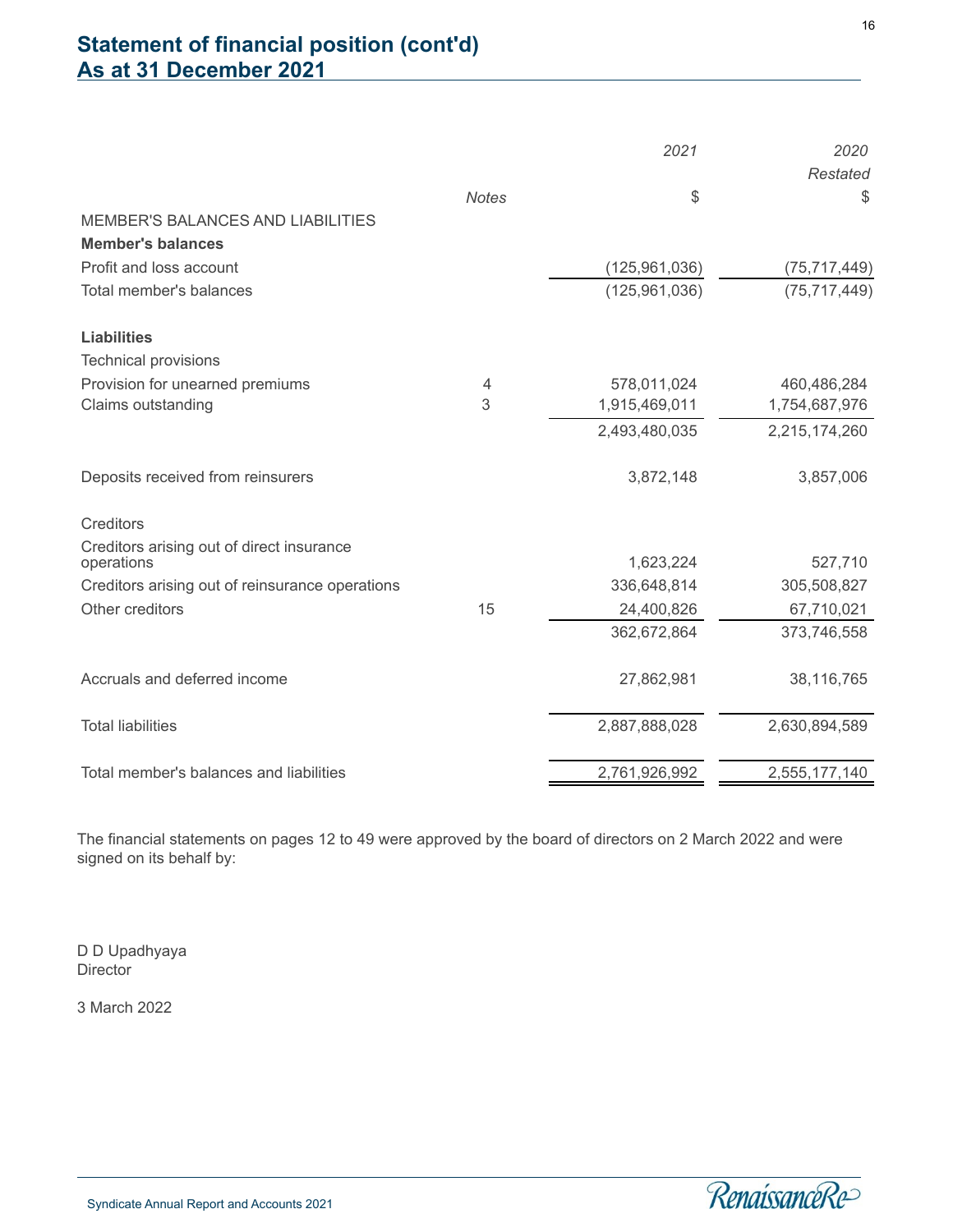## Statement of financial position (cont'd)
## As at 31 December 2021

| | Notes | 2021 | 2020 Restated |
|---|---|---|---|
| | | $ | $ |
| MEMBER'S BALANCES AND LIABILITIES | | | |
| **Member's balances** | | | |
| Profit and loss account | | (125,961,036) | (75,717,449) |
| Total member's balances | | (125,961,036) | (75,717,449) |
| | | | |
| **Liabilities** | | | |
| Technical provisions | | | |
| Provision for unearned premiums | 4 | 578,011,024 | 460,486,284 |
| Claims outstanding | 3 | 1,915,469,011 | 1,754,687,976 |
| | | 2,493,480,035 | 2,215,174,260 |
| | | | |
| Deposits received from reinsurers | | 3,872,148 | 3,857,006 |
| | | | |
| Creditors | | | |
| Creditors arising out of direct insurance operations | | 1,623,224 | 527,710 |
| Creditors arising out of reinsurance operations | | 336,648,814 | 305,508,827 |
| Other creditors | 15 | 24,400,826 | 67,710,021 |
| | | 362,672,864 | 373,746,558 |
| | | | |
| Accruals and deferred income | | 27,862,981 | 38,116,765 |
| | | | |
| Total liabilities | | 2,887,888,028 | 2,630,894,589 |
| | | | |
| Total member's balances and liabilities | | 2,761,926,992 | 2,555,177,140 |

The financial statements on pages 12 to 49 were approved by the board of directors on 2 March 2022 and were signed on its behalf by:

D D Upadhyaya
Director

3 March 2022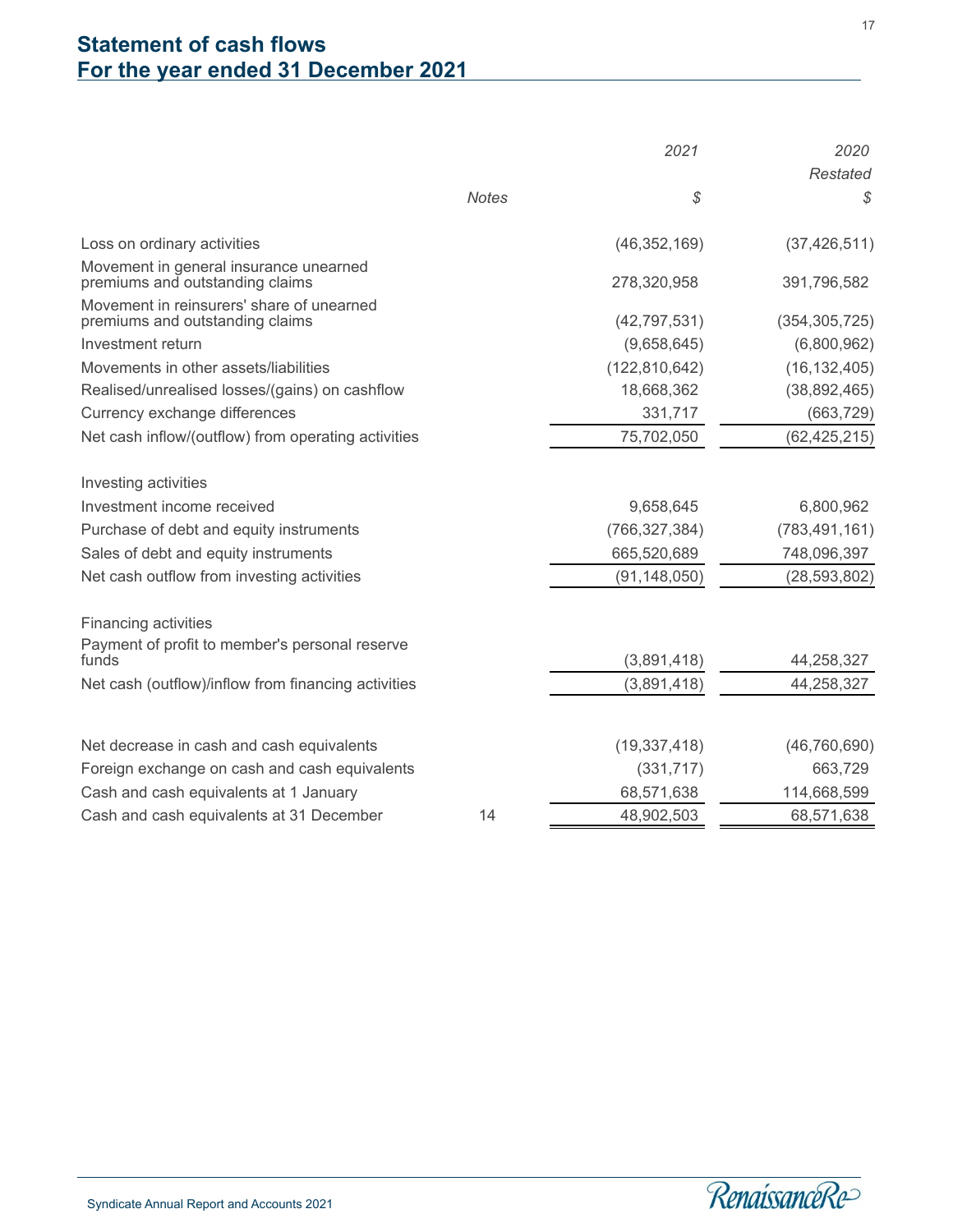## Statement of cash flows
## For the year ended 31 December 2021

| | Notes | 2021<br>$ | 2020<br>Restated<br>$ |
|---|---|---|---|
| Loss on ordinary activities | | (46,352,169) | (37,426,511) |
| Movement in general insurance unearned premiums and outstanding claims | | 278,320,958 | 391,796,582 |
| Movement in reinsurers' share of unearned premiums and outstanding claims | | (42,797,531) | (354,305,725) |
| Investment return | | (9,658,645) | (6,800,962) |
| Movements in other assets/liabilities | | (122,810,642) | (16,132,405) |
| Realised/unrealised losses/(gains) on cashflow | | 18,668,362 | (38,892,465) |
| Currency exchange differences | | 331,717 | (663,729) |
| Net cash inflow/(outflow) from operating activities | | 75,702,050 | (62,425,215) |
| | | | |
| Investing activities | | | |
| Investment income received | | 9,658,645 | 6,800,962 |
| Purchase of debt and equity instruments | | (766,327,384) | (783,491,161) |
| Sales of debt and equity instruments | | 665,520,689 | 748,096,397 |
| Net cash outflow from investing activities | | (91,148,050) | (28,593,802) |
| | | | |
| Financing activities | | | |
| Payment of profit to member's personal reserve funds | | (3,891,418) | 44,258,327 |
| Net cash (outflow)/inflow from financing activities | | (3,891,418) | 44,258,327 |
| | | | |
| Net decrease in cash and cash equivalents | | (19,337,418) | (46,760,690) |
| Foreign exchange on cash and cash equivalents | | (331,717) | 663,729 |
| Cash and cash equivalents at 1 January | | 68,571,638 | 114,668,599 |
| Cash and cash equivalents at 31 December | 14 | 48,902,503 | 68,571,638 |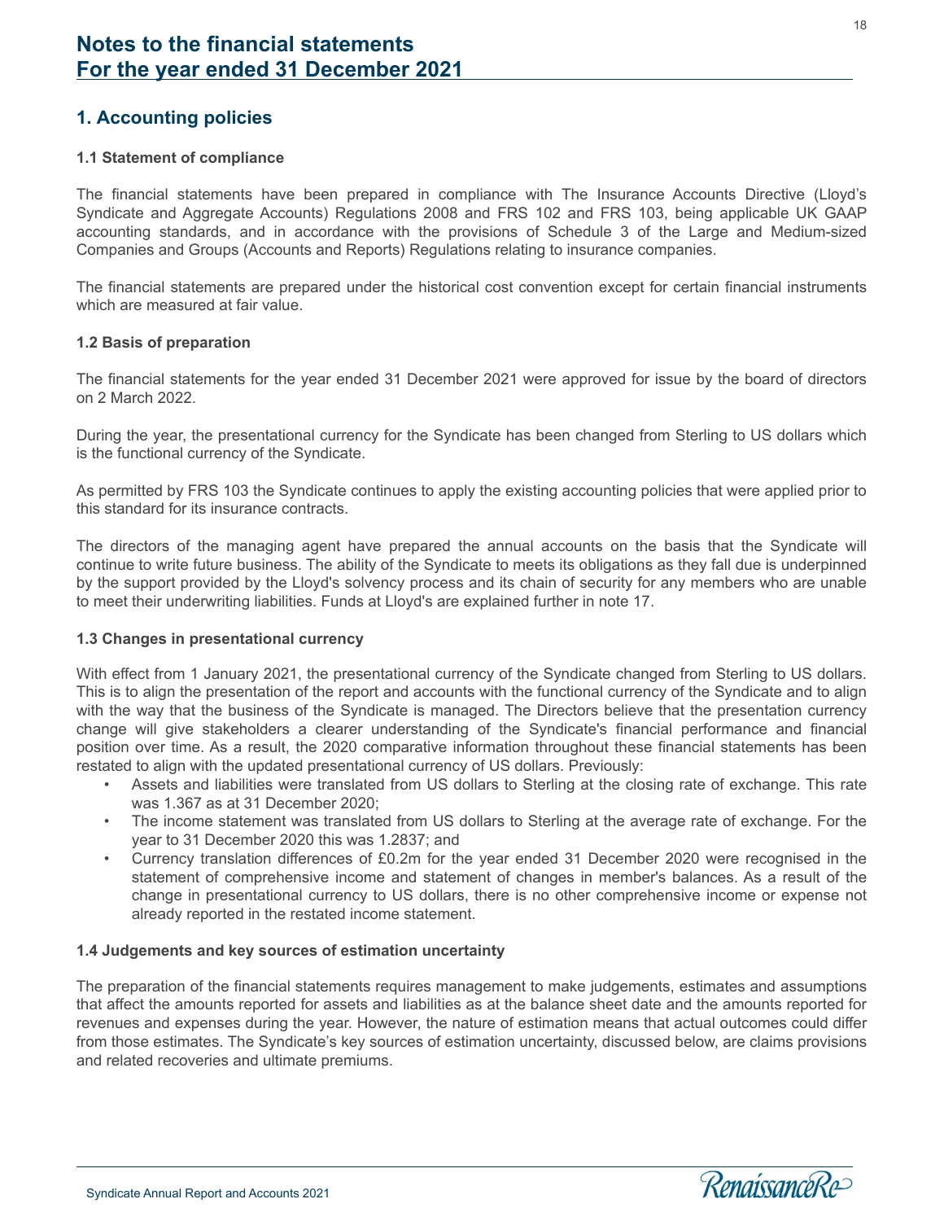# Notes to the financial statements
# For the year ended 31 December 2021

## 1. Accounting policies

### 1.1 Statement of compliance

The financial statements have been prepared in compliance with The Insurance Accounts Directive (Lloyd's Syndicate and Aggregate Accounts) Regulations 2008 and FRS 102 and FRS 103, being applicable UK GAAP accounting standards, and in accordance with the provisions of Schedule 3 of the Large and Medium-sized Companies and Groups (Accounts and Reports) Regulations relating to insurance companies.

The financial statements are prepared under the historical cost convention except for certain financial instruments which are measured at fair value.

### 1.2 Basis of preparation

The financial statements for the year ended 31 December 2021 were approved for issue by the board of directors on 2 March 2022.

During the year, the presentational currency for the Syndicate has been changed from Sterling to US dollars which is the functional currency of the Syndicate.

As permitted by FRS 103 the Syndicate continues to apply the existing accounting policies that were applied prior to this standard for its insurance contracts.

The directors of the managing agent have prepared the annual accounts on the basis that the Syndicate will continue to write future business. The ability of the Syndicate to meets its obligations as they fall due is underpinned by the support provided by the Lloyd's solvency process and its chain of security for any members who are unable to meet their underwriting liabilities. Funds at Lloyd's are explained further in note 17.

### 1.3 Changes in presentational currency

With effect from 1 January 2021, the presentational currency of the Syndicate changed from Sterling to US dollars. This is to align the presentation of the report and accounts with the functional currency of the Syndicate and to align with the way that the business of the Syndicate is managed. The Directors believe that the presentation currency change will give stakeholders a clearer understanding of the Syndicate's financial performance and financial position over time. As a result, the 2020 comparative information throughout these financial statements has been restated to align with the updated presentational currency of US dollars. Previously:

- Assets and liabilities were translated from US dollars to Sterling at the closing rate of exchange. This rate was 1.367 as at 31 December 2020;
- The income statement was translated from US dollars to Sterling at the average rate of exchange. For the year to 31 December 2020 this was 1.2837; and
- Currency translation differences of £0.2m for the year ended 31 December 2020 were recognised in the statement of comprehensive income and statement of changes in member's balances. As a result of the change in presentational currency to US dollars, there is no other comprehensive income or expense not already reported in the restated income statement.

### 1.4 Judgements and key sources of estimation uncertainty

The preparation of the financial statements requires management to make judgements, estimates and assumptions that affect the amounts reported for assets and liabilities as at the balance sheet date and the amounts reported for revenues and expenses during the year. However, the nature of estimation means that actual outcomes could differ from those estimates. The Syndicate's key sources of estimation uncertainty, discussed below, are claims provisions and related recoveries and ultimate premiums.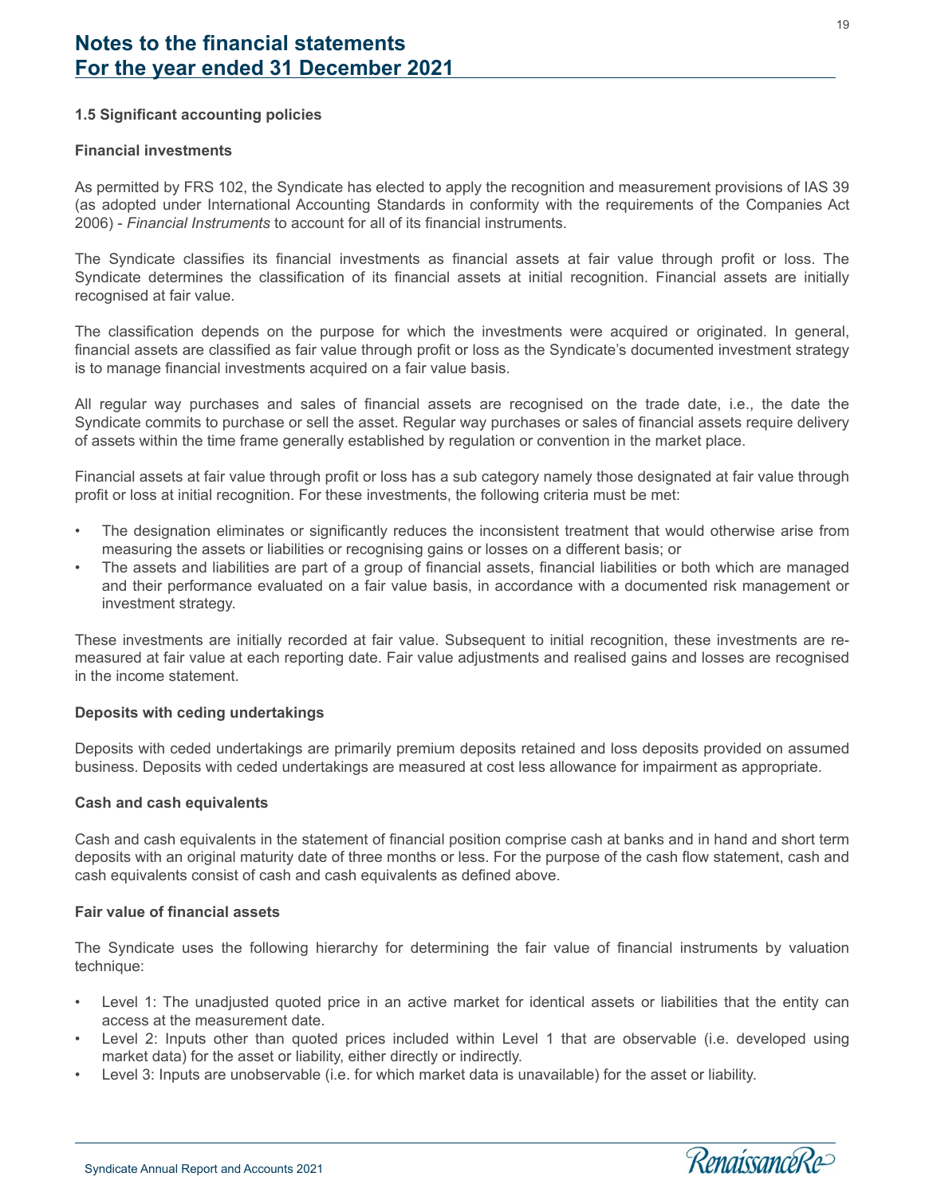## 1.5 Significant accounting policies

### Financial investments

As permitted by FRS 102, the Syndicate has elected to apply the recognition and measurement provisions of IAS 39 (as adopted under International Accounting Standards in conformity with the requirements of the Companies Act 2006) - *Financial Instruments* to account for all of its financial instruments.

The Syndicate classifies its financial investments as financial assets at fair value through profit or loss. The Syndicate determines the classification of its financial assets at initial recognition. Financial assets are initially recognised at fair value.

The classification depends on the purpose for which the investments were acquired or originated. In general, financial assets are classified as fair value through profit or loss as the Syndicate's documented investment strategy is to manage financial investments acquired on a fair value basis.

All regular way purchases and sales of financial assets are recognised on the trade date, i.e., the date the Syndicate commits to purchase or sell the asset. Regular way purchases or sales of financial assets require delivery of assets within the time frame generally established by regulation or convention in the market place.

Financial assets at fair value through profit or loss has a sub category namely those designated at fair value through profit or loss at initial recognition. For these investments, the following criteria must be met:

- The designation eliminates or significantly reduces the inconsistent treatment that would otherwise arise from measuring the assets or liabilities or recognising gains or losses on a different basis; or
- The assets and liabilities are part of a group of financial assets, financial liabilities or both which are managed and their performance evaluated on a fair value basis, in accordance with a documented risk management or investment strategy.

These investments are initially recorded at fair value. Subsequent to initial recognition, these investments are re-measured at fair value at each reporting date. Fair value adjustments and realised gains and losses are recognised in the income statement.

### Deposits with ceding undertakings

Deposits with ceded undertakings are primarily premium deposits retained and loss deposits provided on assumed business. Deposits with ceded undertakings are measured at cost less allowance for impairment as appropriate.

### Cash and cash equivalents

Cash and cash equivalents in the statement of financial position comprise cash at banks and in hand and short term deposits with an original maturity date of three months or less. For the purpose of the cash flow statement, cash and cash equivalents consist of cash and cash equivalents as defined above.

### Fair value of financial assets

The Syndicate uses the following hierarchy for determining the fair value of financial instruments by valuation technique:

- Level 1: The unadjusted quoted price in an active market for identical assets or liabilities that the entity can access at the measurement date.
- Level 2: Inputs other than quoted prices included within Level 1 that are observable (i.e. developed using market data) for the asset or liability, either directly or indirectly.
- Level 3: Inputs are unobservable (i.e. for which market data is unavailable) for the asset or liability.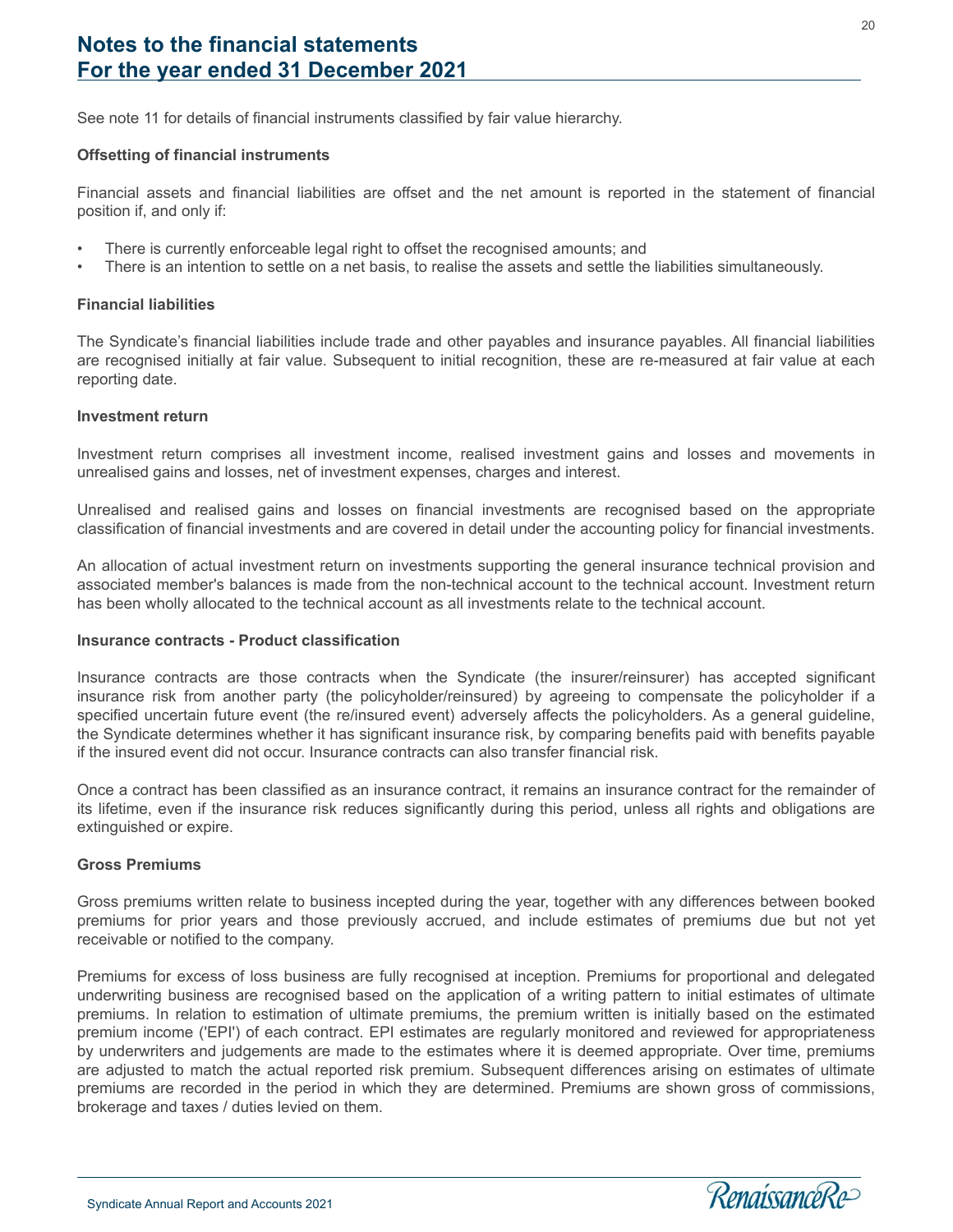See note 11 for details of financial instruments classified by fair value hierarchy.

**Offsetting of financial instruments**

Financial assets and financial liabilities are offset and the net amount is reported in the statement of financial position if, and only if:

- There is currently enforceable legal right to offset the recognised amounts; and
- There is an intention to settle on a net basis, to realise the assets and settle the liabilities simultaneously.

**Financial liabilities**

The Syndicate's financial liabilities include trade and other payables and insurance payables. All financial liabilities are recognised initially at fair value. Subsequent to initial recognition, these are re-measured at fair value at each reporting date.

**Investment return**

Investment return comprises all investment income, realised investment gains and losses and movements in unrealised gains and losses, net of investment expenses, charges and interest.

Unrealised and realised gains and losses on financial investments are recognised based on the appropriate classification of financial investments and are covered in detail under the accounting policy for financial investments.

An allocation of actual investment return on investments supporting the general insurance technical provision and associated member's balances is made from the non-technical account to the technical account. Investment return has been wholly allocated to the technical account as all investments relate to the technical account.

**Insurance contracts - Product classification**

Insurance contracts are those contracts when the Syndicate (the insurer/reinsurer) has accepted significant insurance risk from another party (the policyholder/reinsured) by agreeing to compensate the policyholder if a specified uncertain future event (the re/insured event) adversely affects the policyholders. As a general guideline, the Syndicate determines whether it has significant insurance risk, by comparing benefits paid with benefits payable if the insured event did not occur. Insurance contracts can also transfer financial risk.

Once a contract has been classified as an insurance contract, it remains an insurance contract for the remainder of its lifetime, even if the insurance risk reduces significantly during this period, unless all rights and obligations are extinguished or expire.

**Gross Premiums**

Gross premiums written relate to business incepted during the year, together with any differences between booked premiums for prior years and those previously accrued, and include estimates of premiums due but not yet receivable or notified to the company.

Premiums for excess of loss business are fully recognised at inception. Premiums for proportional and delegated underwriting business are recognised based on the application of a writing pattern to initial estimates of ultimate premiums. In relation to estimation of ultimate premiums, the premium written is initially based on the estimated premium income ('EPI') of each contract. EPI estimates are regularly monitored and reviewed for appropriateness by underwriters and judgements are made to the estimates where it is deemed appropriate. Over time, premiums are adjusted to match the actual reported risk premium. Subsequent differences arising on estimates of ultimate premiums are recorded in the period in which they are determined. Premiums are shown gross of commissions, brokerage and taxes / duties levied on them.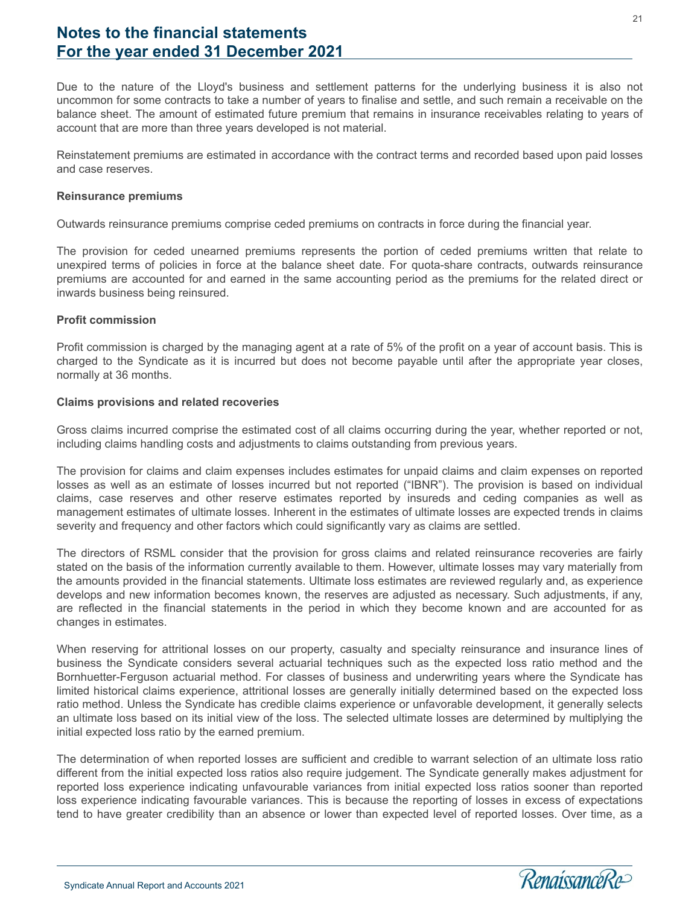Due to the nature of the Lloyd's business and settlement patterns for the underlying business it is also not uncommon for some contracts to take a number of years to finalise and settle, and such remain a receivable on the balance sheet. The amount of estimated future premium that remains in insurance receivables relating to years of account that are more than three years developed is not material.

Reinstatement premiums are estimated in accordance with the contract terms and recorded based upon paid losses and case reserves.

**Reinsurance premiums**

Outwards reinsurance premiums comprise ceded premiums on contracts in force during the financial year.

The provision for ceded unearned premiums represents the portion of ceded premiums written that relate to unexpired terms of policies in force at the balance sheet date. For quota-share contracts, outwards reinsurance premiums are accounted for and earned in the same accounting period as the premiums for the related direct or inwards business being reinsured.

**Profit commission**

Profit commission is charged by the managing agent at a rate of 5% of the profit on a year of account basis. This is charged to the Syndicate as it is incurred but does not become payable until after the appropriate year closes, normally at 36 months.

**Claims provisions and related recoveries**

Gross claims incurred comprise the estimated cost of all claims occurring during the year, whether reported or not, including claims handling costs and adjustments to claims outstanding from previous years.

The provision for claims and claim expenses includes estimates for unpaid claims and claim expenses on reported losses as well as an estimate of losses incurred but not reported ("IBNR"). The provision is based on individual claims, case reserves and other reserve estimates reported by insureds and ceding companies as well as management estimates of ultimate losses. Inherent in the estimates of ultimate losses are expected trends in claims severity and frequency and other factors which could significantly vary as claims are settled.

The directors of RSML consider that the provision for gross claims and related reinsurance recoveries are fairly stated on the basis of the information currently available to them. However, ultimate losses may vary materially from the amounts provided in the financial statements. Ultimate loss estimates are reviewed regularly and, as experience develops and new information becomes known, the reserves are adjusted as necessary. Such adjustments, if any, are reflected in the financial statements in the period in which they become known and are accounted for as changes in estimates.

When reserving for attritional losses on our property, casualty and specialty reinsurance and insurance lines of business the Syndicate considers several actuarial techniques such as the expected loss ratio method and the Bornhuetter-Ferguson actuarial method. For classes of business and underwriting years where the Syndicate has limited historical claims experience, attritional losses are generally initially determined based on the expected loss ratio method. Unless the Syndicate has credible claims experience or unfavorable development, it generally selects an ultimate loss based on its initial view of the loss. The selected ultimate losses are determined by multiplying the initial expected loss ratio by the earned premium.

The determination of when reported losses are sufficient and credible to warrant selection of an ultimate loss ratio different from the initial expected loss ratios also require judgement. The Syndicate generally makes adjustment for reported loss experience indicating unfavourable variances from initial expected loss ratios sooner than reported loss experience indicating favourable variances. This is because the reporting of losses in excess of expectations tend to have greater credibility than an absence or lower than expected level of reported losses. Over time, as a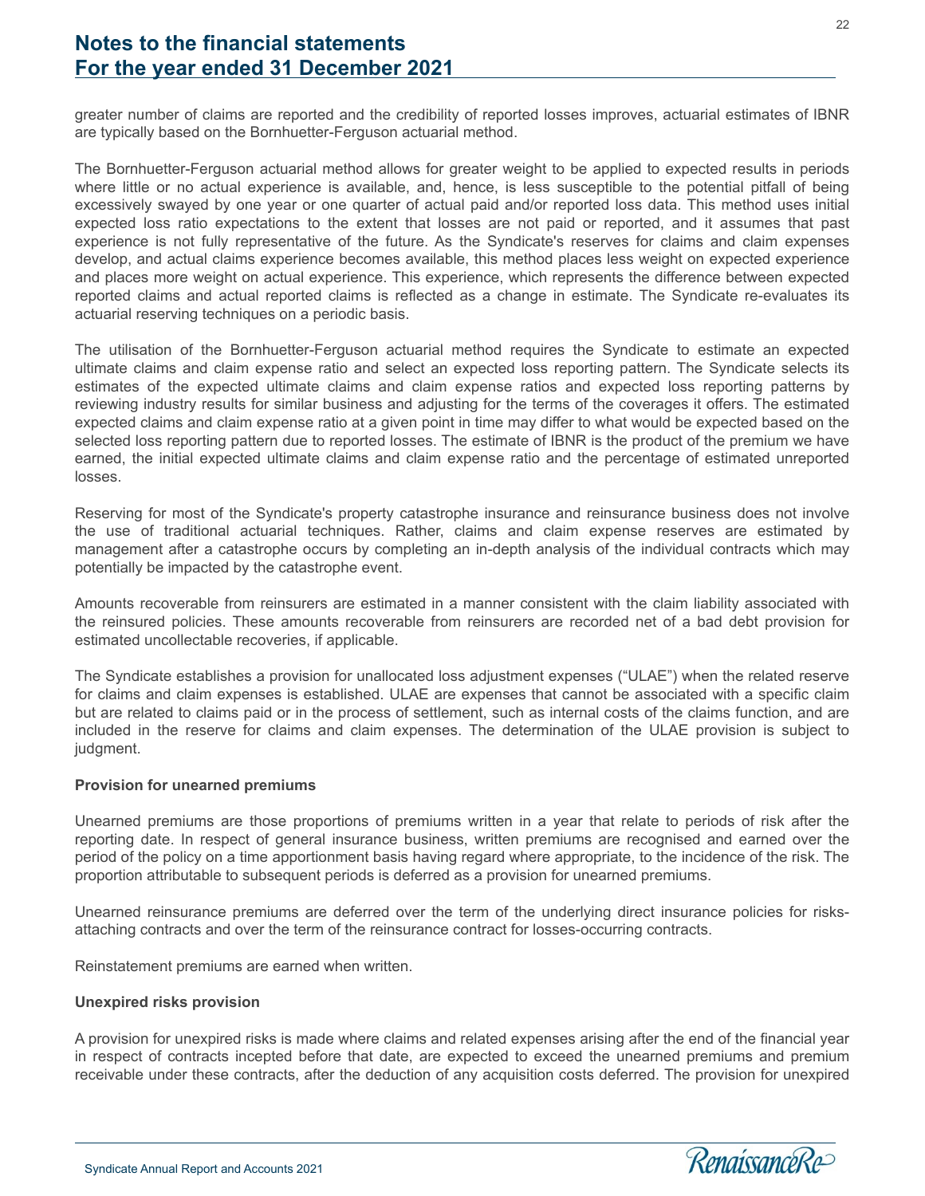greater number of claims are reported and the credibility of reported losses improves, actuarial estimates of IBNR are typically based on the Bornhuetter-Ferguson actuarial method.

The Bornhuetter-Ferguson actuarial method allows for greater weight to be applied to expected results in periods where little or no actual experience is available, and, hence, is less susceptible to the potential pitfall of being excessively swayed by one year or one quarter of actual paid and/or reported loss data. This method uses initial expected loss ratio expectations to the extent that losses are not paid or reported, and it assumes that past experience is not fully representative of the future. As the Syndicate's reserves for claims and claim expenses develop, and actual claims experience becomes available, this method places less weight on expected experience and places more weight on actual experience. This experience, which represents the difference between expected reported claims and actual reported claims is reflected as a change in estimate. The Syndicate re-evaluates its actuarial reserving techniques on a periodic basis.

The utilisation of the Bornhuetter-Ferguson actuarial method requires the Syndicate to estimate an expected ultimate claims and claim expense ratio and select an expected loss reporting pattern. The Syndicate selects its estimates of the expected ultimate claims and claim expense ratios and expected loss reporting patterns by reviewing industry results for similar business and adjusting for the terms of the coverages it offers. The estimated expected claims and claim expense ratio at a given point in time may differ to what would be expected based on the selected loss reporting pattern due to reported losses. The estimate of IBNR is the product of the premium we have earned, the initial expected ultimate claims and claim expense ratio and the percentage of estimated unreported losses.

Reserving for most of the Syndicate's property catastrophe insurance and reinsurance business does not involve the use of traditional actuarial techniques. Rather, claims and claim expense reserves are estimated by management after a catastrophe occurs by completing an in-depth analysis of the individual contracts which may potentially be impacted by the catastrophe event.

Amounts recoverable from reinsurers are estimated in a manner consistent with the claim liability associated with the reinsured policies. These amounts recoverable from reinsurers are recorded net of a bad debt provision for estimated uncollectable recoveries, if applicable.

The Syndicate establishes a provision for unallocated loss adjustment expenses ("ULAE") when the related reserve for claims and claim expenses is established. ULAE are expenses that cannot be associated with a specific claim but are related to claims paid or in the process of settlement, such as internal costs of the claims function, and are included in the reserve for claims and claim expenses. The determination of the ULAE provision is subject to judgment.

**Provision for unearned premiums**

Unearned premiums are those proportions of premiums written in a year that relate to periods of risk after the reporting date. In respect of general insurance business, written premiums are recognised and earned over the period of the policy on a time apportionment basis having regard where appropriate, to the incidence of the risk. The proportion attributable to subsequent periods is deferred as a provision for unearned premiums.

Unearned reinsurance premiums are deferred over the term of the underlying direct insurance policies for risks-attaching contracts and over the term of the reinsurance contract for losses-occurring contracts.

Reinstatement premiums are earned when written.

**Unexpired risks provision**

A provision for unexpired risks is made where claims and related expenses arising after the end of the financial year in respect of contracts incepted before that date, are expected to exceed the unearned premiums and premium receivable under these contracts, after the deduction of any acquisition costs deferred. The provision for unexpired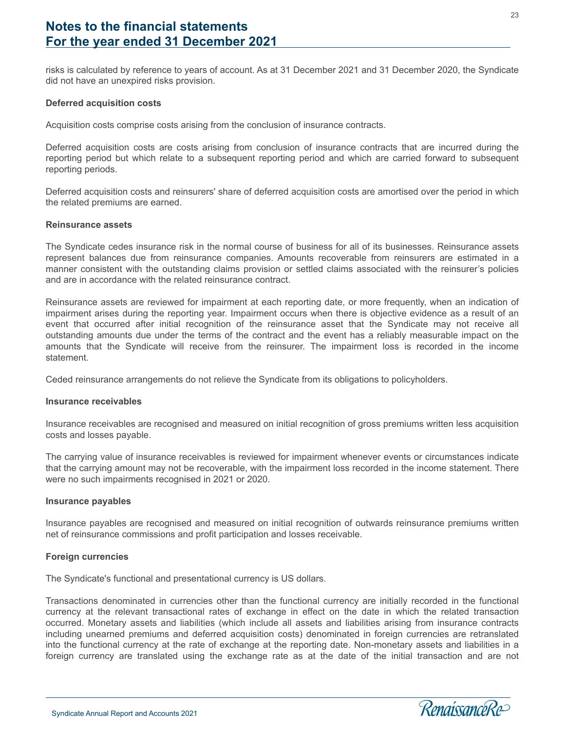risks is calculated by reference to years of account. As at 31 December 2021 and 31 December 2020, the Syndicate did not have an unexpired risks provision.

**Deferred acquisition costs**

Acquisition costs comprise costs arising from the conclusion of insurance contracts.

Deferred acquisition costs are costs arising from conclusion of insurance contracts that are incurred during the reporting period but which relate to a subsequent reporting period and which are carried forward to subsequent reporting periods.

Deferred acquisition costs and reinsurers' share of deferred acquisition costs are amortised over the period in which the related premiums are earned.

**Reinsurance assets**

The Syndicate cedes insurance risk in the normal course of business for all of its businesses. Reinsurance assets represent balances due from reinsurance companies. Amounts recoverable from reinsurers are estimated in a manner consistent with the outstanding claims provision or settled claims associated with the reinsurer's policies and are in accordance with the related reinsurance contract.

Reinsurance assets are reviewed for impairment at each reporting date, or more frequently, when an indication of impairment arises during the reporting year. Impairment occurs when there is objective evidence as a result of an event that occurred after initial recognition of the reinsurance asset that the Syndicate may not receive all outstanding amounts due under the terms of the contract and the event has a reliably measurable impact on the amounts that the Syndicate will receive from the reinsurer. The impairment loss is recorded in the income statement.

Ceded reinsurance arrangements do not relieve the Syndicate from its obligations to policyholders.

**Insurance receivables**

Insurance receivables are recognised and measured on initial recognition of gross premiums written less acquisition costs and losses payable.

The carrying value of insurance receivables is reviewed for impairment whenever events or circumstances indicate that the carrying amount may not be recoverable, with the impairment loss recorded in the income statement. There were no such impairments recognised in 2021 or 2020.

**Insurance payables**

Insurance payables are recognised and measured on initial recognition of outwards reinsurance premiums written net of reinsurance commissions and profit participation and losses receivable.

**Foreign currencies**

The Syndicate's functional and presentational currency is US dollars.

Transactions denominated in currencies other than the functional currency are initially recorded in the functional currency at the relevant transactional rates of exchange in effect on the date in which the related transaction occurred. Monetary assets and liabilities (which include all assets and liabilities arising from insurance contracts including unearned premiums and deferred acquisition costs) denominated in foreign currencies are retranslated into the functional currency at the rate of exchange at the reporting date. Non-monetary assets and liabilities in a foreign currency are translated using the exchange rate as at the date of the initial transaction and are not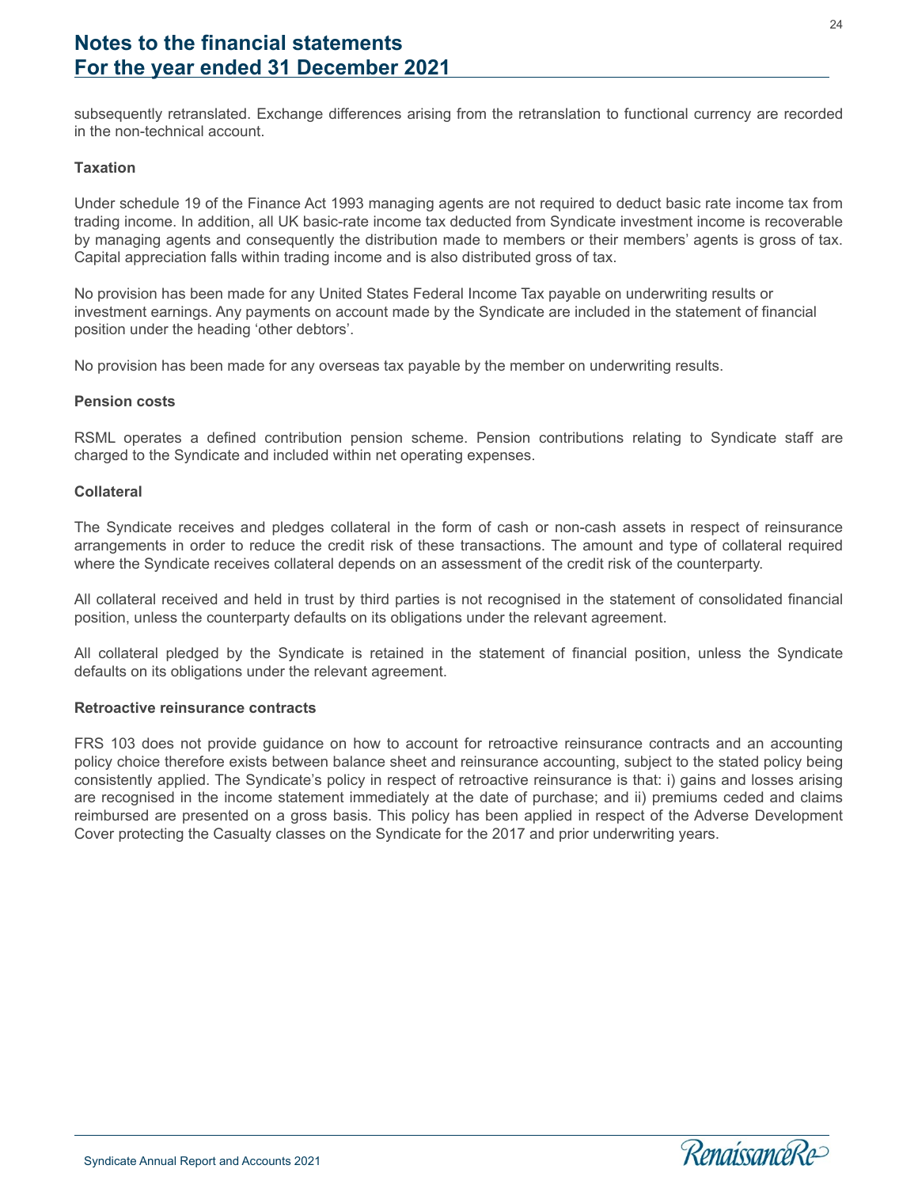subsequently retranslated. Exchange differences arising from the retranslation to functional currency are recorded in the non-technical account.

**Taxation**

Under schedule 19 of the Finance Act 1993 managing agents are not required to deduct basic rate income tax from trading income. In addition, all UK basic-rate income tax deducted from Syndicate investment income is recoverable by managing agents and consequently the distribution made to members or their members' agents is gross of tax. Capital appreciation falls within trading income and is also distributed gross of tax.

No provision has been made for any United States Federal Income Tax payable on underwriting results or investment earnings. Any payments on account made by the Syndicate are included in the statement of financial position under the heading 'other debtors'.

No provision has been made for any overseas tax payable by the member on underwriting results.

**Pension costs**

RSML operates a defined contribution pension scheme. Pension contributions relating to Syndicate staff are charged to the Syndicate and included within net operating expenses.

**Collateral**

The Syndicate receives and pledges collateral in the form of cash or non-cash assets in respect of reinsurance arrangements in order to reduce the credit risk of these transactions. The amount and type of collateral required where the Syndicate receives collateral depends on an assessment of the credit risk of the counterparty.

All collateral received and held in trust by third parties is not recognised in the statement of consolidated financial position, unless the counterparty defaults on its obligations under the relevant agreement.

All collateral pledged by the Syndicate is retained in the statement of financial position, unless the Syndicate defaults on its obligations under the relevant agreement.

**Retroactive reinsurance contracts**

FRS 103 does not provide guidance on how to account for retroactive reinsurance contracts and an accounting policy choice therefore exists between balance sheet and reinsurance accounting, subject to the stated policy being consistently applied. The Syndicate's policy in respect of retroactive reinsurance is that: i) gains and losses arising are recognised in the income statement immediately at the date of purchase; and ii) premiums ceded and claims reimbursed are presented on a gross basis. This policy has been applied in respect of the Adverse Development Cover protecting the Casualty classes on the Syndicate for the 2017 and prior underwriting years.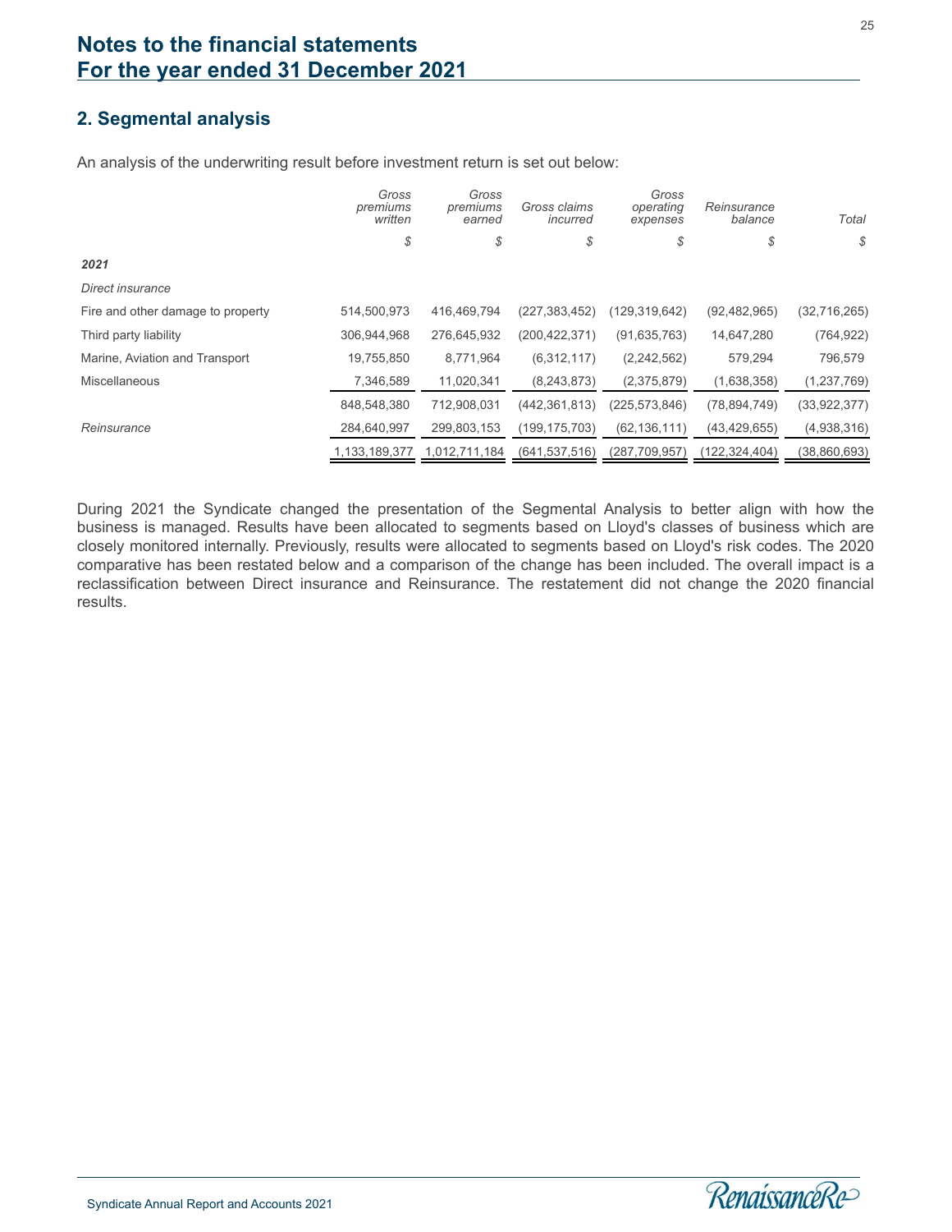# Notes to the financial statements
# For the year ended 31 December 2021

## 2. Segmental analysis

An analysis of the underwriting result before investment return is set out below:

| | *Gross premiums written* | *Gross premiums earned* | *Gross claims incurred* | *Gross operating expenses* | *Reinsurance balance* | *Total* |
|---|---|---|---|---|---|---|
| | *$* | *$* | *$* | *$* | *$* | *$* |
| ***2021*** | | | | | | |
| *Direct insurance* | | | | | | |
| Fire and other damage to property | 514,500,973 | 416,469,794 | (227,383,452) | (129,319,642) | (92,482,965) | (32,716,265) |
| Third party liability | 306,944,968 | 276,645,932 | (200,422,371) | (91,635,763) | 14,647,280 | (764,922) |
| Marine, Aviation and Transport | 19,755,850 | 8,771,964 | (6,312,117) | (2,242,562) | 579,294 | 796,579 |
| Miscellaneous | 7,346,589 | 11,020,341 | (8,243,873) | (2,375,879) | (1,638,358) | (1,237,769) |
| | 848,548,380 | 712,908,031 | (442,361,813) | (225,573,846) | (78,894,749) | (33,922,377) |
| *Reinsurance* | 284,640,997 | 299,803,153 | (199,175,703) | (62,136,111) | (43,429,655) | (4,938,316) |
| | 1,133,189,377 | 1,012,711,184 | (641,537,516) | (287,709,957) | (122,324,404) | (38,860,693) |

During 2021 the Syndicate changed the presentation of the Segmental Analysis to better align with how the business is managed. Results have been allocated to segments based on Lloyd's classes of business which are closely monitored internally. Previously, results were allocated to segments based on Lloyd's risk codes. The 2020 comparative has been restated below and a comparison of the change has been included. The overall impact is a reclassification between Direct insurance and Reinsurance. The restatement did not change the 2020 financial results.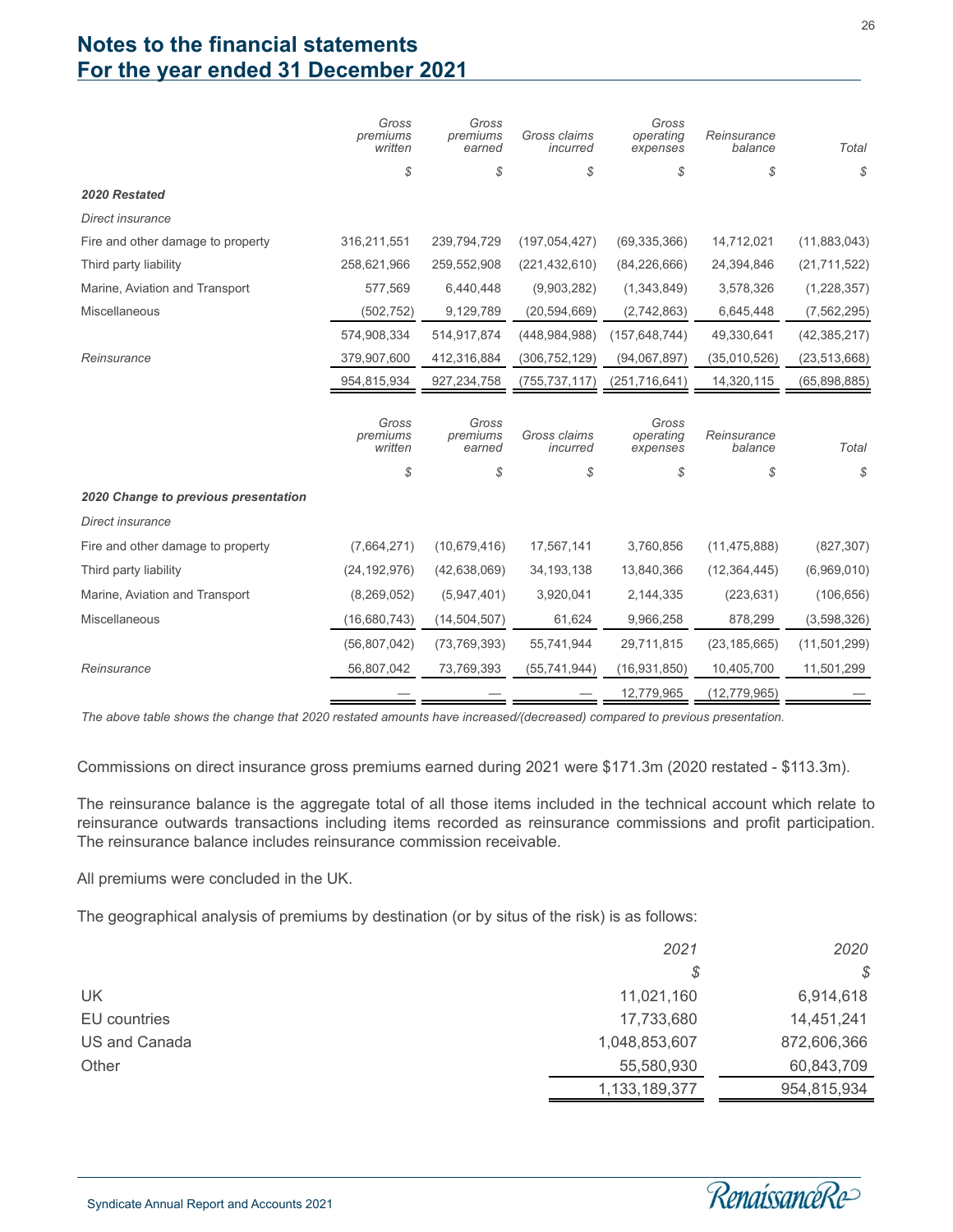# Notes to the financial statements
# For the year ended 31 December 2021

| | Gross premiums written | Gross premiums earned | Gross claims incurred | Gross operating expenses | Reinsurance balance | Total |
|---|---|---|---|---|---|---|
| | $ | $ | $ | $ | $ | $ |
| ***2020 Restated*** | | | | | | |
| *Direct insurance* | | | | | | |
| Fire and other damage to property | 316,211,551 | 239,794,729 | (197,054,427) | (69,335,366) | 14,712,021 | (11,883,043) |
| Third party liability | 258,621,966 | 259,552,908 | (221,432,610) | (84,226,666) | 24,394,846 | (21,711,522) |
| Marine, Aviation and Transport | 577,569 | 6,440,448 | (9,903,282) | (1,343,849) | 3,578,326 | (1,228,357) |
| Miscellaneous | (502,752) | 9,129,789 | (20,594,669) | (2,742,863) | 6,645,448 | (7,562,295) |
| | 574,908,334 | 514,917,874 | (448,984,988) | (157,648,744) | 49,330,641 | (42,385,217) |
| *Reinsurance* | 379,907,600 | 412,316,884 | (306,752,129) | (94,067,897) | (35,010,526) | (23,513,668) |
| | 954,815,934 | 927,234,758 | (755,737,117) | (251,716,641) | 14,320,115 | (65,898,885) |

| | Gross premiums written | Gross premiums earned | Gross claims incurred | Gross operating expenses | Reinsurance balance | Total |
|---|---|---|---|---|---|---|
| | $ | $ | $ | $ | $ | $ |
| ***2020 Change to previous presentation*** | | | | | | |
| *Direct insurance* | | | | | | |
| Fire and other damage to property | (7,664,271) | (10,679,416) | 17,567,141 | 3,760,856 | (11,475,888) | (827,307) |
| Third party liability | (24,192,976) | (42,638,069) | 34,193,138 | 13,840,366 | (12,364,445) | (6,969,010) |
| Marine, Aviation and Transport | (8,269,052) | (5,947,401) | 3,920,041 | 2,144,335 | (223,631) | (106,656) |
| Miscellaneous | (16,680,743) | (14,504,507) | 61,624 | 9,966,258 | 878,299 | (3,598,326) |
| | (56,807,042) | (73,769,393) | 55,741,944 | 29,711,815 | (23,185,665) | (11,501,299) |
| *Reinsurance* | 56,807,042 | 73,769,393 | (55,741,944) | (16,931,850) | 10,405,700 | 11,501,299 |
| | — | — | — | 12,779,965 | (12,779,965) | — |

*The above table shows the change that 2020 restated amounts have increased/(decreased) compared to previous presentation.*

Commissions on direct insurance gross premiums earned during 2021 were $171.3m (2020 restated - $113.3m).

The reinsurance balance is the aggregate total of all those items included in the technical account which relate to reinsurance outwards transactions including items recorded as reinsurance commissions and profit participation. The reinsurance balance includes reinsurance commission receivable.

All premiums were concluded in the UK.

The geographical analysis of premiums by destination (or by situs of the risk) is as follows:

| | *2021* | *2020* |
|---|---|---|
| | *$* | *$* |
| UK | 11,021,160 | 6,914,618 |
| EU countries | 17,733,680 | 14,451,241 |
| US and Canada | 1,048,853,607 | 872,606,366 |
| Other | 55,580,930 | 60,843,709 |
| | 1,133,189,377 | 954,815,934 |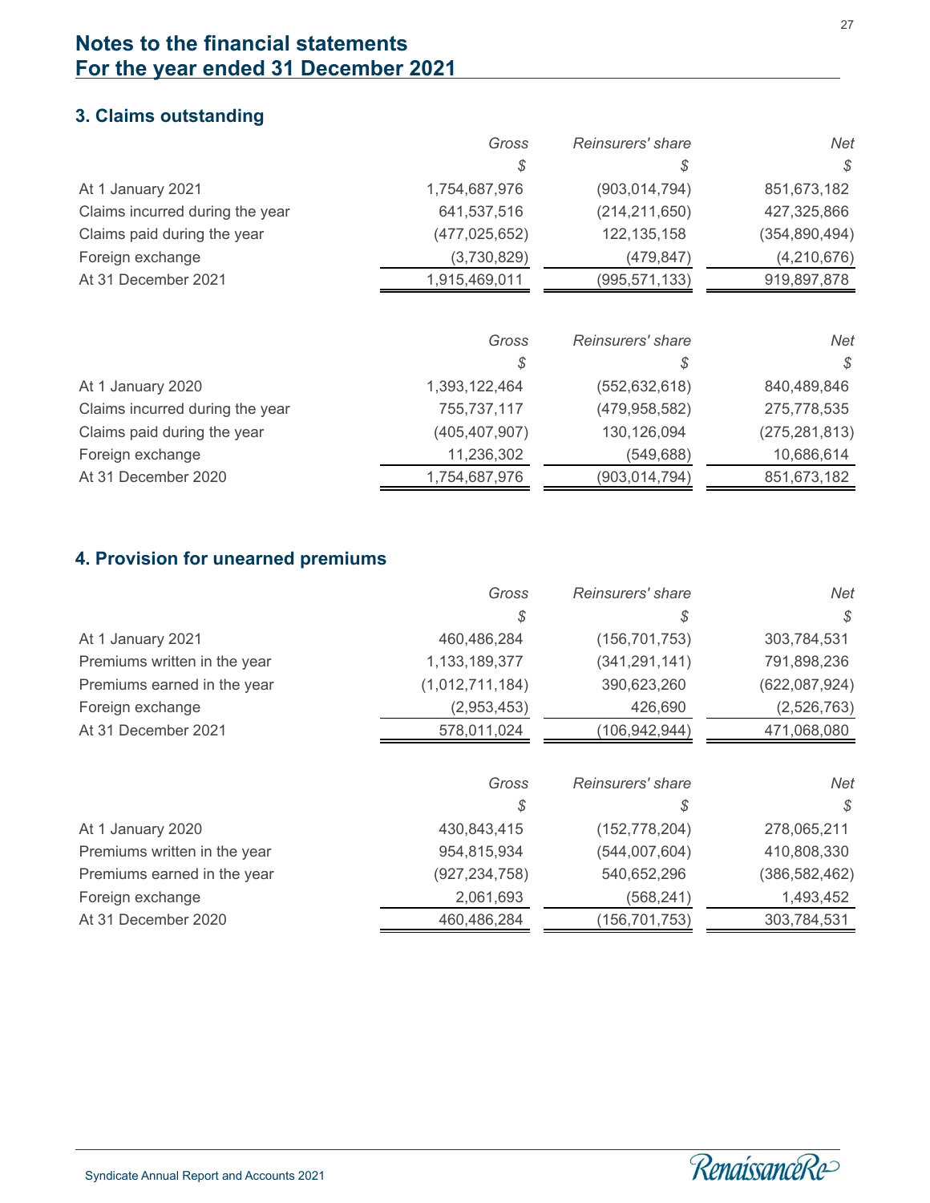## Notes to the financial statements
## For the year ended 31 December 2021

### 3. Claims outstanding

| | Gross | Reinsurers' share | Net |
|---|---|---|---|
| | $ | $ | $ |
| At 1 January 2021 | 1,754,687,976 | (903,014,794) | 851,673,182 |
| Claims incurred during the year | 641,537,516 | (214,211,650) | 427,325,866 |
| Claims paid during the year | (477,025,652) | 122,135,158 | (354,890,494) |
| Foreign exchange | (3,730,829) | (479,847) | (4,210,676) |
| At 31 December 2021 | 1,915,469,011 | (995,571,133) | 919,897,878 |

| | Gross | Reinsurers' share | Net |
|---|---|---|---|
| | $ | $ | $ |
| At 1 January 2020 | 1,393,122,464 | (552,632,618) | 840,489,846 |
| Claims incurred during the year | 755,737,117 | (479,958,582) | 275,778,535 |
| Claims paid during the year | (405,407,907) | 130,126,094 | (275,281,813) |
| Foreign exchange | 11,236,302 | (549,688) | 10,686,614 |
| At 31 December 2020 | 1,754,687,976 | (903,014,794) | 851,673,182 |

### 4. Provision for unearned premiums

| | Gross | Reinsurers' share | Net |
|---|---|---|---|
| | $ | $ | $ |
| At 1 January 2021 | 460,486,284 | (156,701,753) | 303,784,531 |
| Premiums written in the year | 1,133,189,377 | (341,291,141) | 791,898,236 |
| Premiums earned in the year | (1,012,711,184) | 390,623,260 | (622,087,924) |
| Foreign exchange | (2,953,453) | 426,690 | (2,526,763) |
| At 31 December 2021 | 578,011,024 | (106,942,944) | 471,068,080 |

| | Gross | Reinsurers' share | Net |
|---|---|---|---|
| | $ | $ | $ |
| At 1 January 2020 | 430,843,415 | (152,778,204) | 278,065,211 |
| Premiums written in the year | 954,815,934 | (544,007,604) | 410,808,330 |
| Premiums earned in the year | (927,234,758) | 540,652,296 | (386,582,462) |
| Foreign exchange | 2,061,693 | (568,241) | 1,493,452 |
| At 31 December 2020 | 460,486,284 | (156,701,753) | 303,784,531 |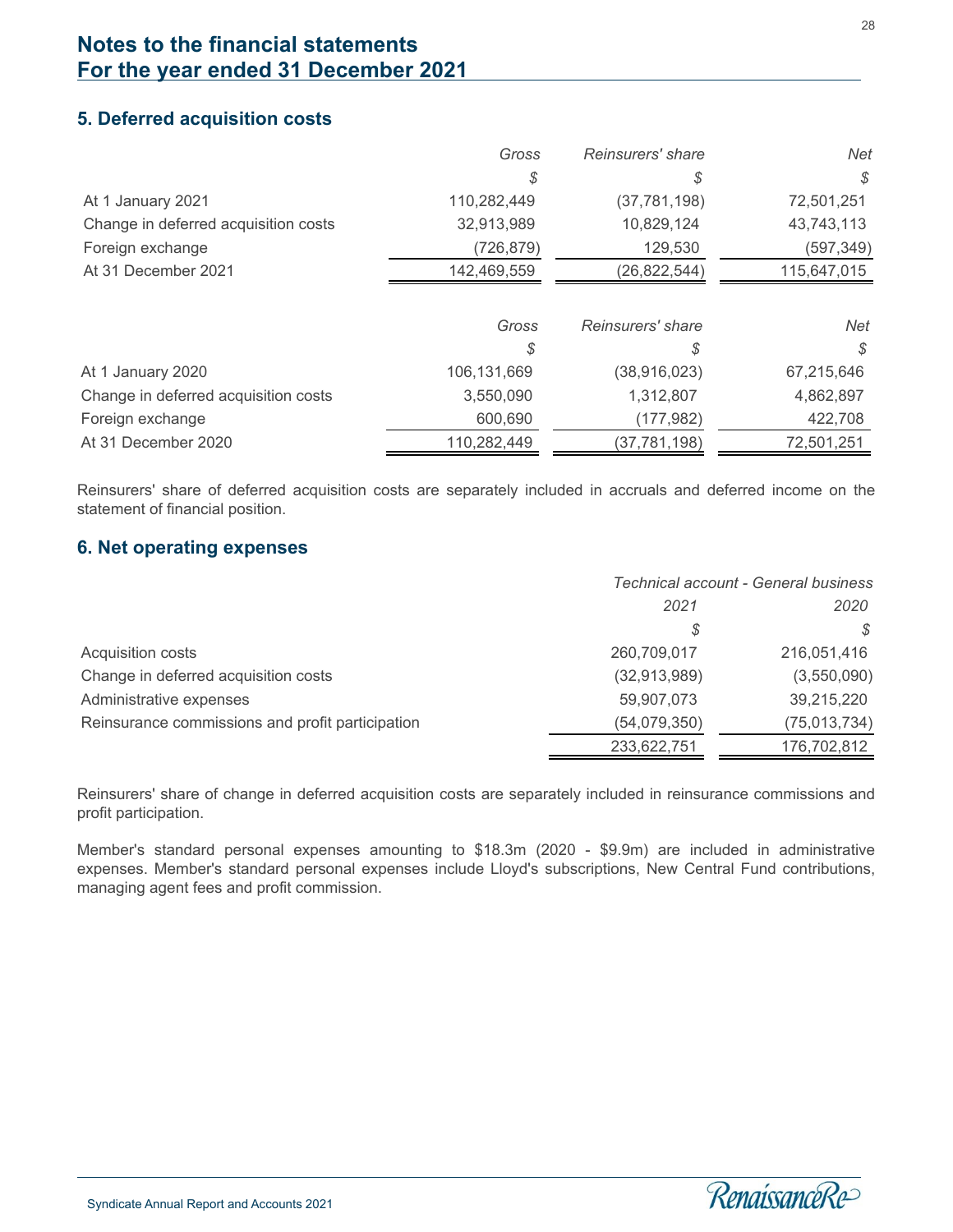# Notes to the financial statements
## For the year ended 31 December 2021

### 5. Deferred acquisition costs

| | Gross | Reinsurers' share | Net |
|---|---|---|---|
| | $ | $ | $ |
| At 1 January 2021 | 110,282,449 | (37,781,198) | 72,501,251 |
| Change in deferred acquisition costs | 32,913,989 | 10,829,124 | 43,743,113 |
| Foreign exchange | (726,879) | 129,530 | (597,349) |
| At 31 December 2021 | 142,469,559 | (26,822,544) | 115,647,015 |

| | Gross | Reinsurers' share | Net |
|---|---|---|---|
| | $ | $ | $ |
| At 1 January 2020 | 106,131,669 | (38,916,023) | 67,215,646 |
| Change in deferred acquisition costs | 3,550,090 | 1,312,807 | 4,862,897 |
| Foreign exchange | 600,690 | (177,982) | 422,708 |
| At 31 December 2020 | 110,282,449 | (37,781,198) | 72,501,251 |

Reinsurers' share of deferred acquisition costs are separately included in accruals and deferred income on the statement of financial position.

### 6. Net operating expenses

| | Technical account - General business | |
|---|---|---|
| | 2021 | 2020 |
| | $ | $ |
| Acquisition costs | 260,709,017 | 216,051,416 |
| Change in deferred acquisition costs | (32,913,989) | (3,550,090) |
| Administrative expenses | 59,907,073 | 39,215,220 |
| Reinsurance commissions and profit participation | (54,079,350) | (75,013,734) |
| | 233,622,751 | 176,702,812 |

Reinsurers' share of change in deferred acquisition costs are separately included in reinsurance commissions and profit participation.

Member's standard personal expenses amounting to $18.3m (2020 - $9.9m) are included in administrative expenses. Member's standard personal expenses include Lloyd's subscriptions, New Central Fund contributions, managing agent fees and profit commission.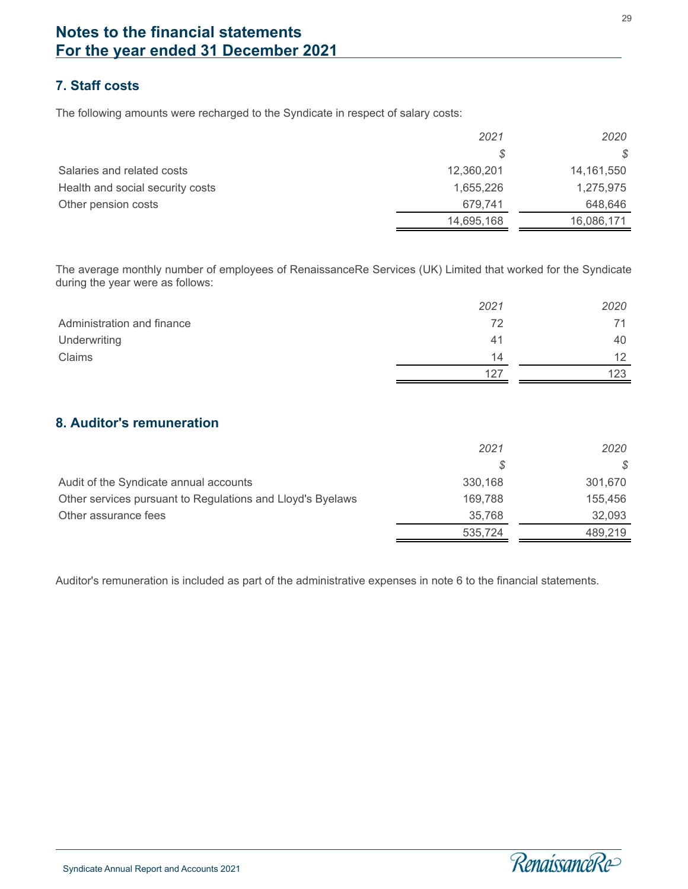# Notes to the financial statements
# For the year ended 31 December 2021

## 7. Staff costs

The following amounts were recharged to the Syndicate in respect of salary costs:

| | *2021* | *2020* |
|---|---:|---:|
| | *$* | *$* |
| Salaries and related costs | 12,360,201 | 14,161,550 |
| Health and social security costs | 1,655,226 | 1,275,975 |
| Other pension costs | 679,741 | 648,646 |
| | 14,695,168 | 16,086,171 |

The average monthly number of employees of RenaissanceRe Services (UK) Limited that worked for the Syndicate during the year were as follows:

| | *2021* | *2020* |
|---|---:|---:|
| Administration and finance | 72 | 71 |
| Underwriting | 41 | 40 |
| Claims | 14 | 12 |
| | 127 | 123 |

## 8. Auditor's remuneration

| | *2021* | *2020* |
|---|---:|---:|
| | *$* | *$* |
| Audit of the Syndicate annual accounts | 330,168 | 301,670 |
| Other services pursuant to Regulations and Lloyd's Byelaws | 169,788 | 155,456 |
| Other assurance fees | 35,768 | 32,093 |
| | 535,724 | 489,219 |

Auditor's remuneration is included as part of the administrative expenses in note 6 to the financial statements.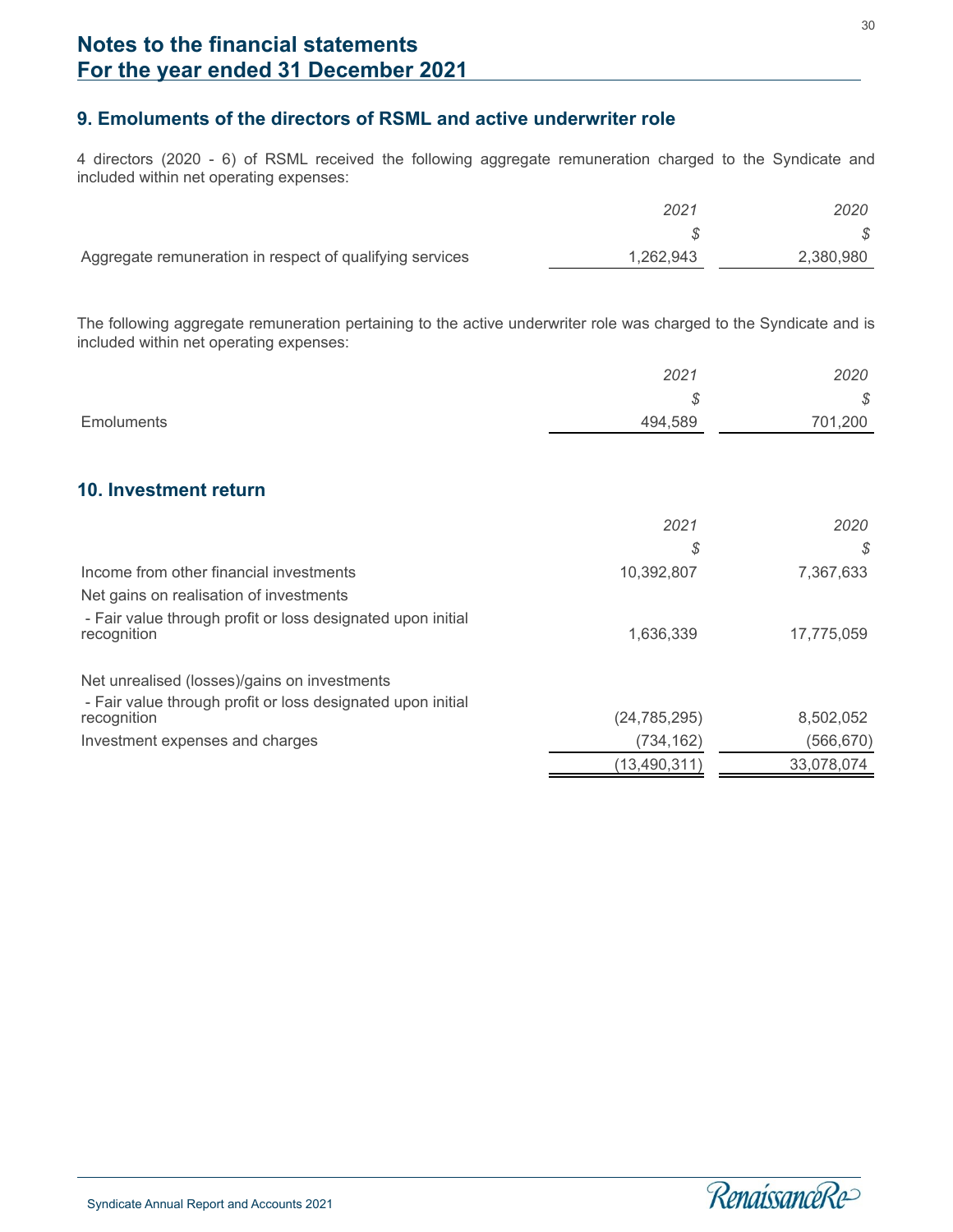# Notes to the financial statements
# For the year ended 31 December 2021

## 9. Emoluments of the directors of RSML and active underwriter role

4 directors (2020 - 6) of RSML received the following aggregate remuneration charged to the Syndicate and included within net operating expenses:

| | *2021* | *2020* |
|---|---|---|
| | *$* | *$* |
| Aggregate remuneration in respect of qualifying services | 1,262,943 | 2,380,980 |

The following aggregate remuneration pertaining to the active underwriter role was charged to the Syndicate and is included within net operating expenses:

| | *2021* | *2020* |
|---|---|---|
| | *$* | *$* |
| Emoluments | 494,589 | 701,200 |

## 10. Investment return

| | *2021* | *2020* |
|---|---|---|
| | *$* | *$* |
| Income from other financial investments | 10,392,807 | 7,367,633 |
| Net gains on realisation of investments | | |
| - Fair value through profit or loss designated upon initial recognition | 1,636,339 | 17,775,059 |
| Net unrealised (losses)/gains on investments | | |
| - Fair value through profit or loss designated upon initial recognition | (24,785,295) | 8,502,052 |
| Investment expenses and charges | (734,162) | (566,670) |
| | (13,490,311) | 33,078,074 |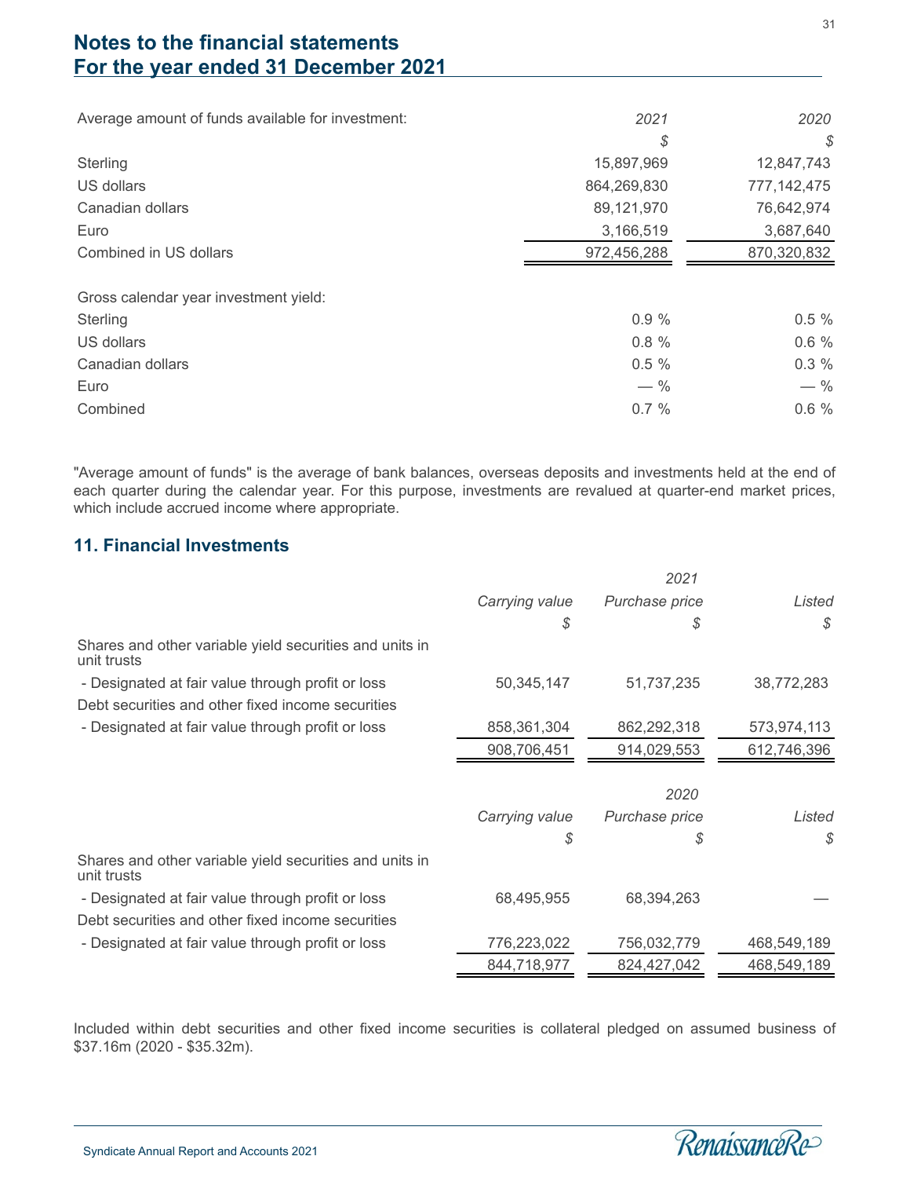# Notes to the financial statements
## For the year ended 31 December 2021

| Average amount of funds available for investment: | *2021* | *2020* |
|---|---|---|
| | *$* | *$* |
| Sterling | 15,897,969 | 12,847,743 |
| US dollars | 864,269,830 | 777,142,475 |
| Canadian dollars | 89,121,970 | 76,642,974 |
| Euro | 3,166,519 | 3,687,640 |
| Combined in US dollars | 972,456,288 | 870,320,832 |

| Gross calendar year investment yield: | | |
|---|---|---|
| Sterling | 0.9 % | 0.5 % |
| US dollars | 0.8 % | 0.6 % |
| Canadian dollars | 0.5 % | 0.3 % |
| Euro | — % | — % |
| Combined | 0.7 % | 0.6 % |

"Average amount of funds" is the average of bank balances, overseas deposits and investments held at the end of each quarter during the calendar year. For this purpose, investments are revalued at quarter-end market prices, which include accrued income where appropriate.

## 11. Financial Investments

| | | *2021* | |
|---|---|---|---|
| | *Carrying value* | *Purchase price* | *Listed* |
| | *$* | *$* | *$* |
| Shares and other variable yield securities and units in unit trusts | | | |
| - Designated at fair value through profit or loss | 50,345,147 | 51,737,235 | 38,772,283 |
| Debt securities and other fixed income securities | | | |
| - Designated at fair value through profit or loss | 858,361,304 | 862,292,318 | 573,974,113 |
| | 908,706,451 | 914,029,553 | 612,746,396 |

| | | *2020* | |
|---|---|---|---|
| | *Carrying value* | *Purchase price* | *Listed* |
| | *$* | *$* | *$* |
| Shares and other variable yield securities and units in unit trusts | | | |
| - Designated at fair value through profit or loss | 68,495,955 | 68,394,263 | — |
| Debt securities and other fixed income securities | | | |
| - Designated at fair value through profit or loss | 776,223,022 | 756,032,779 | 468,549,189 |
| | 844,718,977 | 824,427,042 | 468,549,189 |

Included within debt securities and other fixed income securities is collateral pledged on assumed business of $37.16m (2020 - $35.32m).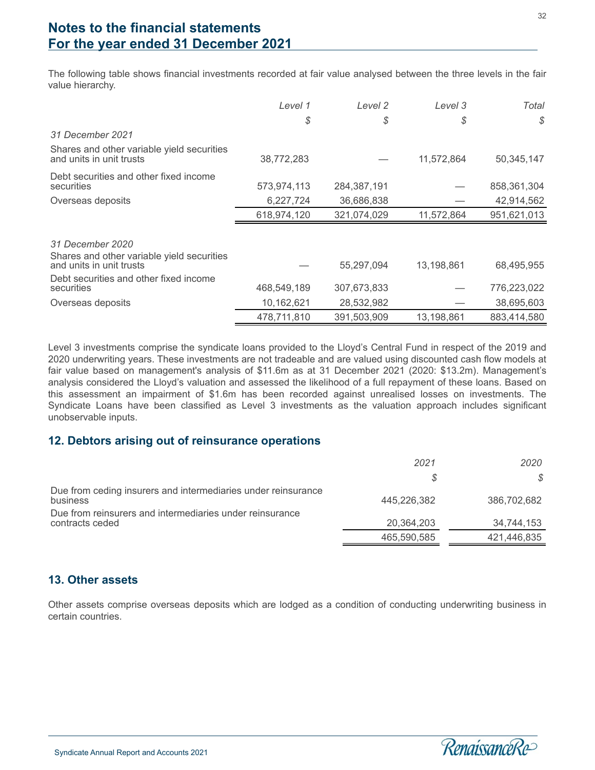# Notes to the financial statements
# For the year ended 31 December 2021

The following table shows financial investments recorded at fair value analysed between the three levels in the fair value hierarchy.

| | *Level 1* | *Level 2* | *Level 3* | *Total* |
|---|---|---|---|---|
| | *$* | *$* | *$* | *$* |
| *31 December 2021* | | | | |
| Shares and other variable yield securities and units in unit trusts | 38,772,283 | — | 11,572,864 | 50,345,147 |
| Debt securities and other fixed income securities | 573,974,113 | 284,387,191 | — | 858,361,304 |
| Overseas deposits | 6,227,724 | 36,686,838 | — | 42,914,562 |
| | 618,974,120 | 321,074,029 | 11,572,864 | 951,621,013 |
| *31 December 2020* | | | | |
| Shares and other variable yield securities and units in unit trusts | — | 55,297,094 | 13,198,861 | 68,495,955 |
| Debt securities and other fixed income securities | 468,549,189 | 307,673,833 | — | 776,223,022 |
| Overseas deposits | 10,162,621 | 28,532,982 | — | 38,695,603 |
| | 478,711,810 | 391,503,909 | 13,198,861 | 883,414,580 |

Level 3 investments comprise the syndicate loans provided to the Lloyd's Central Fund in respect of the 2019 and 2020 underwriting years. These investments are not tradeable and are valued using discounted cash flow models at fair value based on management's analysis of $11.6m as at 31 December 2021 (2020: $13.2m). Management's analysis considered the Lloyd's valuation and assessed the likelihood of a full repayment of these loans. Based on this assessment an impairment of $1.6m has been recorded against unrealised losses on investments. The Syndicate Loans have been classified as Level 3 investments as the valuation approach includes significant unobservable inputs.

## 12. Debtors arising out of reinsurance operations

| | *2021* | *2020* |
|---|---|---|
| | *$* | *$* |
| Due from ceding insurers and intermediaries under reinsurance business | 445,226,382 | 386,702,682 |
| Due from reinsurers and intermediaries under reinsurance contracts ceded | 20,364,203 | 34,744,153 |
| | 465,590,585 | 421,446,835 |

## 13. Other assets

Other assets comprise overseas deposits which are lodged as a condition of conducting underwriting business in certain countries.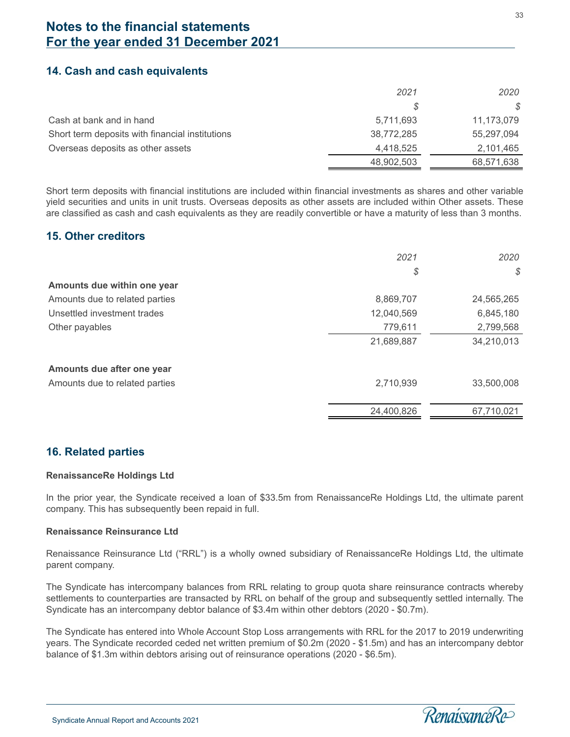# Notes to the financial statements
# For the year ended 31 December 2021

## 14. Cash and cash equivalents

| | 2021 | 2020 |
|---|---|---|
| | $ | $ |
| Cash at bank and in hand | 5,711,693 | 11,173,079 |
| Short term deposits with financial institutions | 38,772,285 | 55,297,094 |
| Overseas deposits as other assets | 4,418,525 | 2,101,465 |
| | 48,902,503 | 68,571,638 |

Short term deposits with financial institutions are included within financial investments as shares and other variable yield securities and units in unit trusts. Overseas deposits as other assets are included within Other assets. These are classified as cash and cash equivalents as they are readily convertible or have a maturity of less than 3 months.

## 15. Other creditors

| | 2021 | 2020 |
|---|---|---|
| | $ | $ |
| **Amounts due within one year** | | |
| Amounts due to related parties | 8,869,707 | 24,565,265 |
| Unsettled investment trades | 12,040,569 | 6,845,180 |
| Other payables | 779,611 | 2,799,568 |
| | 21,689,887 | 34,210,013 |
| **Amounts due after one year** | | |
| Amounts due to related parties | 2,710,939 | 33,500,008 |
| | 24,400,826 | 67,710,021 |

## 16. Related parties

**RenaissanceRe Holdings Ltd**

In the prior year, the Syndicate received a loan of $33.5m from RenaissanceRe Holdings Ltd, the ultimate parent company. This has subsequently been repaid in full.

**Renaissance Reinsurance Ltd**

Renaissance Reinsurance Ltd ("RRL") is a wholly owned subsidiary of RenaissanceRe Holdings Ltd, the ultimate parent company.

The Syndicate has intercompany balances from RRL relating to group quota share reinsurance contracts whereby settlements to counterparties are transacted by RRL on behalf of the group and subsequently settled internally. The Syndicate has an intercompany debtor balance of $3.4m within other debtors (2020 - $0.7m).

The Syndicate has entered into Whole Account Stop Loss arrangements with RRL for the 2017 to 2019 underwriting years. The Syndicate recorded ceded net written premium of $0.2m (2020 - $1.5m) and has an intercompany debtor balance of $1.3m within debtors arising out of reinsurance operations (2020 - $6.5m).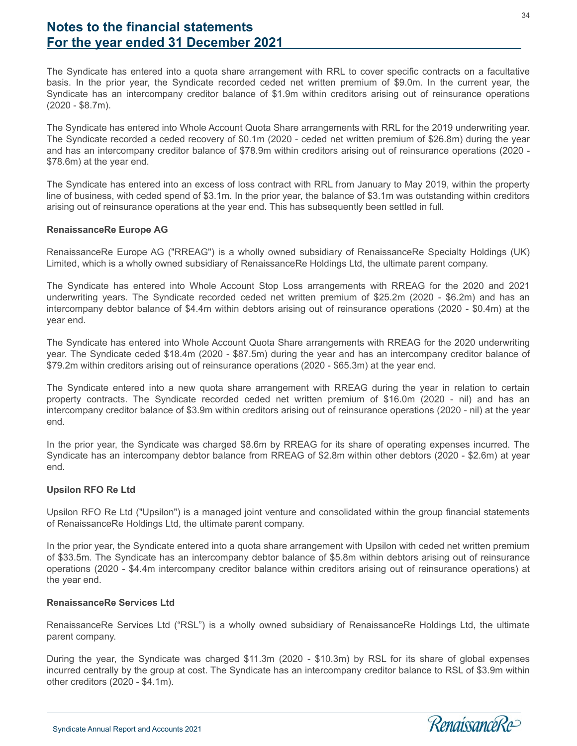The Syndicate has entered into a quota share arrangement with RRL to cover specific contracts on a facultative basis. In the prior year, the Syndicate recorded ceded net written premium of $9.0m. In the current year, the Syndicate has an intercompany creditor balance of $1.9m within creditors arising out of reinsurance operations (2020 - $8.7m).

The Syndicate has entered into Whole Account Quota Share arrangements with RRL for the 2019 underwriting year. The Syndicate recorded a ceded recovery of $0.1m (2020 - ceded net written premium of $26.8m) during the year and has an intercompany creditor balance of $78.9m within creditors arising out of reinsurance operations (2020 - $78.6m) at the year end.

The Syndicate has entered into an excess of loss contract with RRL from January to May 2019, within the property line of business, with ceded spend of $3.1m. In the prior year, the balance of $3.1m was outstanding within creditors arising out of reinsurance operations at the year end. This has subsequently been settled in full.

**RenaissanceRe Europe AG**

RenaissanceRe Europe AG ("RREAG") is a wholly owned subsidiary of RenaissanceRe Specialty Holdings (UK) Limited, which is a wholly owned subsidiary of RenaissanceRe Holdings Ltd, the ultimate parent company.

The Syndicate has entered into Whole Account Stop Loss arrangements with RREAG for the 2020 and 2021 underwriting years. The Syndicate recorded ceded net written premium of $25.2m (2020 - $6.2m) and has an intercompany debtor balance of $4.4m within debtors arising out of reinsurance operations (2020 - $0.4m) at the year end.

The Syndicate has entered into Whole Account Quota Share arrangements with RREAG for the 2020 underwriting year. The Syndicate ceded $18.4m (2020 - $87.5m) during the year and has an intercompany creditor balance of $79.2m within creditors arising out of reinsurance operations (2020 - $65.3m) at the year end.

The Syndicate entered into a new quota share arrangement with RREAG during the year in relation to certain property contracts. The Syndicate recorded ceded net written premium of $16.0m (2020 - nil) and has an intercompany creditor balance of $3.9m within creditors arising out of reinsurance operations (2020 - nil) at the year end.

In the prior year, the Syndicate was charged $8.6m by RREAG for its share of operating expenses incurred. The Syndicate has an intercompany debtor balance from RREAG of $2.8m within other debtors (2020 - $2.6m) at year end.

**Upsilon RFO Re Ltd**

Upsilon RFO Re Ltd ("Upsilon") is a managed joint venture and consolidated within the group financial statements of RenaissanceRe Holdings Ltd, the ultimate parent company.

In the prior year, the Syndicate entered into a quota share arrangement with Upsilon with ceded net written premium of $33.5m. The Syndicate has an intercompany debtor balance of $5.8m within debtors arising out of reinsurance operations (2020 - $4.4m intercompany creditor balance within creditors arising out of reinsurance operations) at the year end.

**RenaissanceRe Services Ltd**

RenaissanceRe Services Ltd ("RSL") is a wholly owned subsidiary of RenaissanceRe Holdings Ltd, the ultimate parent company.

During the year, the Syndicate was charged $11.3m (2020 - $10.3m) by RSL for its share of global expenses incurred centrally by the group at cost. The Syndicate has an intercompany creditor balance to RSL of $3.9m within other creditors (2020 - $4.1m).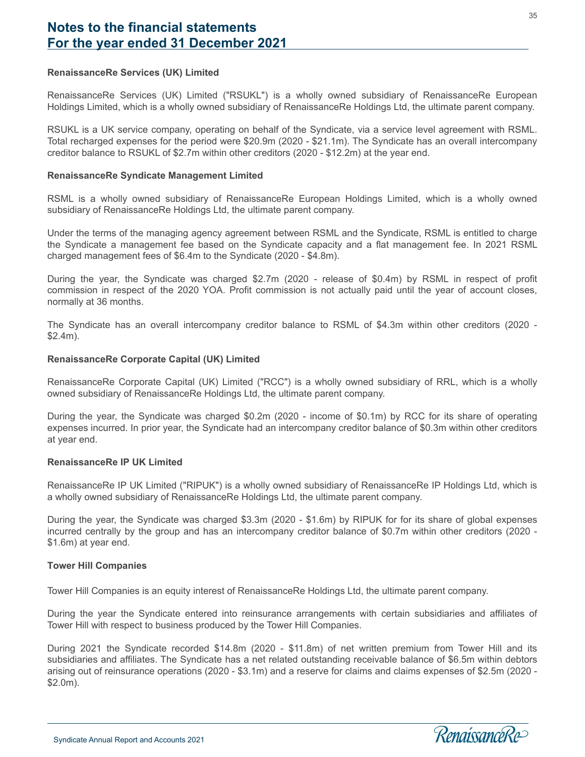# Notes to the financial statements
# For the year ended 31 December 2021

**RenaissanceRe Services (UK) Limited**

RenaissanceRe Services (UK) Limited ("RSUKL") is a wholly owned subsidiary of RenaissanceRe European Holdings Limited, which is a wholly owned subsidiary of RenaissanceRe Holdings Ltd, the ultimate parent company.

RSUKL is a UK service company, operating on behalf of the Syndicate, via a service level agreement with RSML. Total recharged expenses for the period were $20.9m (2020 - $21.1m). The Syndicate has an overall intercompany creditor balance to RSUKL of $2.7m within other creditors (2020 - $12.2m) at the year end.

**RenaissanceRe Syndicate Management Limited**

RSML is a wholly owned subsidiary of RenaissanceRe European Holdings Limited, which is a wholly owned subsidiary of RenaissanceRe Holdings Ltd, the ultimate parent company.

Under the terms of the managing agency agreement between RSML and the Syndicate, RSML is entitled to charge the Syndicate a management fee based on the Syndicate capacity and a flat management fee. In 2021 RSML charged management fees of $6.4m to the Syndicate (2020 - $4.8m).

During the year, the Syndicate was charged $2.7m (2020 - release of $0.4m) by RSML in respect of profit commission in respect of the 2020 YOA. Profit commission is not actually paid until the year of account closes, normally at 36 months.

The Syndicate has an overall intercompany creditor balance to RSML of $4.3m within other creditors (2020 - $2.4m).

**RenaissanceRe Corporate Capital (UK) Limited**

RenaissanceRe Corporate Capital (UK) Limited ("RCC") is a wholly owned subsidiary of RRL, which is a wholly owned subsidiary of RenaissanceRe Holdings Ltd, the ultimate parent company.

During the year, the Syndicate was charged $0.2m (2020 - income of $0.1m) by RCC for its share of operating expenses incurred. In prior year, the Syndicate had an intercompany creditor balance of $0.3m within other creditors at year end.

**RenaissanceRe IP UK Limited**

RenaissanceRe IP UK Limited ("RIPUK") is a wholly owned subsidiary of RenaissanceRe IP Holdings Ltd, which is a wholly owned subsidiary of RenaissanceRe Holdings Ltd, the ultimate parent company.

During the year, the Syndicate was charged $3.3m (2020 - $1.6m) by RIPUK for for its share of global expenses incurred centrally by the group and has an intercompany creditor balance of $0.7m within other creditors (2020 - $1.6m) at year end.

**Tower Hill Companies**

Tower Hill Companies is an equity interest of RenaissanceRe Holdings Ltd, the ultimate parent company.

During the year the Syndicate entered into reinsurance arrangements with certain subsidiaries and affiliates of Tower Hill with respect to business produced by the Tower Hill Companies.

During 2021 the Syndicate recorded $14.8m (2020 - $11.8m) of net written premium from Tower Hill and its subsidiaries and affiliates. The Syndicate has a net related outstanding receivable balance of $6.5m within debtors arising out of reinsurance operations (2020 - $3.1m) and a reserve for claims and claims expenses of $2.5m (2020 - $2.0m).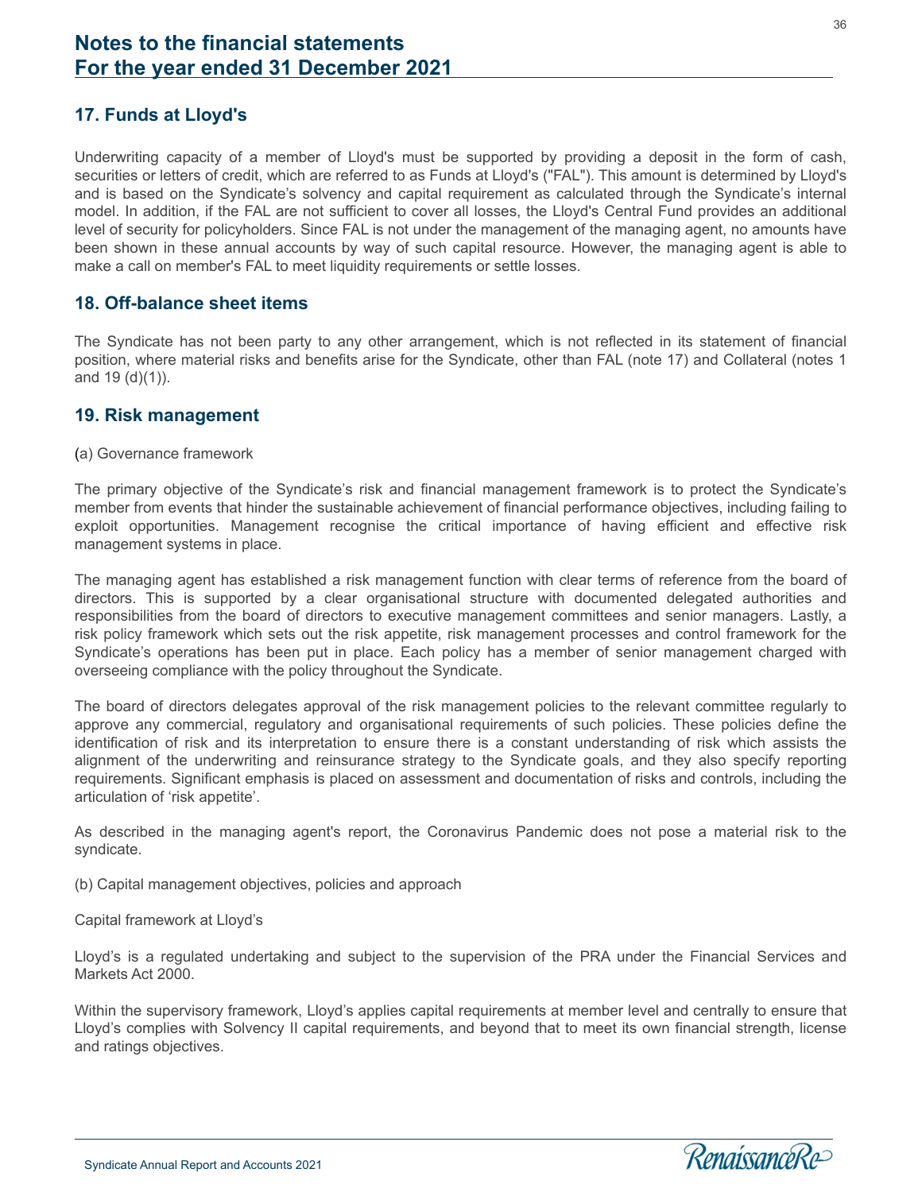## 17. Funds at Lloyd's

Underwriting capacity of a member of Lloyd's must be supported by providing a deposit in the form of cash, securities or letters of credit, which are referred to as Funds at Lloyd's ("FAL"). This amount is determined by Lloyd's and is based on the Syndicate's solvency and capital requirement as calculated through the Syndicate's internal model. In addition, if the FAL are not sufficient to cover all losses, the Lloyd's Central Fund provides an additional level of security for policyholders. Since FAL is not under the management of the managing agent, no amounts have been shown in these annual accounts by way of such capital resource. However, the managing agent is able to make a call on member's FAL to meet liquidity requirements or settle losses.

## 18. Off-balance sheet items

The Syndicate has not been party to any other arrangement, which is not reflected in its statement of financial position, where material risks and benefits arise for the Syndicate, other than FAL (note 17) and Collateral (notes 1 and 19 (d)(1)).

## 19. Risk management

(a) Governance framework

The primary objective of the Syndicate's risk and financial management framework is to protect the Syndicate's member from events that hinder the sustainable achievement of financial performance objectives, including failing to exploit opportunities. Management recognise the critical importance of having efficient and effective risk management systems in place.

The managing agent has established a risk management function with clear terms of reference from the board of directors. This is supported by a clear organisational structure with documented delegated authorities and responsibilities from the board of directors to executive management committees and senior managers. Lastly, a risk policy framework which sets out the risk appetite, risk management processes and control framework for the Syndicate's operations has been put in place. Each policy has a member of senior management charged with overseeing compliance with the policy throughout the Syndicate.

The board of directors delegates approval of the risk management policies to the relevant committee regularly to approve any commercial, regulatory and organisational requirements of such policies. These policies define the identification of risk and its interpretation to ensure there is a constant understanding of risk which assists the alignment of the underwriting and reinsurance strategy to the Syndicate goals, and they also specify reporting requirements. Significant emphasis is placed on assessment and documentation of risks and controls, including the articulation of 'risk appetite'.

As described in the managing agent's report, the Coronavirus Pandemic does not pose a material risk to the syndicate.

(b) Capital management objectives, policies and approach

Capital framework at Lloyd's

Lloyd's is a regulated undertaking and subject to the supervision of the PRA under the Financial Services and Markets Act 2000.

Within the supervisory framework, Lloyd's applies capital requirements at member level and centrally to ensure that Lloyd's complies with Solvency II capital requirements, and beyond that to meet its own financial strength, license and ratings objectives.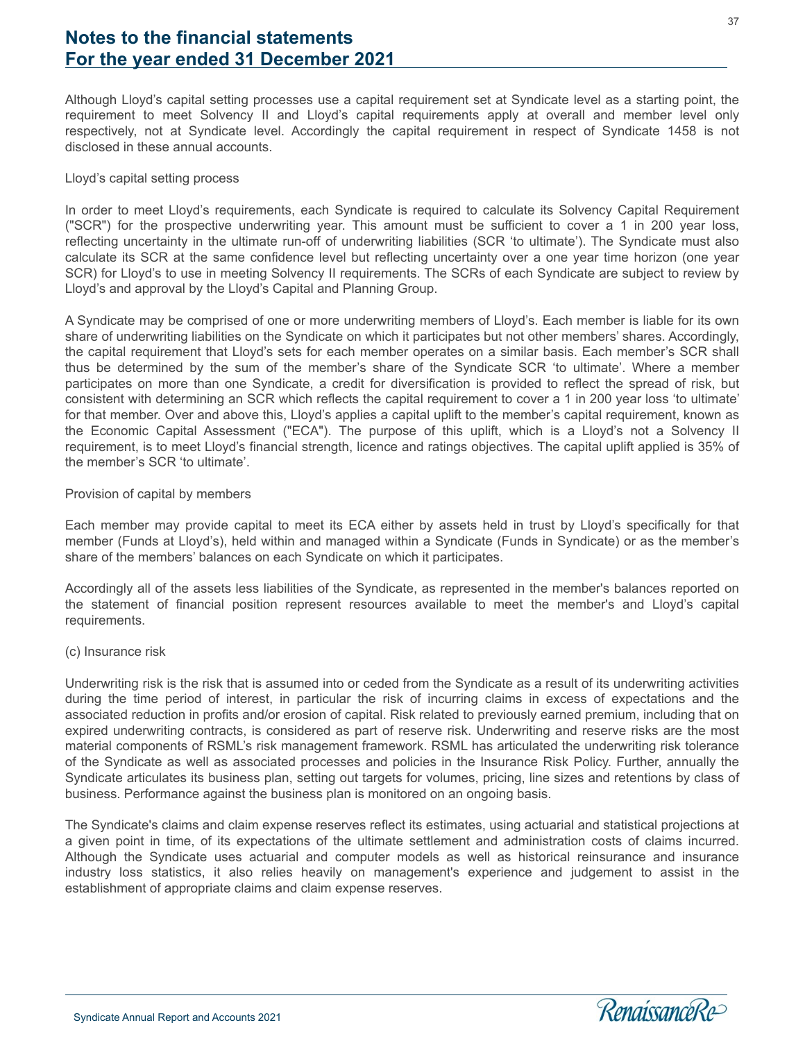Although Lloyd's capital setting processes use a capital requirement set at Syndicate level as a starting point, the requirement to meet Solvency II and Lloyd's capital requirements apply at overall and member level only respectively, not at Syndicate level. Accordingly the capital requirement in respect of Syndicate 1458 is not disclosed in these annual accounts.

Lloyd's capital setting process

In order to meet Lloyd's requirements, each Syndicate is required to calculate its Solvency Capital Requirement ("SCR") for the prospective underwriting year. This amount must be sufficient to cover a 1 in 200 year loss, reflecting uncertainty in the ultimate run-off of underwriting liabilities (SCR 'to ultimate'). The Syndicate must also calculate its SCR at the same confidence level but reflecting uncertainty over a one year time horizon (one year SCR) for Lloyd's to use in meeting Solvency II requirements. The SCRs of each Syndicate are subject to review by Lloyd's and approval by the Lloyd's Capital and Planning Group.

A Syndicate may be comprised of one or more underwriting members of Lloyd's. Each member is liable for its own share of underwriting liabilities on the Syndicate on which it participates but not other members' shares. Accordingly, the capital requirement that Lloyd's sets for each member operates on a similar basis. Each member's SCR shall thus be determined by the sum of the member's share of the Syndicate SCR 'to ultimate'. Where a member participates on more than one Syndicate, a credit for diversification is provided to reflect the spread of risk, but consistent with determining an SCR which reflects the capital requirement to cover a 1 in 200 year loss 'to ultimate' for that member. Over and above this, Lloyd's applies a capital uplift to the member's capital requirement, known as the Economic Capital Assessment ("ECA"). The purpose of this uplift, which is a Lloyd's not a Solvency II requirement, is to meet Lloyd's financial strength, licence and ratings objectives. The capital uplift applied is 35% of the member's SCR 'to ultimate'.

Provision of capital by members

Each member may provide capital to meet its ECA either by assets held in trust by Lloyd's specifically for that member (Funds at Lloyd's), held within and managed within a Syndicate (Funds in Syndicate) or as the member's share of the members' balances on each Syndicate on which it participates.

Accordingly all of the assets less liabilities of the Syndicate, as represented in the member's balances reported on the statement of financial position represent resources available to meet the member's and Lloyd's capital requirements.

(c) Insurance risk

Underwriting risk is the risk that is assumed into or ceded from the Syndicate as a result of its underwriting activities during the time period of interest, in particular the risk of incurring claims in excess of expectations and the associated reduction in profits and/or erosion of capital. Risk related to previously earned premium, including that on expired underwriting contracts, is considered as part of reserve risk. Underwriting and reserve risks are the most material components of RSML's risk management framework. RSML has articulated the underwriting risk tolerance of the Syndicate as well as associated processes and policies in the Insurance Risk Policy. Further, annually the Syndicate articulates its business plan, setting out targets for volumes, pricing, line sizes and retentions by class of business. Performance against the business plan is monitored on an ongoing basis.

The Syndicate's claims and claim expense reserves reflect its estimates, using actuarial and statistical projections at a given point in time, of its expectations of the ultimate settlement and administration costs of claims incurred. Although the Syndicate uses actuarial and computer models as well as historical reinsurance and insurance industry loss statistics, it also relies heavily on management's experience and judgement to assist in the establishment of appropriate claims and claim expense reserves.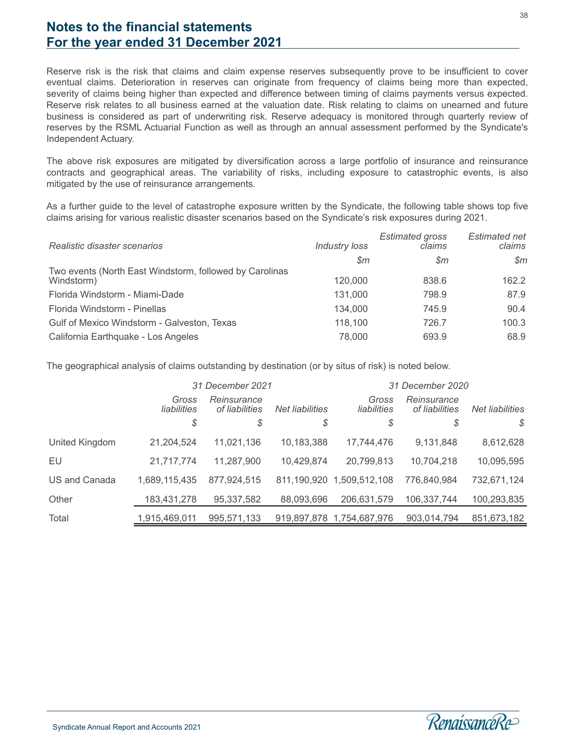# Notes to the financial statements
# For the year ended 31 December 2021

Reserve risk is the risk that claims and claim expense reserves subsequently prove to be insufficient to cover eventual claims. Deterioration in reserves can originate from frequency of claims being more than expected, severity of claims being higher than expected and difference between timing of claims payments versus expected. Reserve risk relates to all business earned at the valuation date. Risk relating to claims on unearned and future business is considered as part of underwriting risk. Reserve adequacy is monitored through quarterly review of reserves by the RSML Actuarial Function as well as through an annual assessment performed by the Syndicate's Independent Actuary.

The above risk exposures are mitigated by diversification across a large portfolio of insurance and reinsurance contracts and geographical areas. The variability of risks, including exposure to catastrophic events, is also mitigated by the use of reinsurance arrangements.

As a further guide to the level of catastrophe exposure written by the Syndicate, the following table shows top five claims arising for various realistic disaster scenarios based on the Syndicate's risk exposures during 2021.

| *Realistic disaster scenarios* | *Industry loss* | *Estimated gross claims* | *Estimated net claims* |
|---|---|---|---|
| | *$m* | *$m* | *$m* |
| Two events (North East Windstorm, followed by Carolinas Windstorm) | 120,000 | 838.6 | 162.2 |
| Florida Windstorm - Miami-Dade | 131,000 | 798.9 | 87.9 |
| Florida Windstorm - Pinellas | 134,000 | 745.9 | 90.4 |
| Gulf of Mexico Windstorm - Galveston, Texas | 118,100 | 726.7 | 100.3 |
| California Earthquake - Los Angeles | 78,000 | 693.9 | 68.9 |

The geographical analysis of claims outstanding by destination (or by situs of risk) is noted below.

| | *31 December 2021* | | | *31 December 2020* | | |
|---|---|---|---|---|---|---|
| | *Gross liabilities* | *Reinsurance of liabilities* | *Net liabilities* | *Gross liabilities* | *Reinsurance of liabilities* | *Net liabilities* |
| | *$* | *$* | *$* | *$* | *$* | *$* |
| United Kingdom | 21,204,524 | 11,021,136 | 10,183,388 | 17,744,476 | 9,131,848 | 8,612,628 |
| EU | 21,717,774 | 11,287,900 | 10,429,874 | 20,799,813 | 10,704,218 | 10,095,595 |
| US and Canada | 1,689,115,435 | 877,924,515 | 811,190,920 | 1,509,512,108 | 776,840,984 | 732,671,124 |
| Other | 183,431,278 | 95,337,582 | 88,093,696 | 206,631,579 | 106,337,744 | 100,293,835 |
| Total | 1,915,469,011 | 995,571,133 | 919,897,878 | 1,754,687,976 | 903,014,794 | 851,673,182 |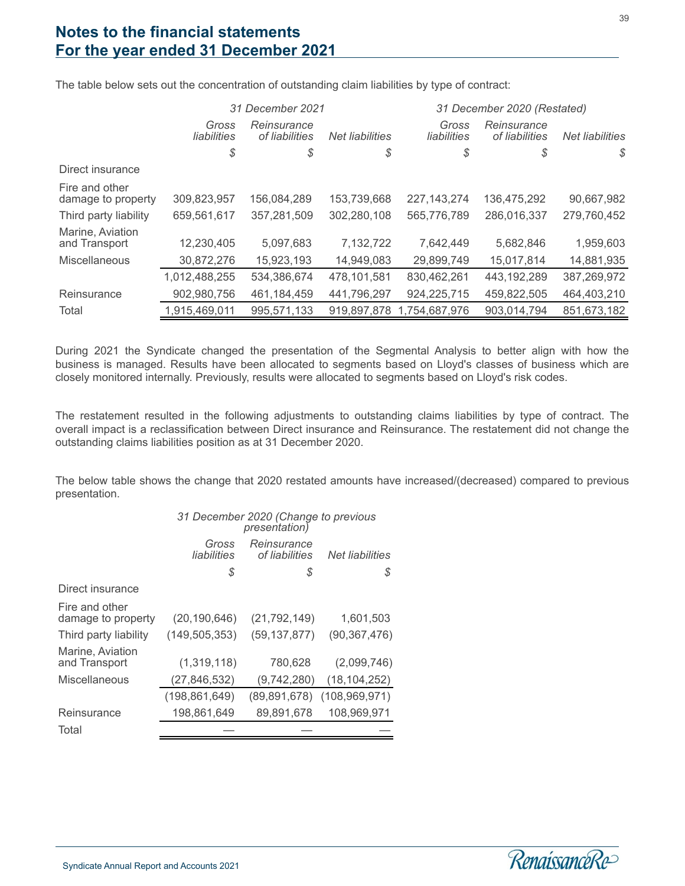# Notes to the financial statements
# For the year ended 31 December 2021

The table below sets out the concentration of outstanding claim liabilities by type of contract:

| | *31 December 2021* | | | *31 December 2020 (Restated)* | | |
|---|---|---|---|---|---|---|
| | *Gross liabilities* | *Reinsurance of liabilities* | *Net liabilities* | *Gross liabilities* | *Reinsurance of liabilities* | *Net liabilities* |
| | *$* | *$* | *$* | *$* | *$* | *$* |
| Direct insurance | | | | | | |
| Fire and other damage to property | 309,823,957 | 156,084,289 | 153,739,668 | 227,143,274 | 136,475,292 | 90,667,982 |
| Third party liability | 659,561,617 | 357,281,509 | 302,280,108 | 565,776,789 | 286,016,337 | 279,760,452 |
| Marine, Aviation and Transport | 12,230,405 | 5,097,683 | 7,132,722 | 7,642,449 | 5,682,846 | 1,959,603 |
| Miscellaneous | 30,872,276 | 15,923,193 | 14,949,083 | 29,899,749 | 15,017,814 | 14,881,935 |
| | 1,012,488,255 | 534,386,674 | 478,101,581 | 830,462,261 | 443,192,289 | 387,269,972 |
| Reinsurance | 902,980,756 | 461,184,459 | 441,796,297 | 924,225,715 | 459,822,505 | 464,403,210 |
| Total | 1,915,469,011 | 995,571,133 | 919,897,878 | 1,754,687,976 | 903,014,794 | 851,673,182 |

During 2021 the Syndicate changed the presentation of the Segmental Analysis to better align with how the business is managed. Results have been allocated to segments based on Lloyd's classes of business which are closely monitored internally. Previously, results were allocated to segments based on Lloyd's risk codes.

The restatement resulted in the following adjustments to outstanding claims liabilities by type of contract. The overall impact is a reclassification between Direct insurance and Reinsurance. The restatement did not change the outstanding claims liabilities position as at 31 December 2020.

The below table shows the change that 2020 restated amounts have increased/(decreased) compared to previous presentation.

| | *31 December 2020 (Change to previous presentation)* | | |
|---|---|---|---|
| | *Gross liabilities* | *Reinsurance of liabilities* | *Net liabilities* |
| | *$* | *$* | *$* |
| Direct insurance | | | |
| Fire and other damage to property | (20,190,646) | (21,792,149) | 1,601,503 |
| Third party liability | (149,505,353) | (59,137,877) | (90,367,476) |
| Marine, Aviation and Transport | (1,319,118) | 780,628 | (2,099,746) |
| Miscellaneous | (27,846,532) | (9,742,280) | (18,104,252) |
| | (198,861,649) | (89,891,678) | (108,969,971) |
| Reinsurance | 198,861,649 | 89,891,678 | 108,969,971 |
| Total | — | — | — |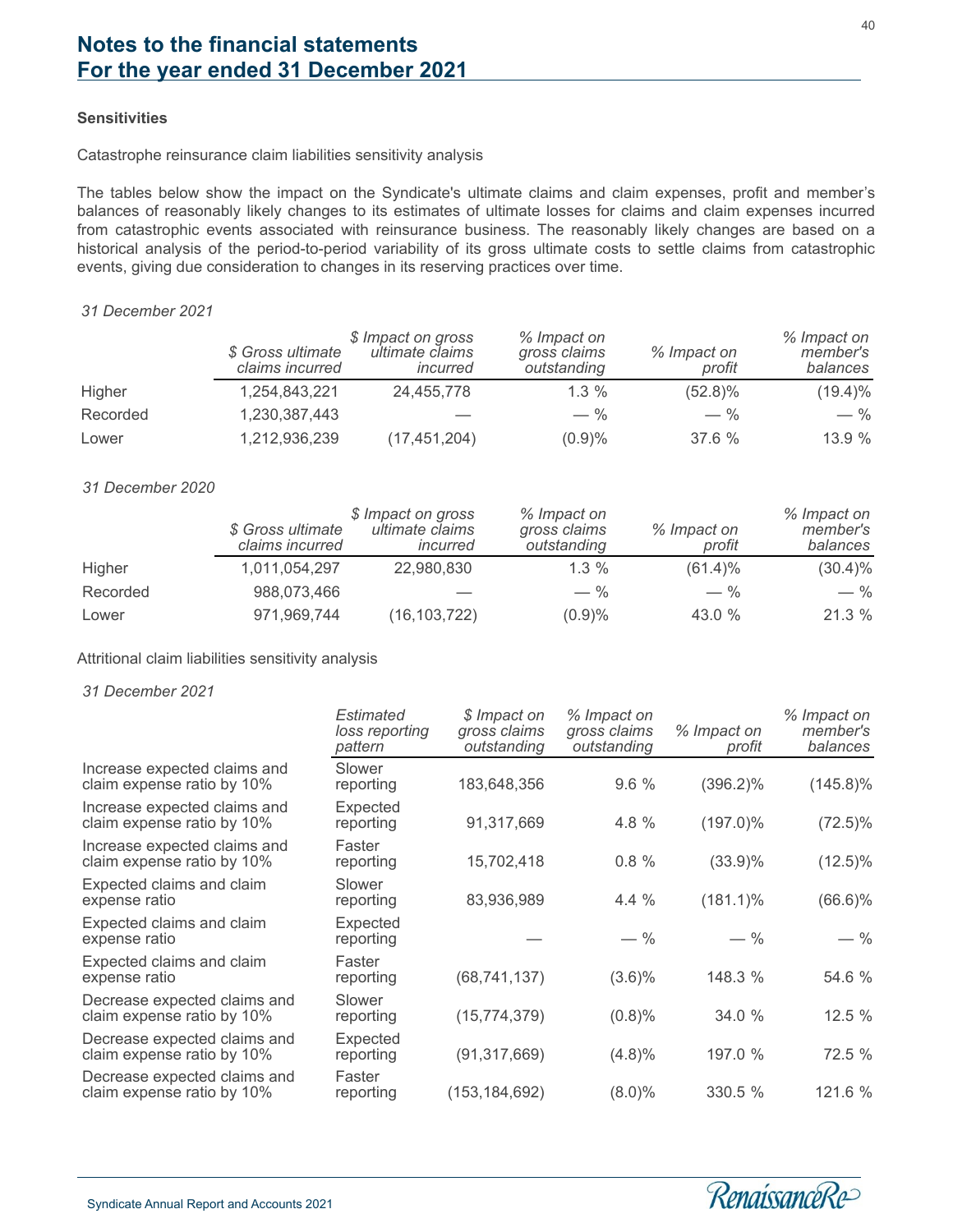# Notes to the financial statements
# For the year ended 31 December 2021

**Sensitivities**

Catastrophe reinsurance claim liabilities sensitivity analysis

The tables below show the impact on the Syndicate's ultimate claims and claim expenses, profit and member's balances of reasonably likely changes to its estimates of ultimate losses for claims and claim expenses incurred from catastrophic events associated with reinsurance business. The reasonably likely changes are based on a historical analysis of the period-to-period variability of its gross ultimate costs to settle claims from catastrophic events, giving due consideration to changes in its reserving practices over time.

*31 December 2021*

| | *$ Gross ultimate claims incurred* | *$ Impact on gross ultimate claims incurred* | *% Impact on gross claims outstanding* | *% Impact on profit* | *% Impact on member's balances* |
|---|---|---|---|---|---|
| Higher | 1,254,843,221 | 24,455,778 | 1.3 % | (52.8)% | (19.4)% |
| Recorded | 1,230,387,443 | — | — % | — % | — % |
| Lower | 1,212,936,239 | (17,451,204) | (0.9)% | 37.6 % | 13.9 % |

*31 December 2020*

| | *$ Gross ultimate claims incurred* | *$ Impact on gross ultimate claims incurred* | *% Impact on gross claims outstanding* | *% Impact on profit* | *% Impact on member's balances* |
|---|---|---|---|---|---|
| Higher | 1,011,054,297 | 22,980,830 | 1.3 % | (61.4)% | (30.4)% |
| Recorded | 988,073,466 | — | — % | — % | — % |
| Lower | 971,969,744 | (16,103,722) | (0.9)% | 43.0 % | 21.3 % |

Attritional claim liabilities sensitivity analysis

*31 December 2021*

| | *Estimated loss reporting pattern* | *$ Impact on gross claims outstanding* | *% Impact on gross claims outstanding* | *% Impact on profit* | *% Impact on member's balances* |
|---|---|---|---|---|---|
| Increase expected claims and claim expense ratio by 10% | Slower reporting | 183,648,356 | 9.6 % | (396.2)% | (145.8)% |
| Increase expected claims and claim expense ratio by 10% | Expected reporting | 91,317,669 | 4.8 % | (197.0)% | (72.5)% |
| Increase expected claims and claim expense ratio by 10% | Faster reporting | 15,702,418 | 0.8 % | (33.9)% | (12.5)% |
| Expected claims and claim expense ratio | Slower reporting | 83,936,989 | 4.4 % | (181.1)% | (66.6)% |
| Expected claims and claim expense ratio | Expected reporting | — | — % | — % | — % |
| Expected claims and claim expense ratio | Faster reporting | (68,741,137) | (3.6)% | 148.3 % | 54.6 % |
| Decrease expected claims and claim expense ratio by 10% | Slower reporting | (15,774,379) | (0.8)% | 34.0 % | 12.5 % |
| Decrease expected claims and claim expense ratio by 10% | Expected reporting | (91,317,669) | (4.8)% | 197.0 % | 72.5 % |
| Decrease expected claims and claim expense ratio by 10% | Faster reporting | (153,184,692) | (8.0)% | 330.5 % | 121.6 % |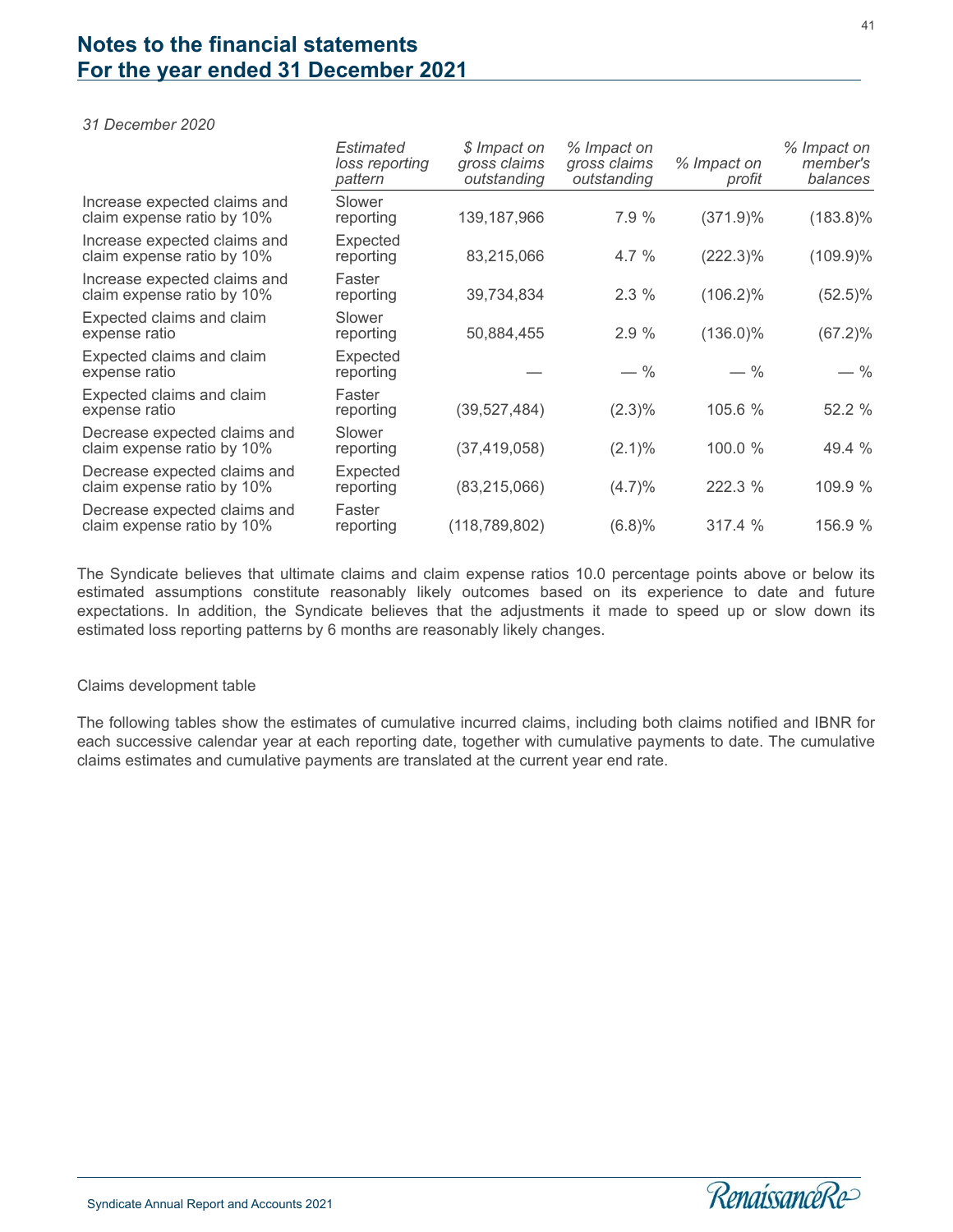*31 December 2020*

| | *Estimated loss reporting pattern* | *$ Impact on gross claims outstanding* | *% Impact on gross claims outstanding* | *% Impact on profit* | *% Impact on member's balances* |
|---|---|---|---|---|---|
| Increase expected claims and claim expense ratio by 10% | Slower reporting | 139,187,966 | 7.9 % | (371.9)% | (183.8)% |
| Increase expected claims and claim expense ratio by 10% | Expected reporting | 83,215,066 | 4.7 % | (222.3)% | (109.9)% |
| Increase expected claims and claim expense ratio by 10% | Faster reporting | 39,734,834 | 2.3 % | (106.2)% | (52.5)% |
| Expected claims and claim expense ratio | Slower reporting | 50,884,455 | 2.9 % | (136.0)% | (67.2)% |
| Expected claims and claim expense ratio | Expected reporting | — | — % | — % | — % |
| Expected claims and claim expense ratio | Faster reporting | (39,527,484) | (2.3)% | 105.6 % | 52.2 % |
| Decrease expected claims and claim expense ratio by 10% | Slower reporting | (37,419,058) | (2.1)% | 100.0 % | 49.4 % |
| Decrease expected claims and claim expense ratio by 10% | Expected reporting | (83,215,066) | (4.7)% | 222.3 % | 109.9 % |
| Decrease expected claims and claim expense ratio by 10% | Faster reporting | (118,789,802) | (6.8)% | 317.4 % | 156.9 % |

The Syndicate believes that ultimate claims and claim expense ratios 10.0 percentage points above or below its estimated assumptions constitute reasonably likely outcomes based on its experience to date and future expectations. In addition, the Syndicate believes that the adjustments it made to speed up or slow down its estimated loss reporting patterns by 6 months are reasonably likely changes.

Claims development table

The following tables show the estimates of cumulative incurred claims, including both claims notified and IBNR for each successive calendar year at each reporting date, together with cumulative payments to date. The cumulative claims estimates and cumulative payments are translated at the current year end rate.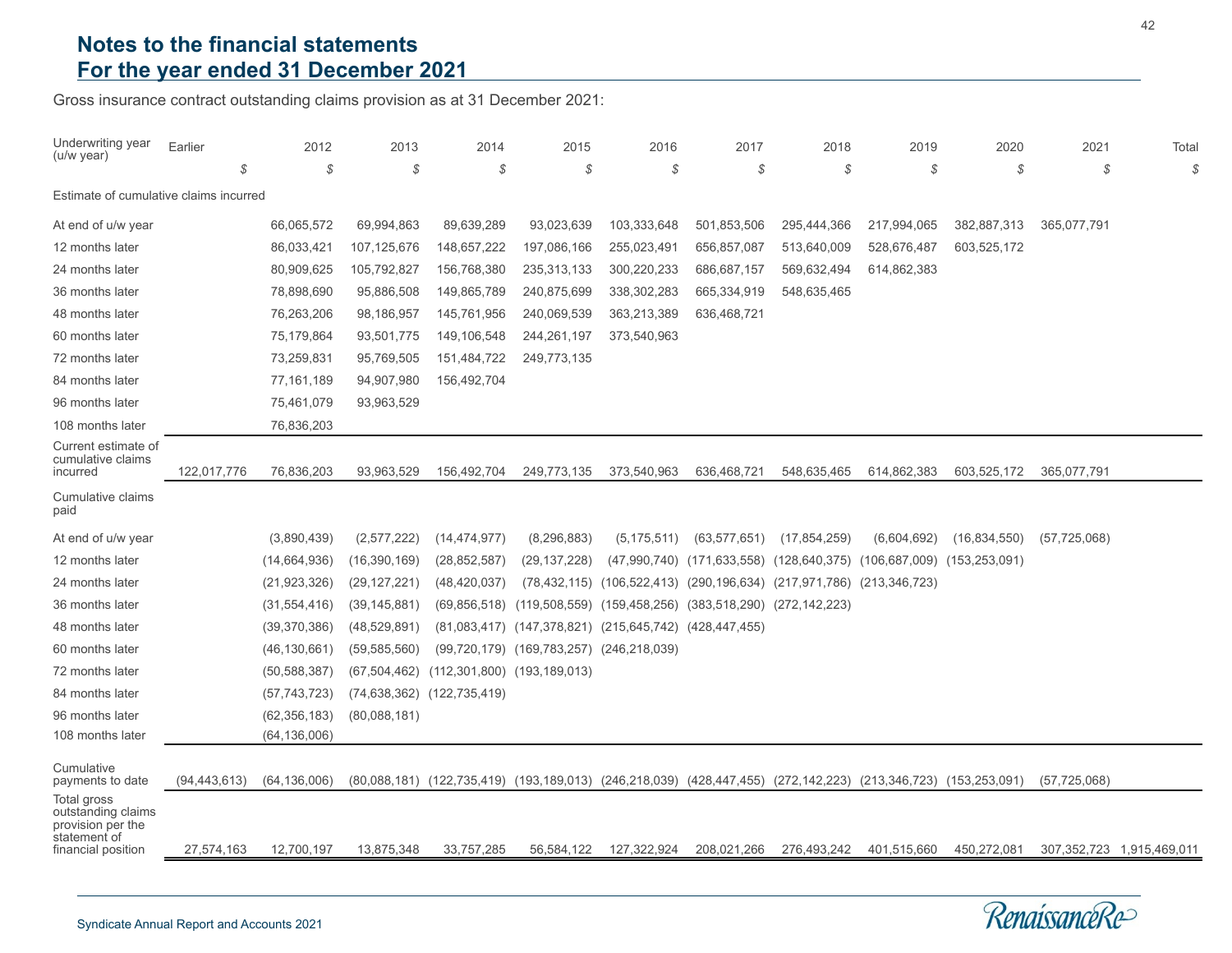## Notes to the financial statements
## For the year ended 31 December 2021

Gross insurance contract outstanding claims provision as at 31 December 2021:

| Underwriting year (u/w year) | Earlier | 2012 | 2013 | 2014 | 2015 | 2016 | 2017 | 2018 | 2019 | 2020 | 2021 | Total |
|---|---|---|---|---|---|---|---|---|---|---|---|---|
| | $ | $ | $ | $ | $ | $ | $ | $ | $ | $ | $ | $ |
| Estimate of cumulative claims incurred | | | | | | | | | | | | |
| At end of u/w year | | 66,065,572 | 69,994,863 | 89,639,289 | 93,023,639 | 103,333,648 | 501,853,506 | 295,444,366 | 217,994,065 | 382,887,313 | 365,077,791 | |
| 12 months later | | 86,033,421 | 107,125,676 | 148,657,222 | 197,086,166 | 255,023,491 | 656,857,087 | 513,640,009 | 528,676,487 | 603,525,172 | | |
| 24 months later | | 80,909,625 | 105,792,827 | 156,768,380 | 235,313,133 | 300,220,233 | 686,687,157 | 569,632,494 | 614,862,383 | | | |
| 36 months later | | 78,898,690 | 95,886,508 | 149,865,789 | 240,875,699 | 338,302,283 | 665,334,919 | 548,635,465 | | | | |
| 48 months later | | 76,263,206 | 98,186,957 | 145,761,956 | 240,069,539 | 363,213,389 | 636,468,721 | | | | | |
| 60 months later | | 75,179,864 | 93,501,775 | 149,106,548 | 244,261,197 | 373,540,963 | | | | | | |
| 72 months later | | 73,259,831 | 95,769,505 | 151,484,722 | 249,773,135 | | | | | | | |
| 84 months later | | 77,161,189 | 94,907,980 | 156,492,704 | | | | | | | | |
| 96 months later | | 75,461,079 | 93,963,529 | | | | | | | | | |
| 108 months later | | 76,836,203 | | | | | | | | | | |
| Current estimate of cumulative claims incurred | 122,017,776 | 76,836,203 | 93,963,529 | 156,492,704 | 249,773,135 | 373,540,963 | 636,468,721 | 548,635,465 | 614,862,383 | 603,525,172 | 365,077,791 | |
| Cumulative claims paid | | | | | | | | | | | | |
| At end of u/w year | | (3,890,439) | (2,577,222) | (14,474,977) | (8,296,883) | (5,175,511) | (63,577,651) | (17,854,259) | (6,604,692) | (16,834,550) | (57,725,068) | |
| 12 months later | | (14,664,936) | (16,390,169) | (28,852,587) | (29,137,228) | (47,990,740) | (171,633,558) | (128,640,375) | (106,687,009) | (153,253,091) | | |
| 24 months later | | (21,923,326) | (29,127,221) | (48,420,037) | (78,432,115) | (106,522,413) | (290,196,634) | (217,971,786) | (213,346,723) | | | |
| 36 months later | | (31,554,416) | (39,145,881) | (69,856,518) | (119,508,559) | (159,458,256) | (383,518,290) | (272,142,223) | | | | |
| 48 months later | | (39,370,386) | (48,529,891) | (81,083,417) | (147,378,821) | (215,645,742) | (428,447,455) | | | | | |
| 60 months later | | (46,130,661) | (59,585,560) | (99,720,179) | (169,783,257) | (246,218,039) | | | | | | |
| 72 months later | | (50,588,387) | (67,504,462) | (112,301,800) | (193,189,013) | | | | | | | |
| 84 months later | | (57,743,723) | (74,638,362) | (122,735,419) | | | | | | | | |
| 96 months later | | (62,356,183) | (80,088,181) | | | | | | | | | |
| 108 months later | | (64,136,006) | | | | | | | | | | |
| Cumulative payments to date | (94,443,613) | (64,136,006) | (80,088,181) | (122,735,419) | (193,189,013) | (246,218,039) | (428,447,455) | (272,142,223) | (213,346,723) | (153,253,091) | (57,725,068) | |
| Total gross outstanding claims provision per the statement of financial position | 27,574,163 | 12,700,197 | 13,875,348 | 33,757,285 | 56,584,122 | 127,322,924 | 208,021,266 | 276,493,242 | 401,515,660 | 450,272,081 | 307,352,723 | 1,915,469,011 |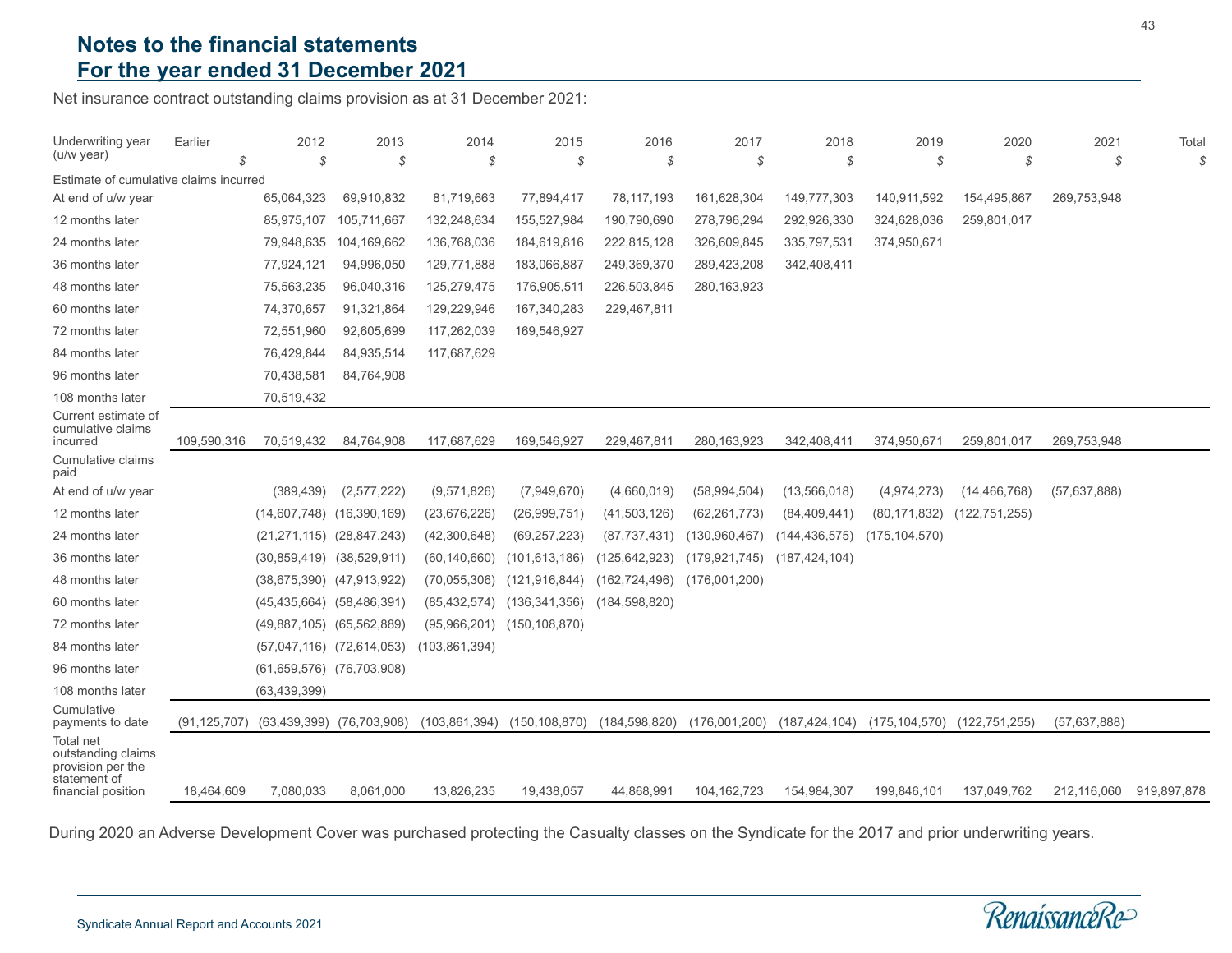## Notes to the financial statements
## For the year ended 31 December 2021

Net insurance contract outstanding claims provision as at 31 December 2021:

| Underwriting year (u/w year) | Earlier $ | 2012 $ | 2013 $ | 2014 $ | 2015 $ | 2016 $ | 2017 $ | 2018 $ | 2019 $ | 2020 $ | 2021 $ | Total $ |
|---|---|---|---|---|---|---|---|---|---|---|---|---|
| Estimate of cumulative claims incurred | | | | | | | | | | | | |
| At end of u/w year | | 65,064,323 | 69,910,832 | 81,719,663 | 77,894,417 | 78,117,193 | 161,628,304 | 149,777,303 | 140,911,592 | 154,495,867 | 269,753,948 | |
| 12 months later | | 85,975,107 | 105,711,667 | 132,248,634 | 155,527,984 | 190,790,690 | 278,796,294 | 292,926,330 | 324,628,036 | 259,801,017 | | |
| 24 months later | | 79,948,635 | 104,169,662 | 136,768,036 | 184,619,816 | 222,815,128 | 326,609,845 | 335,797,531 | 374,950,671 | | | |
| 36 months later | | 77,924,121 | 94,996,050 | 129,771,888 | 183,066,887 | 249,369,370 | 289,423,208 | 342,408,411 | | | | |
| 48 months later | | 75,563,235 | 96,040,316 | 125,279,475 | 176,905,511 | 226,503,845 | 280,163,923 | | | | | |
| 60 months later | | 74,370,657 | 91,321,864 | 129,229,946 | 167,340,283 | 229,467,811 | | | | | | |
| 72 months later | | 72,551,960 | 92,605,699 | 117,262,039 | 169,546,927 | | | | | | | |
| 84 months later | | 76,429,844 | 84,935,514 | 117,687,629 | | | | | | | | |
| 96 months later | | 70,438,581 | 84,764,908 | | | | | | | | | |
| 108 months later | | 70,519,432 | | | | | | | | | | |
| Current estimate of cumulative claims incurred | 109,590,316 | 70,519,432 | 84,764,908 | 117,687,629 | 169,546,927 | 229,467,811 | 280,163,923 | 342,408,411 | 374,950,671 | 259,801,017 | 269,753,948 | |
| Cumulative claims paid | | | | | | | | | | | | |
| At end of u/w year | | (389,439) | (2,577,222) | (9,571,826) | (7,949,670) | (4,660,019) | (58,994,504) | (13,566,018) | (4,974,273) | (14,466,768) | (57,637,888) | |
| 12 months later | | (14,607,748) | (16,390,169) | (23,676,226) | (26,999,751) | (41,503,126) | (62,261,773) | (84,409,441) | (80,171,832) | (122,751,255) | | |
| 24 months later | | (21,271,115) | (28,847,243) | (42,300,648) | (69,257,223) | (87,737,431) | (130,960,467) | (144,436,575) | (175,104,570) | | | |
| 36 months later | | (30,859,419) | (38,529,911) | (60,140,660) | (101,613,186) | (125,642,923) | (179,921,745) | (187,424,104) | | | | |
| 48 months later | | (38,675,390) | (47,913,922) | (70,055,306) | (121,916,844) | (162,724,496) | (176,001,200) | | | | | |
| 60 months later | | (45,435,664) | (58,486,391) | (85,432,574) | (136,341,356) | (184,598,820) | | | | | | |
| 72 months later | | (49,887,105) | (65,562,889) | (95,966,201) | (150,108,870) | | | | | | | |
| 84 months later | | (57,047,116) | (72,614,053) | (103,861,394) | | | | | | | | |
| 96 months later | | (61,659,576) | (76,703,908) | | | | | | | | | |
| 108 months later | | (63,439,399) | | | | | | | | | | |
| Cumulative payments to date | (91,125,707) | (63,439,399) | (76,703,908) | (103,861,394) | (150,108,870) | (184,598,820) | (176,001,200) | (187,424,104) | (175,104,570) | (122,751,255) | (57,637,888) | |
| Total net outstanding claims provision per the statement of financial position | 18,464,609 | 7,080,033 | 8,061,000 | 13,826,235 | 19,438,057 | 44,868,991 | 104,162,723 | 154,984,307 | 199,846,101 | 137,049,762 | 212,116,060 | 919,897,878 |

During 2020 an Adverse Development Cover was purchased protecting the Casualty classes on the Syndicate for the 2017 and prior underwriting years.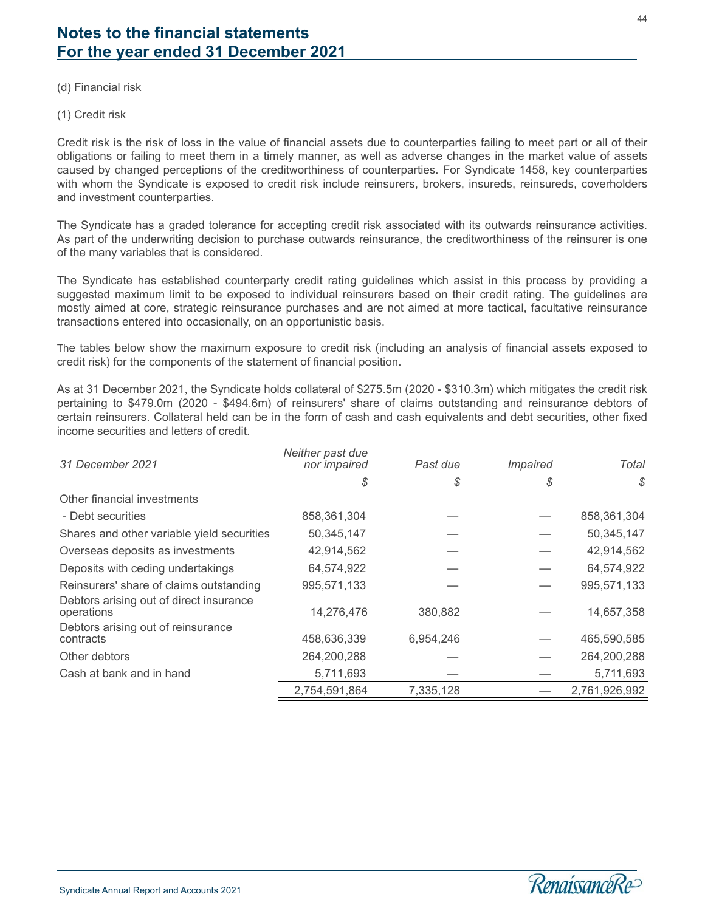# Notes to the financial statements
# For the year ended 31 December 2021

(d) Financial risk

(1) Credit risk

Credit risk is the risk of loss in the value of financial assets due to counterparties failing to meet part or all of their obligations or failing to meet them in a timely manner, as well as adverse changes in the market value of assets caused by changed perceptions of the creditworthiness of counterparties. For Syndicate 1458, key counterparties with whom the Syndicate is exposed to credit risk include reinsurers, brokers, insureds, reinsureds, coverholders and investment counterparties.

The Syndicate has a graded tolerance for accepting credit risk associated with its outwards reinsurance activities. As part of the underwriting decision to purchase outwards reinsurance, the creditworthiness of the reinsurer is one of the many variables that is considered.

The Syndicate has established counterparty credit rating guidelines which assist in this process by providing a suggested maximum limit to be exposed to individual reinsurers based on their credit rating. The guidelines are mostly aimed at core, strategic reinsurance purchases and are not aimed at more tactical, facultative reinsurance transactions entered into occasionally, on an opportunistic basis.

The tables below show the maximum exposure to credit risk (including an analysis of financial assets exposed to credit risk) for the components of the statement of financial position.

As at 31 December 2021, the Syndicate holds collateral of $275.5m (2020 - $310.3m) which mitigates the credit risk pertaining to $479.0m (2020 - $494.6m) of reinsurers' share of claims outstanding and reinsurance debtors of certain reinsurers. Collateral held can be in the form of cash and cash equivalents and debt securities, other fixed income securities and letters of credit.

| *31 December 2021* | *Neither past due nor impaired* | *Past due* | *Impaired* | *Total* |
|---|---|---|---|---|
| | *$* | *$* | *$* | *$* |
| Other financial investments | | | | |
| - Debt securities | 858,361,304 | — | — | 858,361,304 |
| Shares and other variable yield securities | 50,345,147 | — | — | 50,345,147 |
| Overseas deposits as investments | 42,914,562 | — | — | 42,914,562 |
| Deposits with ceding undertakings | 64,574,922 | — | — | 64,574,922 |
| Reinsurers' share of claims outstanding | 995,571,133 | — | — | 995,571,133 |
| Debtors arising out of direct insurance operations | 14,276,476 | 380,882 | — | 14,657,358 |
| Debtors arising out of reinsurance contracts | 458,636,339 | 6,954,246 | — | 465,590,585 |
| Other debtors | 264,200,288 | — | — | 264,200,288 |
| Cash at bank and in hand | 5,711,693 | — | — | 5,711,693 |
| | 2,754,591,864 | 7,335,128 | — | 2,761,926,992 |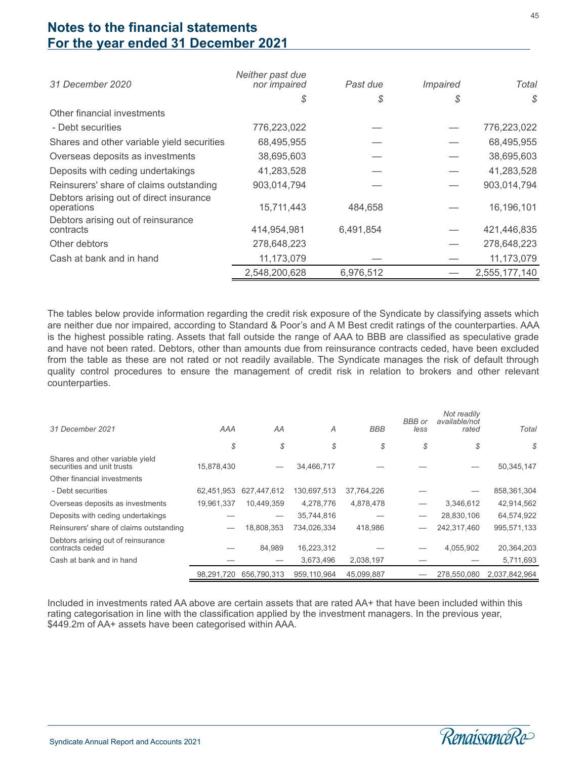# Notes to the financial statements
# For the year ended 31 December 2021

| *31 December 2020* | *Neither past due nor impaired* | *Past due* | *Impaired* | *Total* |
|---|---|---|---|---|
| | $ | $ | $ | $ |
| Other financial investments | | | | |
| - Debt securities | 776,223,022 | — | — | 776,223,022 |
| Shares and other variable yield securities | 68,495,955 | — | — | 68,495,955 |
| Overseas deposits as investments | 38,695,603 | — | — | 38,695,603 |
| Deposits with ceding undertakings | 41,283,528 | — | — | 41,283,528 |
| Reinsurers' share of claims outstanding | 903,014,794 | — | — | 903,014,794 |
| Debtors arising out of direct insurance operations | 15,711,443 | 484,658 | — | 16,196,101 |
| Debtors arising out of reinsurance contracts | 414,954,981 | 6,491,854 | — | 421,446,835 |
| Other debtors | 278,648,223 | | — | 278,648,223 |
| Cash at bank and in hand | 11,173,079 | — | — | 11,173,079 |
| | 2,548,200,628 | 6,976,512 | — | 2,555,177,140 |

The tables below provide information regarding the credit risk exposure of the Syndicate by classifying assets which are neither due nor impaired, according to Standard & Poor's and A M Best credit ratings of the counterparties. AAA is the highest possible rating. Assets that fall outside the range of AAA to BBB are classified as speculative grade and have not been rated. Debtors, other than amounts due from reinsurance contracts ceded, have been excluded from the table as these are not rated or not readily available. The Syndicate manages the risk of default through quality control procedures to ensure the management of credit risk in relation to brokers and other relevant counterparties.

| *31 December 2021* | *AAA* | *AA* | *A* | *BBB* | *BBB or less* | *Not readily available/not rated* | *Total* |
|---|---|---|---|---|---|---|---|
| | $ | $ | $ | $ | $ | $ | $ |
| Shares and other variable yield securities and unit trusts | 15,878,430 | — | 34,466,717 | — | — | — | 50,345,147 |
| Other financial investments | | | | | | | |
| - Debt securities | 62,451,953 | 627,447,612 | 130,697,513 | 37,764,226 | — | — | 858,361,304 |
| Overseas deposits as investments | 19,961,337 | 10,449,359 | 4,278,776 | 4,878,478 | — | 3,346,612 | 42,914,562 |
| Deposits with ceding undertakings | — | — | 35,744,816 | — | — | 28,830,106 | 64,574,922 |
| Reinsurers' share of claims outstanding | — | 18,808,353 | 734,026,334 | 418,986 | — | 242,317,460 | 995,571,133 |
| Debtors arising out of reinsurance contracts ceded | — | 84,989 | 16,223,312 | — | — | 4,055,902 | 20,364,203 |
| Cash at bank and in hand | — | — | 3,673,496 | 2,038,197 | — | — | 5,711,693 |
| | 98,291,720 | 656,790,313 | 959,110,964 | 45,099,887 | — | 278,550,080 | 2,037,842,964 |

Included in investments rated AA above are certain assets that are rated AA+ that have been included within this rating categorisation in line with the classification applied by the investment managers. In the previous year, $449.2m of AA+ assets have been categorised within AAA.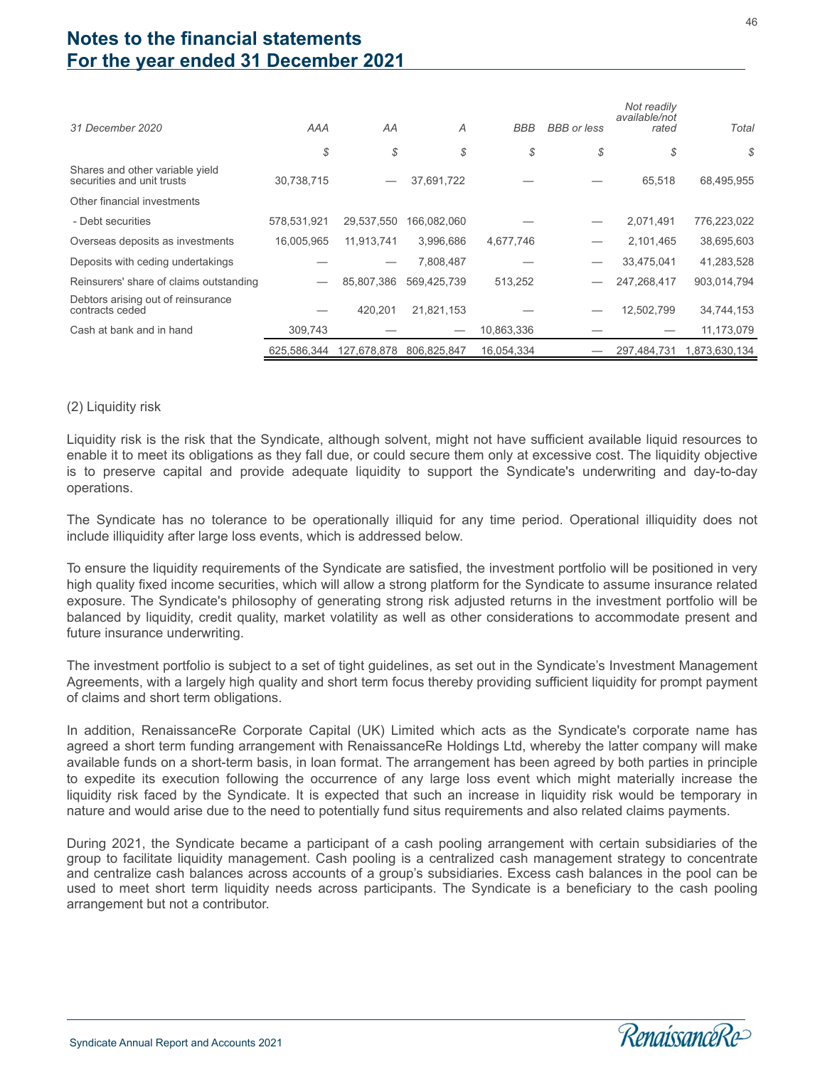## Notes to the financial statements
## For the year ended 31 December 2020

| 31 December 2020 | AAA | AA | A | BBB | BBB or less | Not readily available/not rated | Total |
|---|---|---|---|---|---|---|---|
| | $ | $ | $ | $ | $ | $ | $ |
| Shares and other variable yield securities and unit trusts | 30,738,715 | — | 37,691,722 | — | — | 65,518 | 68,495,955 |
| Other financial investments | | | | | | | |
| - Debt securities | 578,531,921 | 29,537,550 | 166,082,060 | — | — | 2,071,491 | 776,223,022 |
| Overseas deposits as investments | 16,005,965 | 11,913,741 | 3,996,686 | 4,677,746 | — | 2,101,465 | 38,695,603 |
| Deposits with ceding undertakings | — | — | 7,808,487 | — | — | 33,475,041 | 41,283,528 |
| Reinsurers' share of claims outstanding | — | 85,807,386 | 569,425,739 | 513,252 | — | 247,268,417 | 903,014,794 |
| Debtors arising out of reinsurance contracts ceded | — | 420,201 | 21,821,153 | — | — | 12,502,799 | 34,744,153 |
| Cash at bank and in hand | 309,743 | — | — | 10,863,336 | — | — | 11,173,079 |
| | 625,586,344 | 127,678,878 | 806,825,847 | 16,054,334 | — | 297,484,731 | 1,873,630,134 |

(2) Liquidity risk

Liquidity risk is the risk that the Syndicate, although solvent, might not have sufficient available liquid resources to enable it to meet its obligations as they fall due, or could secure them only at excessive cost. The liquidity objective is to preserve capital and provide adequate liquidity to support the Syndicate's underwriting and day-to-day operations.

The Syndicate has no tolerance to be operationally illiquid for any time period. Operational illiquidity does not include illiquidity after large loss events, which is addressed below.

To ensure the liquidity requirements of the Syndicate are satisfied, the investment portfolio will be positioned in very high quality fixed income securities, which will allow a strong platform for the Syndicate to assume insurance related exposure. The Syndicate's philosophy of generating strong risk adjusted returns in the investment portfolio will be balanced by liquidity, credit quality, market volatility as well as other considerations to accommodate present and future insurance underwriting.

The investment portfolio is subject to a set of tight guidelines, as set out in the Syndicate’s Investment Management Agreements, with a largely high quality and short term focus thereby providing sufficient liquidity for prompt payment of claims and short term obligations.

In addition, RenaissanceRe Corporate Capital (UK) Limited which acts as the Syndicate's corporate name has agreed a short term funding arrangement with RenaissanceRe Holdings Ltd, whereby the latter company will make available funds on a short-term basis, in loan format. The arrangement has been agreed by both parties in principle to expedite its execution following the occurrence of any large loss event which might materially increase the liquidity risk faced by the Syndicate. It is expected that such an increase in liquidity risk would be temporary in nature and would arise due to the need to potentially fund situs requirements and also related claims payments.

During 2021, the Syndicate became a participant of a cash pooling arrangement with certain subsidiaries of the group to facilitate liquidity management. Cash pooling is a centralized cash management strategy to concentrate and centralize cash balances across accounts of a group’s subsidiaries. Excess cash balances in the pool can be used to meet short term liquidity needs across participants. The Syndicate is a beneficiary to the cash pooling arrangement but not a contributor.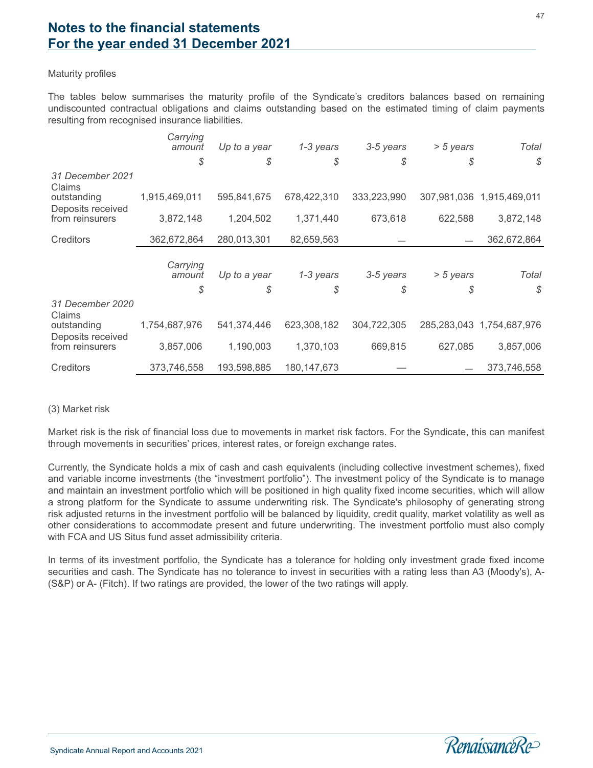# Notes to the financial statements
## For the year ended 31 December 2021

Maturity profiles

The tables below summarises the maturity profile of the Syndicate's creditors balances based on remaining undiscounted contractual obligations and claims outstanding based on the estimated timing of claim payments resulting from recognised insurance liabilities.

| | *Carrying amount* | *Up to a year* | *1-3 years* | *3-5 years* | *> 5 years* | *Total* |
|---|---|---|---|---|---|---|
| | *$* | *$* | *$* | *$* | *$* | *$* |
| *31 December 2021* | | | | | | |
| Claims outstanding | 1,915,469,011 | 595,841,675 | 678,422,310 | 333,223,990 | 307,981,036 | 1,915,469,011 |
| Deposits received from reinsurers | 3,872,148 | 1,204,502 | 1,371,440 | 673,618 | 622,588 | 3,872,148 |
| Creditors | 362,672,864 | 280,013,301 | 82,659,563 | — | — | 362,672,864 |

| | *Carrying amount* | *Up to a year* | *1-3 years* | *3-5 years* | *> 5 years* | *Total* |
|---|---|---|---|---|---|---|
| | *$* | *$* | *$* | *$* | *$* | *$* |
| *31 December 2020* | | | | | | |
| Claims outstanding | 1,754,687,976 | 541,374,446 | 623,308,182 | 304,722,305 | 285,283,043 | 1,754,687,976 |
| Deposits received from reinsurers | 3,857,006 | 1,190,003 | 1,370,103 | 669,815 | 627,085 | 3,857,006 |
| Creditors | 373,746,558 | 193,598,885 | 180,147,673 | — | — | 373,746,558 |

(3) Market risk

Market risk is the risk of financial loss due to movements in market risk factors. For the Syndicate, this can manifest through movements in securities' prices, interest rates, or foreign exchange rates.

Currently, the Syndicate holds a mix of cash and cash equivalents (including collective investment schemes), fixed and variable income investments (the "investment portfolio"). The investment policy of the Syndicate is to manage and maintain an investment portfolio which will be positioned in high quality fixed income securities, which will allow a strong platform for the Syndicate to assume underwriting risk. The Syndicate's philosophy of generating strong risk adjusted returns in the investment portfolio will be balanced by liquidity, credit quality, market volatility as well as other considerations to accommodate present and future underwriting. The investment portfolio must also comply with FCA and US Situs fund asset admissibility criteria.

In terms of its investment portfolio, the Syndicate has a tolerance for holding only investment grade fixed income securities and cash. The Syndicate has no tolerance to invest in securities with a rating less than A3 (Moody's), A- (S&P) or A- (Fitch). If two ratings are provided, the lower of the two ratings will apply.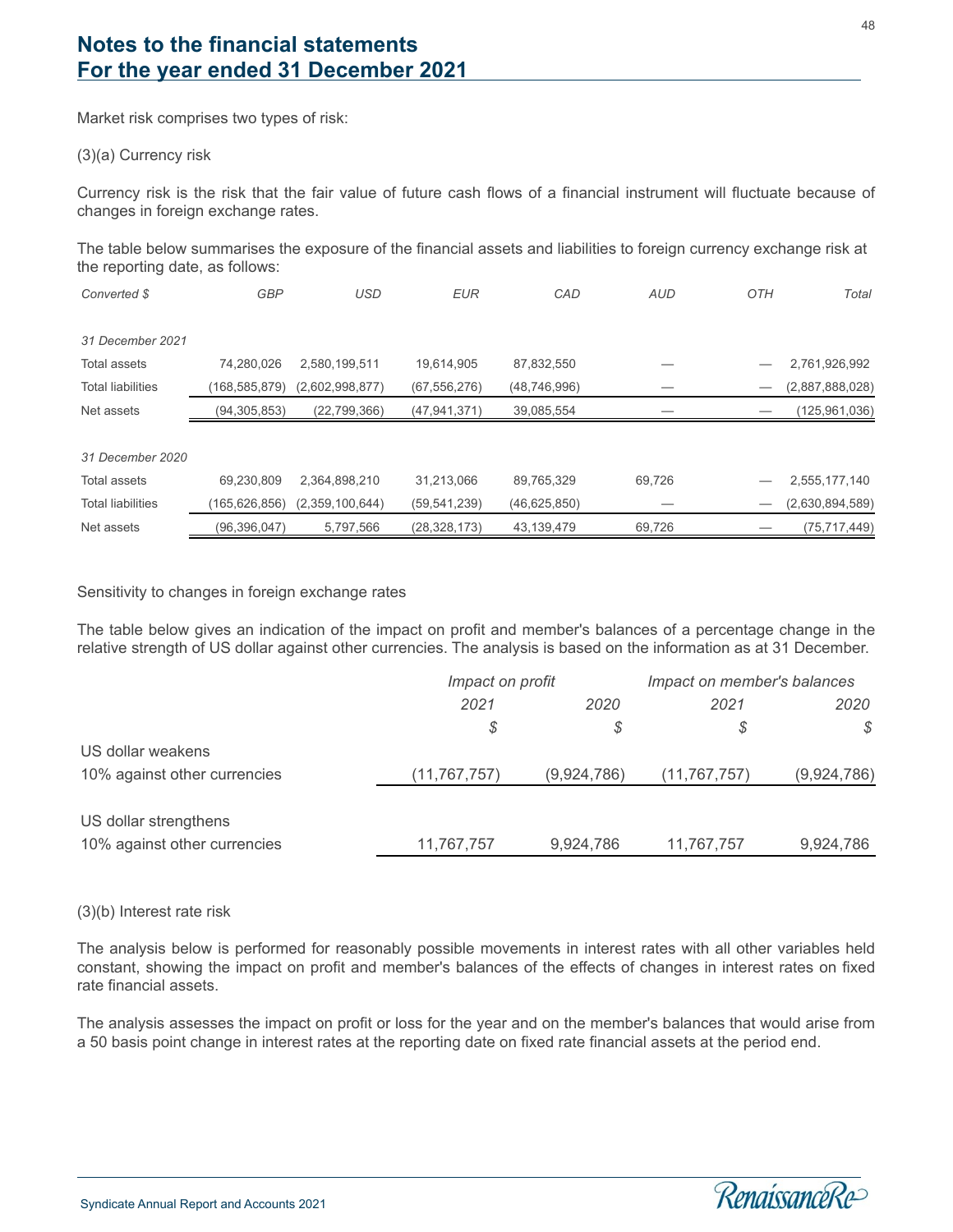# Notes to the financial statements
# For the year ended 31 December 2021

Market risk comprises two types of risk:

(3)(a) Currency risk

Currency risk is the risk that the fair value of future cash flows of a financial instrument will fluctuate because of changes in foreign exchange rates.

The table below summarises the exposure of the financial assets and liabilities to foreign currency exchange risk at the reporting date, as follows:

| *Converted $* | *GBP* | *USD* | *EUR* | *CAD* | *AUD* | *OTH* | *Total* |
|---|---|---|---|---|---|---|---|
| *31 December 2021* | | | | | | | |
| Total assets | 74,280,026 | 2,580,199,511 | 19,614,905 | 87,832,550 | — | — | 2,761,926,992 |
| Total liabilities | (168,585,879) | (2,602,998,877) | (67,556,276) | (48,746,996) | — | — | (2,887,888,028) |
| Net assets | (94,305,853) | (22,799,366) | (47,941,371) | 39,085,554 | — | — | (125,961,036) |
| *31 December 2020* | | | | | | | |
| Total assets | 69,230,809 | 2,364,898,210 | 31,213,066 | 89,765,329 | 69,726 | — | 2,555,177,140 |
| Total liabilities | (165,626,856) | (2,359,100,644) | (59,541,239) | (46,625,850) | — | — | (2,630,894,589) |
| Net assets | (96,396,047) | 5,797,566 | (28,328,173) | 43,139,479 | 69,726 | — | (75,717,449) |

Sensitivity to changes in foreign exchange rates

The table below gives an indication of the impact on profit and member's balances of a percentage change in the relative strength of US dollar against other currencies. The analysis is based on the information as at 31 December.

| | *Impact on profit* | | *Impact on member's balances* | |
|---|---|---|---|---|
| | *2021* | *2020* | *2021* | *2020* |
| | *$* | *$* | *$* | *$* |
| US dollar weakens<br>10% against other currencies | (11,767,757) | (9,924,786) | (11,767,757) | (9,924,786) |
| US dollar strengthens<br>10% against other currencies | 11,767,757 | 9,924,786 | 11,767,757 | 9,924,786 |

(3)(b) Interest rate risk

The analysis below is performed for reasonably possible movements in interest rates with all other variables held constant, showing the impact on profit and member's balances of the effects of changes in interest rates on fixed rate financial assets.

The analysis assesses the impact on profit or loss for the year and on the member's balances that would arise from a 50 basis point change in interest rates at the reporting date on fixed rate financial assets at the period end.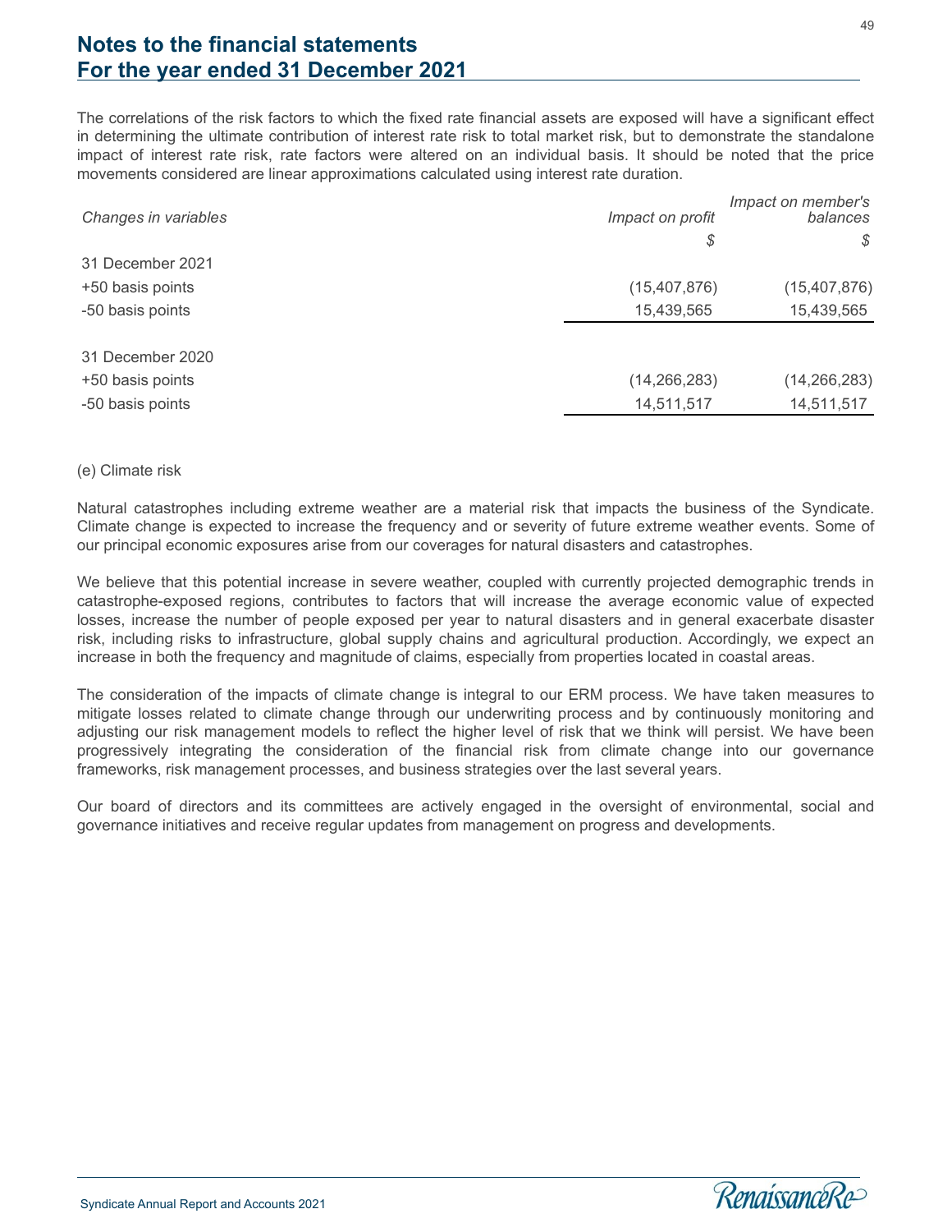The correlations of the risk factors to which the fixed rate financial assets are exposed will have a significant effect in determining the ultimate contribution of interest rate risk to total market risk, but to demonstrate the standalone impact of interest rate risk, rate factors were altered on an individual basis. It should be noted that the price movements considered are linear approximations calculated using interest rate duration.

| *Changes in variables* | *Impact on profit* | *Impact on member's balances* |
|---|---|---|
| | *$* | *$* |
| 31 December 2021 | | |
| +50 basis points | (15,407,876) | (15,407,876) |
| -50 basis points | 15,439,565 | 15,439,565 |
| 31 December 2020 | | |
| +50 basis points | (14,266,283) | (14,266,283) |
| -50 basis points | 14,511,517 | 14,511,517 |

(e) Climate risk

Natural catastrophes including extreme weather are a material risk that impacts the business of the Syndicate. Climate change is expected to increase the frequency and or severity of future extreme weather events. Some of our principal economic exposures arise from our coverages for natural disasters and catastrophes.

We believe that this potential increase in severe weather, coupled with currently projected demographic trends in catastrophe-exposed regions, contributes to factors that will increase the average economic value of expected losses, increase the number of people exposed per year to natural disasters and in general exacerbate disaster risk, including risks to infrastructure, global supply chains and agricultural production. Accordingly, we expect an increase in both the frequency and magnitude of claims, especially from properties located in coastal areas.

The consideration of the impacts of climate change is integral to our ERM process. We have taken measures to mitigate losses related to climate change through our underwriting process and by continuously monitoring and adjusting our risk management models to reflect the higher level of risk that we think will persist. We have been progressively integrating the consideration of the financial risk from climate change into our governance frameworks, risk management processes, and business strategies over the last several years.

Our board of directors and its committees are actively engaged in the oversight of environmental, social and governance initiatives and receive regular updates from management on progress and developments.